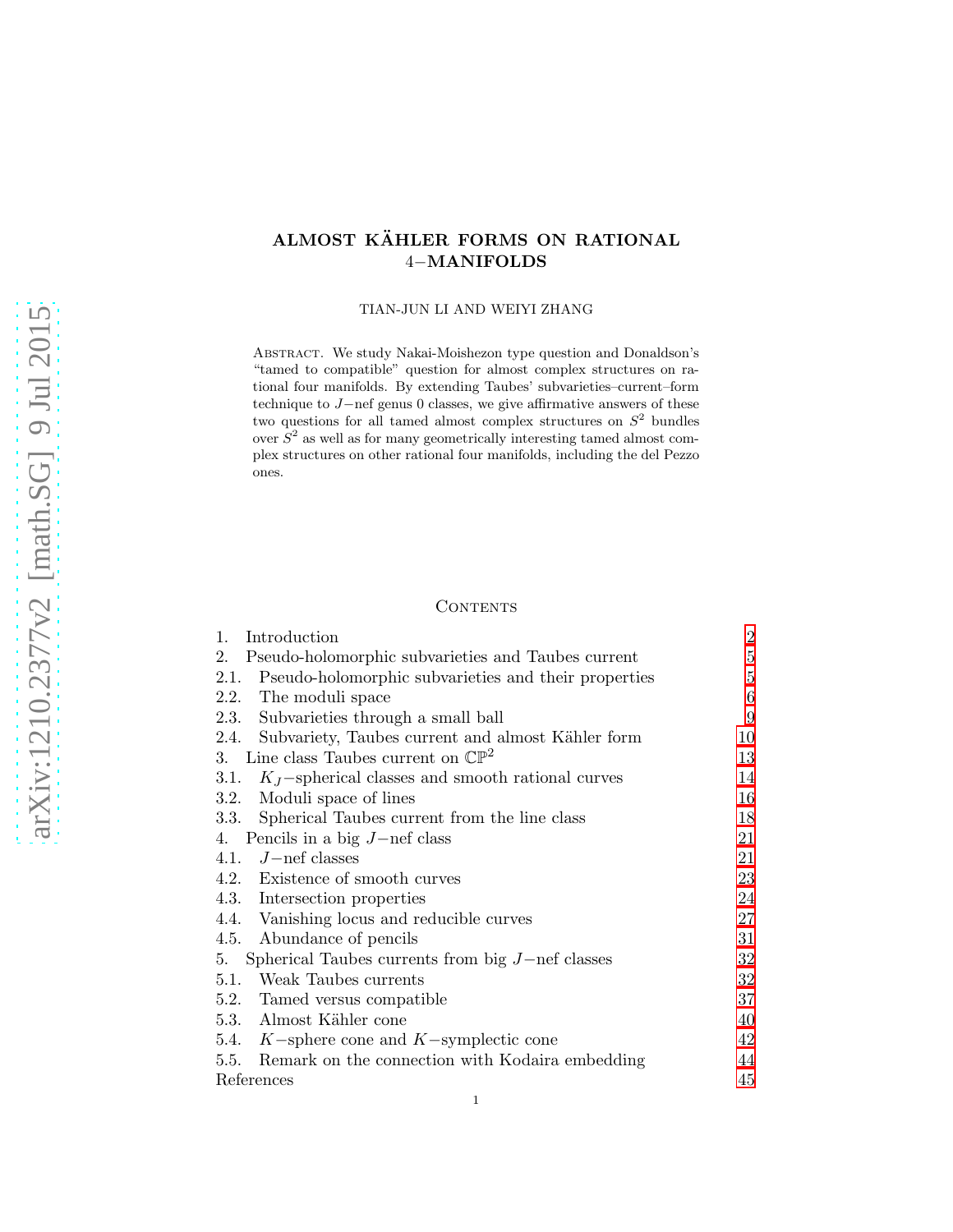# ALMOST KÄHLER FORMS ON RATIONAL 4−MANIFOLDS

TIAN-JUN LI AND WEIYI ZHANG

Abstract. We study Nakai-Moishezon type question and Donaldson's "tamed to compatible" question for almost complex structures on rational four manifolds. By extending Taubes' subvarieties–current–form technique to $J-$nef genus 0 classes, we give affirmative answers of these two questions for all tamed almost complex structures on $S^2$ bundles over $S^2$ as well as for many geometrically interesting tamed almost complex structures on other rational four manifolds, including the del Pezzo ones.

## Contents

| | |
|---|---|
| 1. Introduction | 2 |
| 2. Pseudo-holomorphic subvarieties and Taubes current | 5 |
| 2.1. Pseudo-holomorphic subvarieties and their properties | 5 |
| 2.2. The moduli space | 6 |
| 2.3. Subvarieties through a small ball | 9 |
| 2.4. Subvariety, Taubes current and almost Kähler form | 10 |
| 3. Line class Taubes current on $\mathbb{CP}^2$ | 13 |
| 3.1. $K_J-$spherical classes and smooth rational curves | 14 |
| 3.2. Moduli space of lines | 16 |
| 3.3. Spherical Taubes current from the line class | 18 |
| 4. Pencils in a big $J-$nef class | 21 |
| 4.1. $J-$nef classes | 21 |
| 4.2. Existence of smooth curves | 23 |
| 4.3. Intersection properties | 24 |
| 4.4. Vanishing locus and reducible curves | 27 |
| 4.5. Abundance of pencils | 31 |
| 5. Spherical Taubes currents from big $J-$nef classes | 32 |
| 5.1. Weak Taubes currents | 32 |
| 5.2. Tamed versus compatible | 37 |
| 5.3. Almost Kähler cone | 40 |
| 5.4. $K-$sphere cone and $K-$symplectic cone | 42 |
| 5.5. Remark on the connection with Kodaira embedding | 44 |
| References | 45 |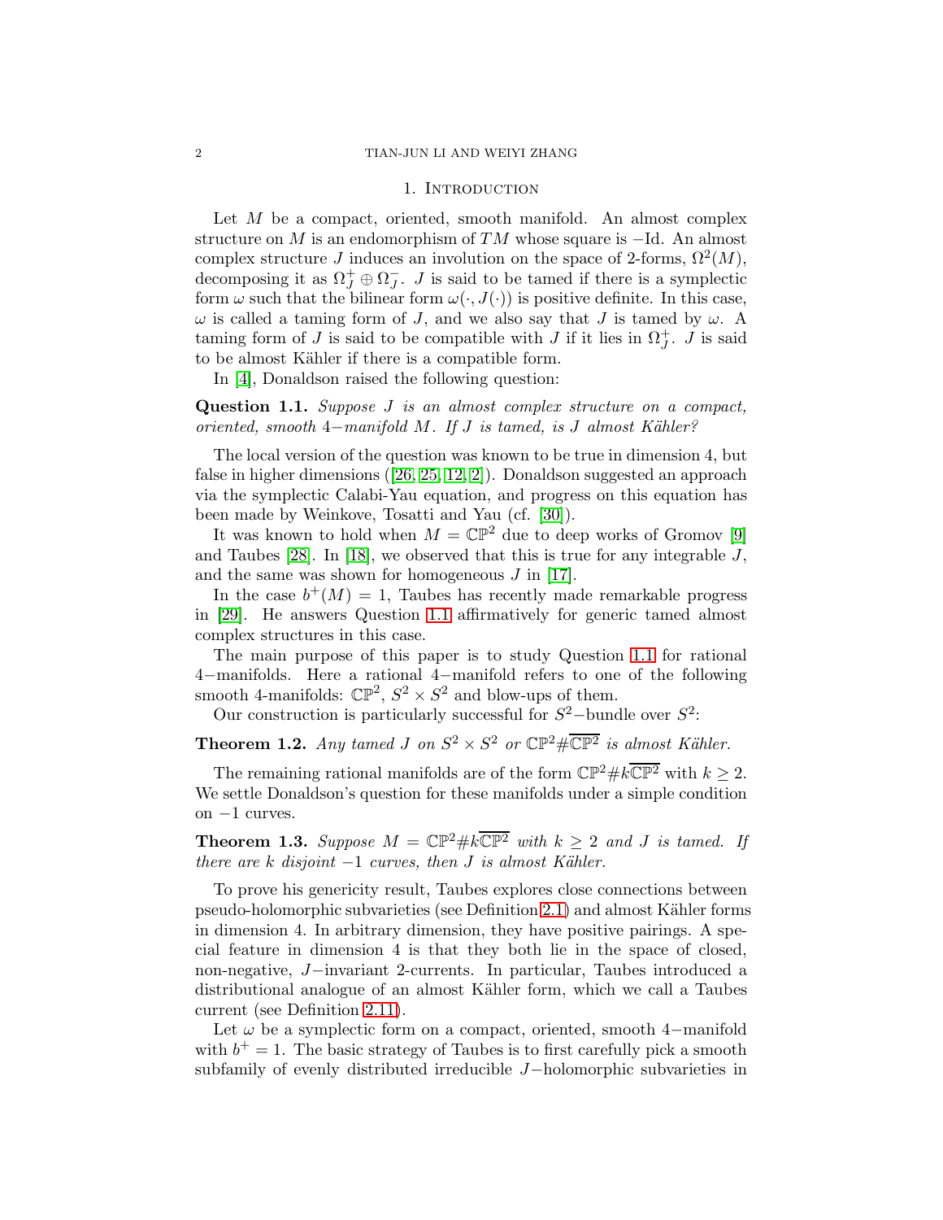## 1. Introduction

Let $M$ be a compact, oriented, smooth manifold. An almost complex structure on $M$ is an endomorphism of $TM$ whose square is $-\mathrm{Id}$. An almost complex structure $J$ induces an involution on the space of 2-forms, $\Omega^2(M)$, decomposing it as $\Omega_J^+ \oplus \Omega_J^-$. $J$ is said to be tamed if there is a symplectic form $\omega$ such that the bilinear form $\omega(\cdot, J(\cdot))$ is positive definite. In this case, $\omega$ is called a taming form of $J$, and we also say that $J$ is tamed by $\omega$. A taming form of $J$ is said to be compatible with $J$ if it lies in $\Omega_J^+$. $J$ is said to be almost Kähler if there is a compatible form.

In [4], Donaldson raised the following question:

**Question 1.1.** *Suppose $J$ is an almost complex structure on a compact, oriented, smooth 4−manifold $M$. If $J$ is tamed, is $J$ almost Kähler?*

The local version of the question was known to be true in dimension 4, but false in higher dimensions ([26, 25, 12, 2]). Donaldson suggested an approach via the symplectic Calabi-Yau equation, and progress on this equation has been made by Weinkove, Tosatti and Yau (cf. [30]).

It was known to hold when $M = \mathbb{CP}^2$ due to deep works of Gromov [9] and Taubes [28]. In [18], we observed that this is true for any integrable $J$, and the same was shown for homogeneous $J$ in [17].

In the case $b^+(M) = 1$, Taubes has recently made remarkable progress in [29]. He answers Question 1.1 affirmatively for generic tamed almost complex structures in this case.

The main purpose of this paper is to study Question 1.1 for rational 4−manifolds. Here a rational 4−manifold refers to one of the following smooth 4-manifolds: $\mathbb{CP}^2$, $S^2 \times S^2$ and blow-ups of them.

Our construction is particularly successful for $S^2$−bundle over $S^2$:

**Theorem 1.2.** *Any tamed $J$ on $S^2 \times S^2$ or $\mathbb{CP}^2 \# \overline{\mathbb{CP}^2}$ is almost Kähler.*

The remaining rational manifolds are of the form $\mathbb{CP}^2 \# k\overline{\mathbb{CP}^2}$ with $k \geq 2$. We settle Donaldson's question for these manifolds under a simple condition on $-1$ curves.

**Theorem 1.3.** *Suppose $M = \mathbb{CP}^2 \# k\overline{\mathbb{CP}^2}$ with $k \geq 2$ and $J$ is tamed. If there are $k$ disjoint $-1$ curves, then $J$ is almost Kähler.*

To prove his genericity result, Taubes explores close connections between pseudo-holomorphic subvarieties (see Definition 2.1) and almost Kähler forms in dimension 4. In arbitrary dimension, they have positive pairings. A special feature in dimension 4 is that they both lie in the space of closed, non-negative, $J$−invariant 2-currents. In particular, Taubes introduced a distributional analogue of an almost Kähler form, which we call a Taubes current (see Definition 2.11).

Let $\omega$ be a symplectic form on a compact, oriented, smooth 4−manifold with $b^+ = 1$. The basic strategy of Taubes is to first carefully pick a smooth subfamily of evenly distributed irreducible $J$−holomorphic subvarieties in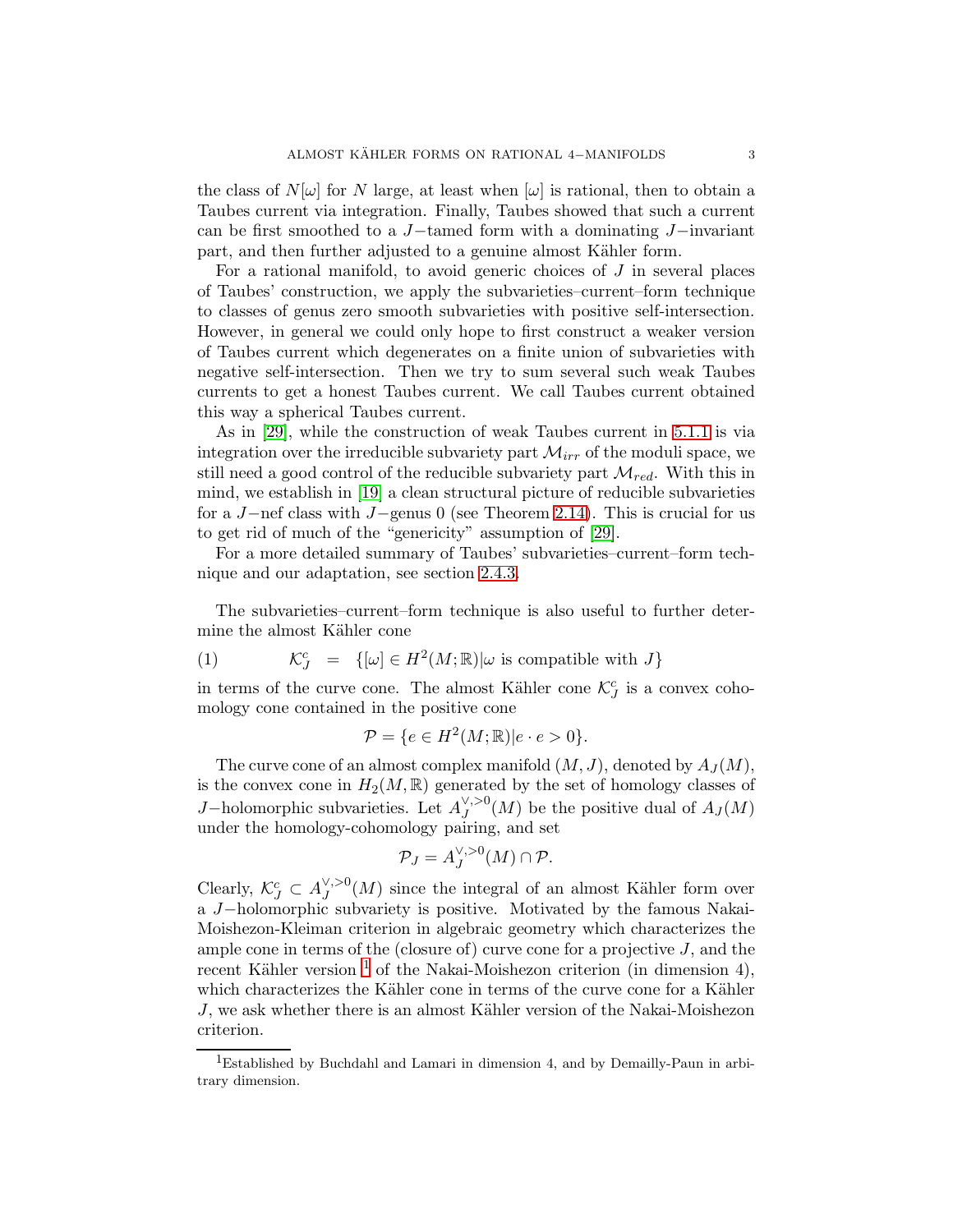the class of $N[\omega]$ for $N$ large, at least when $[\omega]$ is rational, then to obtain a Taubes current via integration. Finally, Taubes showed that such a current can be first smoothed to a $J-$tamed form with a dominating $J-$invariant part, and then further adjusted to a genuine almost Kähler form.

For a rational manifold, to avoid generic choices of $J$ in several places of Taubes' construction, we apply the subvarieties–current–form technique to classes of genus zero smooth subvarieties with positive self-intersection. However, in general we could only hope to first construct a weaker version of Taubes current which degenerates on a finite union of subvarieties with negative self-intersection. Then we try to sum several such weak Taubes currents to get a honest Taubes current. We call Taubes current obtained this way a spherical Taubes current.

As in [29], while the construction of weak Taubes current in 5.1.1 is via integration over the irreducible subvariety part $\mathcal{M}_{irr}$ of the moduli space, we still need a good control of the reducible subvariety part $\mathcal{M}_{red}$. With this in mind, we establish in [19] a clean structural picture of reducible subvarieties for a $J-$nef class with $J-$genus 0 (see Theorem 2.14). This is crucial for us to get rid of much of the "genericity" assumption of [29].

For a more detailed summary of Taubes' subvarieties–current–form technique and our adaptation, see section 2.4.3.

The subvarieties–current–form technique is also useful to further determine the almost Kähler cone

$$\mathcal{K}_J^c \;=\; \{[\omega] \in H^2(M;\mathbb{R}) | \omega \text{ is compatible with } J\} \tag{1}$$

in terms of the curve cone. The almost Kähler cone $\mathcal{K}_J^c$ is a convex cohomology cone contained in the positive cone

$$\mathcal{P} = \{e \in H^2(M;\mathbb{R}) | e \cdot e > 0\}.$$

The curve cone of an almost complex manifold $(M, J)$, denoted by $A_J(M)$, is the convex cone in $H_2(M, \mathbb{R})$ generated by the set of homology classes of $J-$holomorphic subvarieties. Let $A_J^{\vee,>0}(M)$ be the positive dual of $A_J(M)$ under the homology-cohomology pairing, and set

$$\mathcal{P}_J = A_J^{\vee,>0}(M) \cap \mathcal{P}.$$

Clearly, $\mathcal{K}_J^c \subset A_J^{\vee,>0}(M)$ since the integral of an almost Kähler form over a $J-$holomorphic subvariety is positive. Motivated by the famous Nakai-Moishezon-Kleiman criterion in algebraic geometry which characterizes the ample cone in terms of the (closure of) curve cone for a projective $J$, and the recent Kähler version [1] of the Nakai-Moishezon criterion (in dimension 4), which characterizes the Kähler cone in terms of the curve cone for a Kähler $J$, we ask whether there is an almost Kähler version of the Nakai-Moishezon criterion.

[1] Established by Buchdahl and Lamari in dimension 4, and by Demailly-Paun in arbitrary dimension.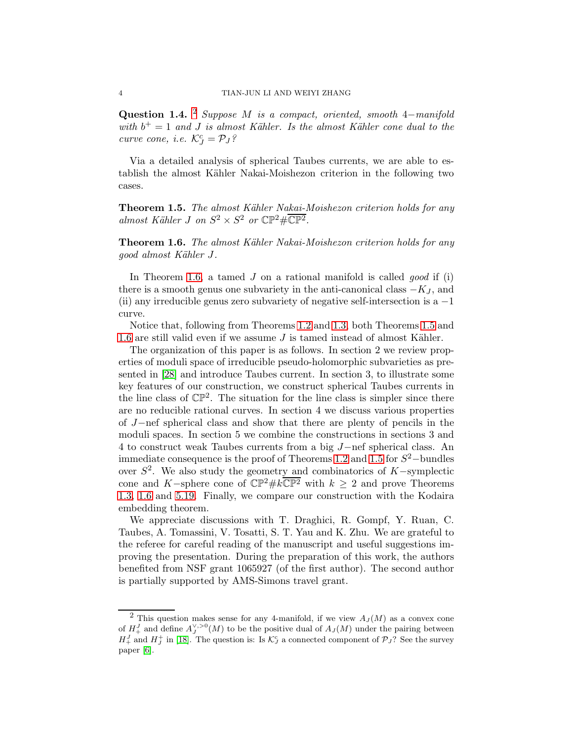**Question 1.4.** [2] *Suppose $M$ is a compact, oriented, smooth $4-$manifold with $b^+ = 1$ and $J$ is almost Kähler. Is the almost Kähler cone dual to the curve cone, i.e. $\mathcal{K}_J^c = \mathcal{P}_J$?*

Via a detailed analysis of spherical Taubes currents, we are able to establish the almost Kähler Nakai-Moishezon criterion in the following two cases.

**Theorem 1.5.** *The almost Kähler Nakai-Moishezon criterion holds for any almost Kähler $J$ on $S^2 \times S^2$ or $\mathbb{CP}^2 \# \overline{\mathbb{CP}^2}$.*

**Theorem 1.6.** *The almost Kähler Nakai-Moishezon criterion holds for any good almost Kähler $J$.*

In Theorem 1.6, a tamed $J$ on a rational manifold is called *good* if (i) there is a smooth genus one subvariety in the anti-canonical class $-K_J$, and (ii) any irreducible genus zero subvariety of negative self-intersection is a $-1$ curve.

Notice that, following from Theorems 1.2 and 1.3, both Theorems 1.5 and 1.6 are still valid even if we assume $J$ is tamed instead of almost Kähler.

The organization of this paper is as follows. In section 2 we review properties of moduli space of irreducible pseudo-holomorphic subvarieties as presented in [28] and introduce Taubes current. In section 3, to illustrate some key features of our construction, we construct spherical Taubes currents in the line class of $\mathbb{CP}^2$. The situation for the line class is simpler since there are no reducible rational curves. In section 4 we discuss various properties of $J-$nef spherical class and show that there are plenty of pencils in the moduli spaces. In section 5 we combine the constructions in sections 3 and 4 to construct weak Taubes currents from a big $J-$nef spherical class. An immediate consequence is the proof of Theorems 1.2 and 1.5 for $S^2-$bundles over $S^2$. We also study the geometry and combinatorics of $K-$symplectic cone and $K-$sphere cone of $\mathbb{CP}^2 \# k\overline{\mathbb{CP}^2}$ with $k \geq 2$ and prove Theorems 1.3, 1.6 and 5.19. Finally, we compare our construction with the Kodaira embedding theorem.

We appreciate discussions with T. Draghici, R. Gompf, Y. Ruan, C. Taubes, A. Tomassini, V. Tosatti, S. T. Yau and K. Zhu. We are grateful to the referee for careful reading of the manuscript and useful suggestions improving the presentation. During the preparation of this work, the authors benefited from NSF grant 1065927 (of the first author). The second author is partially supported by AMS-Simons travel grant.

---

[2] This question makes sense for any 4-manifold, if we view $A_J(M)$ as a convex cone of $H_+^J$ and define $A_J^{\vee,>0}(M)$ to be the positive dual of $A_J(M)$ under the pairing between $H_+^J$ and $H_J^+$ in [18]. The question is: Is $\mathcal{K}_J^c$ a connected component of $\mathcal{P}_J$? See the survey paper [6].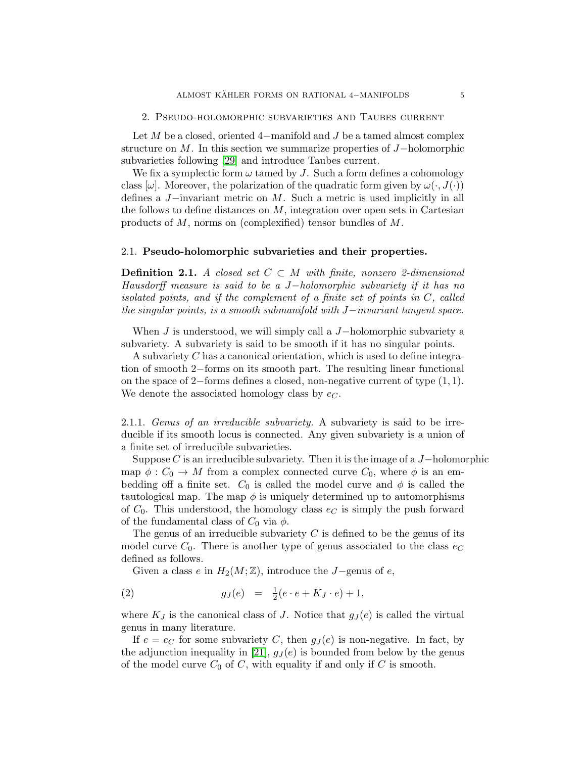## 2. Pseudo-holomorphic subvarieties and Taubes current

Let $M$ be a closed, oriented $4-$manifold and $J$ be a tamed almost complex structure on $M$. In this section we summarize properties of $J-$holomorphic subvarieties following [29] and introduce Taubes current.

We fix a symplectic form $\omega$ tamed by $J$. Such a form defines a cohomology class $[\omega]$. Moreover, the polarization of the quadratic form given by $\omega(\cdot, J(\cdot))$ defines a $J-$invariant metric on $M$. Such a metric is used implicitly in all the follows to define distances on $M$, integration over open sets in Cartesian products of $M$, norms on (complexified) tensor bundles of $M$.

### 2.1. Pseudo-holomorphic subvarieties and their properties.

**Definition 2.1.** *A closed set $C \subset M$ with finite, nonzero 2-dimensional Hausdorff measure is said to be a $J-$holomorphic subvariety if it has no isolated points, and if the complement of a finite set of points in $C$, called the singular points, is a smooth submanifold with $J-$invariant tangent space.*

When $J$ is understood, we will simply call a $J-$holomorphic subvariety a subvariety. A subvariety is said to be smooth if it has no singular points.

A subvariety $C$ has a canonical orientation, which is used to define integration of smooth $2-$forms on its smooth part. The resulting linear functional on the space of $2-$forms defines a closed, non-negative current of type $(1, 1)$. We denote the associated homology class by $e_C$.

2.1.1. *Genus of an irreducible subvariety.* A subvariety is said to be irreducible if its smooth locus is connected. Any given subvariety is a union of a finite set of irreducible subvarieties.

Suppose $C$ is an irreducible subvariety. Then it is the image of a $J-$holomorphic map $\phi : C_0 \to M$ from a complex connected curve $C_0$, where $\phi$ is an embedding off a finite set. $C_0$ is called the model curve and $\phi$ is called the tautological map. The map $\phi$ is uniquely determined up to automorphisms of $C_0$. This understood, the homology class $e_C$ is simply the push forward of the fundamental class of $C_0$ via $\phi$.

The genus of an irreducible subvariety $C$ is defined to be the genus of its model curve $C_0$. There is another type of genus associated to the class $e_C$ defined as follows.

Given a class $e$ in $H_2(M; \mathbb{Z})$, introduce the $J-$genus of $e$,

$$g_J(e) \quad = \quad \tfrac{1}{2}(e \cdot e + K_J \cdot e) + 1, \tag{2}$$

where $K_J$ is the canonical class of $J$. Notice that $g_J(e)$ is called the virtual genus in many literature.

If $e = e_C$ for some subvariety $C$, then $g_J(e)$ is non-negative. In fact, by the adjunction inequality in [21], $g_J(e)$ is bounded from below by the genus of the model curve $C_0$ of $C$, with equality if and only if $C$ is smooth.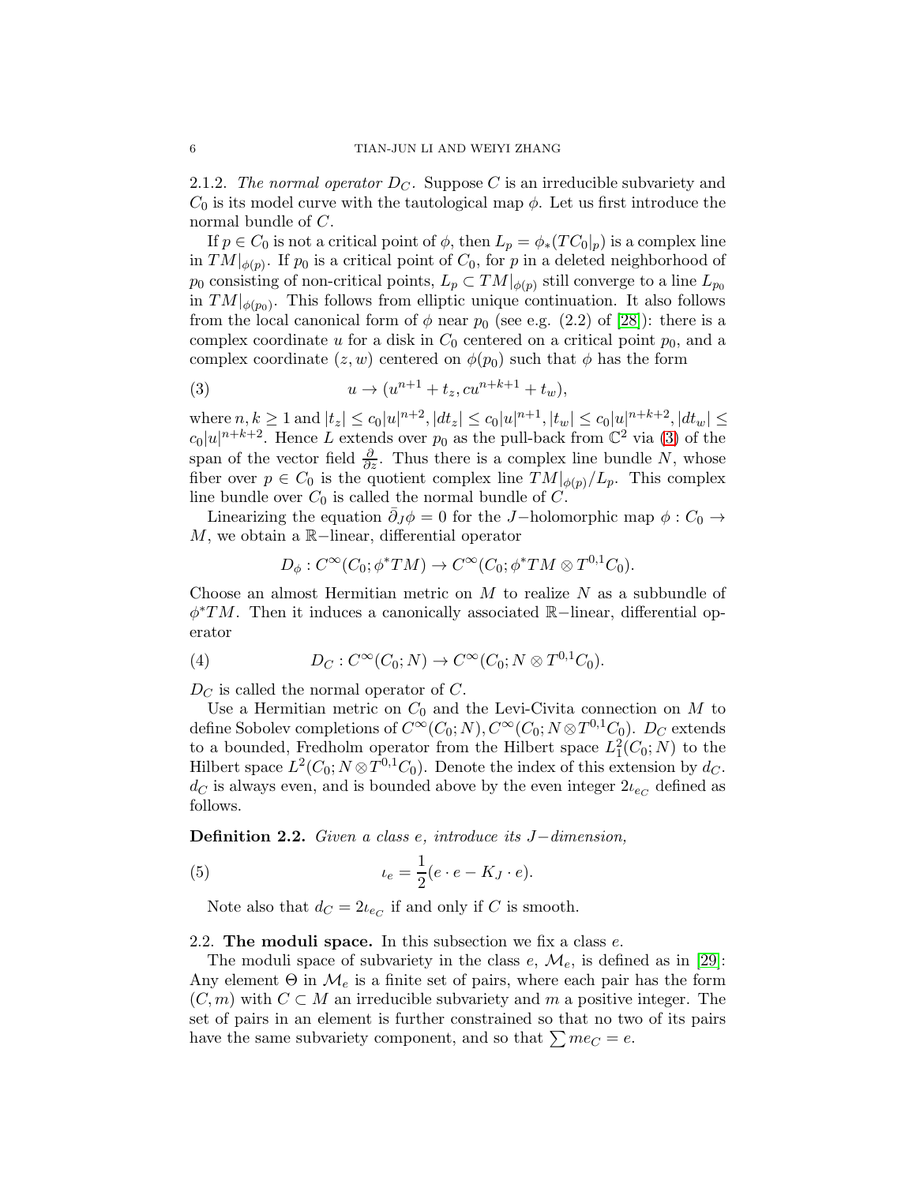2.1.2. *The normal operator $D_C$.* Suppose $C$ is an irreducible subvariety and $C_0$ is its model curve with the tautological map $\phi$. Let us first introduce the normal bundle of $C$.

If $p \in C_0$ is not a critical point of $\phi$, then $L_p = \phi_*(TC_0|_p)$ is a complex line in $TM|_{\phi(p)}$. If $p_0$ is a critical point of $C_0$, for $p$ in a deleted neighborhood of $p_0$ consisting of non-critical points, $L_p \subset TM|_{\phi(p)}$ still converge to a line $L_{p_0}$ in $TM|_{\phi(p_0)}$. This follows from elliptic unique continuation. It also follows from the local canonical form of $\phi$ near $p_0$ (see e.g. (2.2) of [28]): there is a complex coordinate $u$ for a disk in $C_0$ centered on a critical point $p_0$, and a complex coordinate $(z, w)$ centered on $\phi(p_0)$ such that $\phi$ has the form

$$u \to (u^{n+1} + t_z, cu^{n+k+1} + t_w), \tag{3}$$

where $n, k \geq 1$ and $|t_z| \leq c_0|u|^{n+2}, |dt_z| \leq c_0|u|^{n+1}, |t_w| \leq c_0|u|^{n+k+2}, |dt_w| \leq c_0|u|^{n+k+2}$. Hence $L$ extends over $p_0$ as the pull-back from $\mathbb{C}^2$ via (3) of the span of the vector field $\frac{\partial}{\partial z}$. Thus there is a complex line bundle $N$, whose fiber over $p \in C_0$ is the quotient complex line $TM|_{\phi(p)}/L_p$. This complex line bundle over $C_0$ is called the normal bundle of $C$.

Linearizing the equation $\bar{\partial}_J \phi = 0$ for the $J-$holomorphic map $\phi : C_0 \to M$, we obtain a $\mathbb{R}-$linear, differential operator

$$D_\phi : C^\infty(C_0; \phi^*TM) \to C^\infty(C_0; \phi^*TM \otimes T^{0,1}C_0).$$

Choose an almost Hermitian metric on $M$ to realize $N$ as a subbundle of $\phi^*TM$. Then it induces a canonically associated $\mathbb{R}-$linear, differential operator

$$D_C : C^\infty(C_0; N) \to C^\infty(C_0; N \otimes T^{0,1}C_0). \tag{4}$$

$D_C$ is called the normal operator of $C$.

Use a Hermitian metric on $C_0$ and the Levi-Civita connection on $M$ to define Sobolev completions of $C^\infty(C_0; N), C^\infty(C_0; N \otimes T^{0,1}C_0)$. $D_C$ extends to a bounded, Fredholm operator from the Hilbert space $L^2_1(C_0; N)$ to the Hilbert space $L^2(C_0; N \otimes T^{0,1}C_0)$. Denote the index of this extension by $d_C$. $d_C$ is always even, and is bounded above by the even integer $2\iota_{e_C}$ defined as follows.

**Definition 2.2.** *Given a class $e$, introduce its $J-$dimension,*

$$\iota_e = \frac{1}{2}(e \cdot e - K_J \cdot e). \tag{5}$$

Note also that $d_C = 2\iota_{e_C}$ if and only if $C$ is smooth.

## 2.2. The moduli space.

In this subsection we fix a class $e$.

The moduli space of subvariety in the class $e$, $\mathcal{M}_e$, is defined as in [29]: Any element $\Theta$ in $\mathcal{M}_e$ is a finite set of pairs, where each pair has the form $(C, m)$ with $C \subset M$ an irreducible subvariety and $m$ a positive integer. The set of pairs in an element is further constrained so that no two of its pairs have the same subvariety component, and so that $\sum me_C = e$.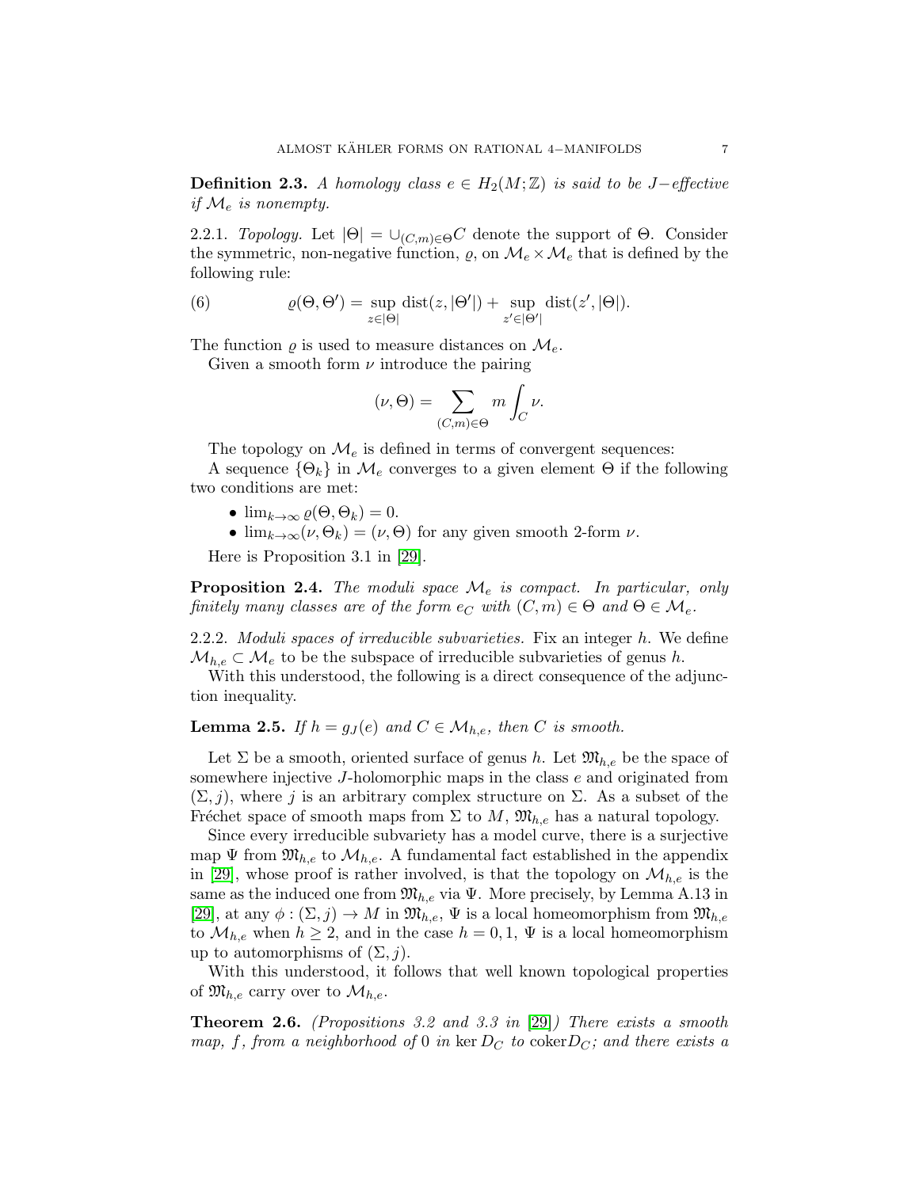**Definition 2.3.** *A homology class $e \in H_2(M;\mathbb{Z})$ is said to be $J-$effective if $\mathcal{M}_e$ is nonempty.*

2.2.1. *Topology.* Let $|\Theta| = \cup_{(C,m)\in\Theta} C$ denote the support of $\Theta$. Consider the symmetric, non-negative function, $\varrho$, on $\mathcal{M}_e \times \mathcal{M}_e$ that is defined by the following rule:

$$\varrho(\Theta, \Theta') = \sup_{z\in|\Theta|} \mathrm{dist}(z, |\Theta'|) + \sup_{z'\in|\Theta'|} \mathrm{dist}(z', |\Theta|). \tag{6}$$

The function $\varrho$ is used to measure distances on $\mathcal{M}_e$.

Given a smooth form $\nu$ introduce the pairing

$$(\nu, \Theta) = \sum_{(C,m)\in\Theta} m \int_C \nu.$$

The topology on $\mathcal{M}_e$ is defined in terms of convergent sequences:

A sequence $\{\Theta_k\}$ in $\mathcal{M}_e$ converges to a given element $\Theta$ if the following two conditions are met:

- $\lim_{k\to\infty} \varrho(\Theta, \Theta_k) = 0$.
- $\lim_{k\to\infty} (\nu, \Theta_k) = (\nu, \Theta)$ for any given smooth 2-form $\nu$.

Here is Proposition 3.1 in [29].

**Proposition 2.4.** *The moduli space $\mathcal{M}_e$ is compact. In particular, only finitely many classes are of the form $e_C$ with $(C, m) \in \Theta$ and $\Theta \in \mathcal{M}_e$.*

2.2.2. *Moduli spaces of irreducible subvarieties.* Fix an integer $h$. We define $\mathcal{M}_{h,e} \subset \mathcal{M}_e$ to be the subspace of irreducible subvarieties of genus $h$.

With this understood, the following is a direct consequence of the adjunction inequality.

**Lemma 2.5.** *If $h = g_J(e)$ and $C \in \mathcal{M}_{h,e}$, then $C$ is smooth.*

Let $\Sigma$ be a smooth, oriented surface of genus $h$. Let $\mathfrak{M}_{h,e}$ be the space of somewhere injective $J$-holomorphic maps in the class $e$ and originated from $(\Sigma, j)$, where $j$ is an arbitrary complex structure on $\Sigma$. As a subset of the Fréchet space of smooth maps from $\Sigma$ to $M$, $\mathfrak{M}_{h,e}$ has a natural topology.

Since every irreducible subvariety has a model curve, there is a surjective map $\Psi$ from $\mathfrak{M}_{h,e}$ to $\mathcal{M}_{h,e}$. A fundamental fact established in the appendix in [29], whose proof is rather involved, is that the topology on $\mathcal{M}_{h,e}$ is the same as the induced one from $\mathfrak{M}_{h,e}$ via $\Psi$. More precisely, by Lemma A.13 in [29], at any $\phi : (\Sigma, j) \to M$ in $\mathfrak{M}_{h,e}$, $\Psi$ is a local homeomorphism from $\mathfrak{M}_{h,e}$ to $\mathcal{M}_{h,e}$ when $h \geq 2$, and in the case $h = 0, 1$, $\Psi$ is a local homeomorphism up to automorphisms of $(\Sigma, j)$.

With this understood, it follows that well known topological properties of $\mathfrak{M}_{h,e}$ carry over to $\mathcal{M}_{h,e}$.

**Theorem 2.6.** *(Propositions 3.2 and 3.3 in [29]) There exists a smooth map, $f$, from a neighborhood of $0$ in $\ker D_C$ to $\mathrm{coker} D_C$; and there exists a*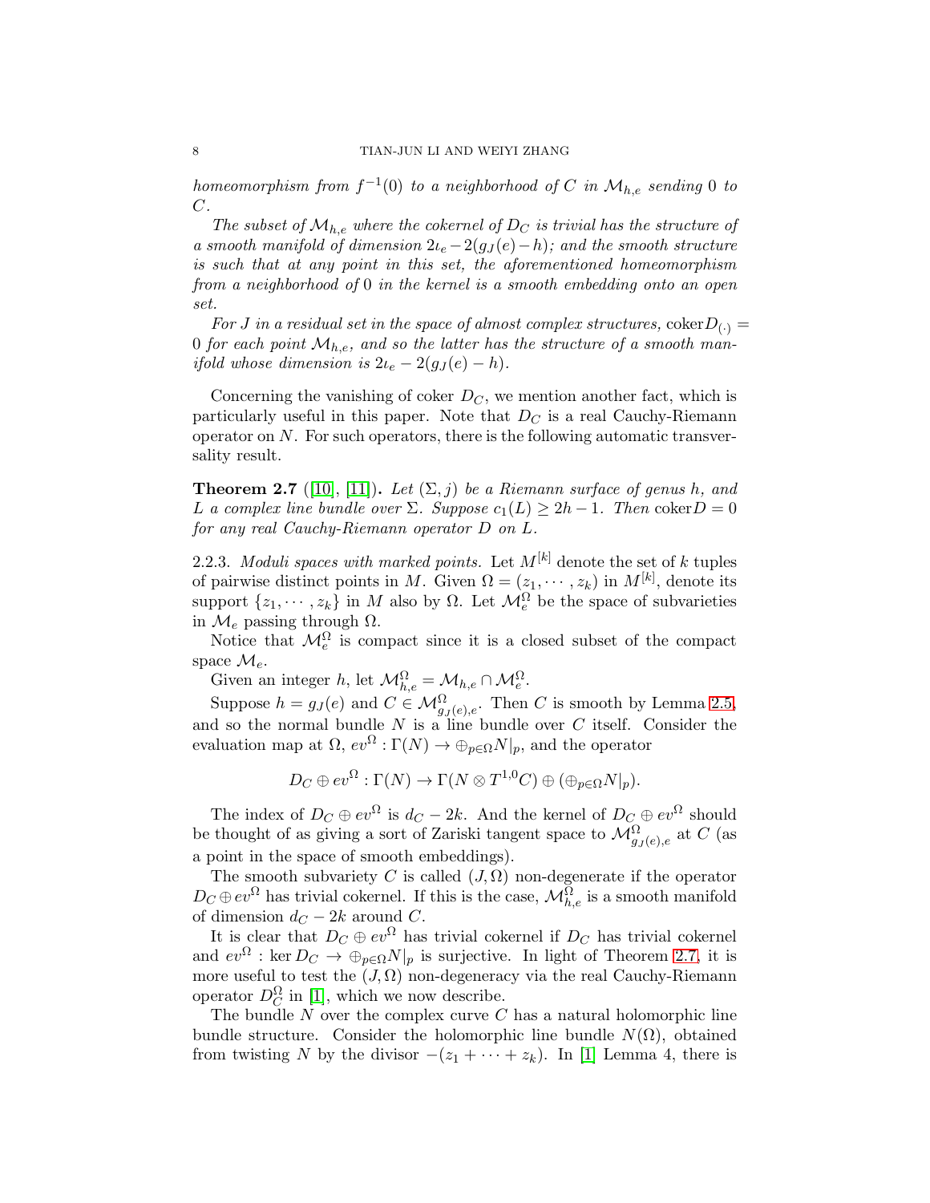*homeomorphism from $f^{-1}(0)$ to a neighborhood of $C$ in $\mathcal{M}_{h,e}$ sending 0 to $C$.*

*The subset of $\mathcal{M}_{h,e}$ where the cokernel of $D_C$ is trivial has the structure of a smooth manifold of dimension $2\iota_e - 2(g_J(e) - h)$; and the smooth structure is such that at any point in this set, the aforementioned homeomorphism from a neighborhood of 0 in the kernel is a smooth embedding onto an open set.*

*For $J$ in a residual set in the space of almost complex structures, $\mathrm{coker} D_{(\cdot)} = 0$ for each point $\mathcal{M}_{h,e}$, and so the latter has the structure of a smooth manifold whose dimension is $2\iota_e - 2(g_J(e) - h)$.*

Concerning the vanishing of coker $D_C$, we mention another fact, which is particularly useful in this paper. Note that $D_C$ is a real Cauchy-Riemann operator on $N$. For such operators, there is the following automatic transversality result.

**Theorem 2.7** ([10], [11]). *Let $(\Sigma, j)$ be a Riemann surface of genus $h$, and $L$ a complex line bundle over $\Sigma$. Suppose $c_1(L) \geq 2h - 1$. Then $\mathrm{coker} D = 0$ for any real Cauchy-Riemann operator $D$ on $L$.*

2.2.3. *Moduli spaces with marked points.* Let $M^{[k]}$ denote the set of $k$ tuples of pairwise distinct points in $M$. Given $\Omega = (z_1, \cdots, z_k)$ in $M^{[k]}$, denote its support $\{z_1, \cdots, z_k\}$ in $M$ also by $\Omega$. Let $\mathcal{M}_e^\Omega$ be the space of subvarieties in $\mathcal{M}_e$ passing through $\Omega$.

Notice that $\mathcal{M}_e^\Omega$ is compact since it is a closed subset of the compact space $\mathcal{M}_e$.

Given an integer $h$, let $\mathcal{M}_{h,e}^\Omega = \mathcal{M}_{h,e} \cap \mathcal{M}_e^\Omega$.

Suppose $h = g_J(e)$ and $C \in \mathcal{M}_{g_J(e),e}^\Omega$. Then $C$ is smooth by Lemma 2.5, and so the normal bundle $N$ is a line bundle over $C$ itself. Consider the evaluation map at $\Omega$, $ev^\Omega : \Gamma(N) \to \oplus_{p\in\Omega} N|_p$, and the operator

$$D_C \oplus ev^\Omega : \Gamma(N) \to \Gamma(N \otimes T^{1,0}C) \oplus (\oplus_{p\in\Omega} N|_p).$$

The index of $D_C \oplus ev^\Omega$ is $d_C - 2k$. And the kernel of $D_C \oplus ev^\Omega$ should be thought of as giving a sort of Zariski tangent space to $\mathcal{M}_{g_J(e),e}^\Omega$ at $C$ (as a point in the space of smooth embeddings).

The smooth subvariety $C$ is called $(J, \Omega)$ non-degenerate if the operator $D_C \oplus ev^\Omega$ has trivial cokernel. If this is the case, $\mathcal{M}_{h,e}^\Omega$ is a smooth manifold of dimension $d_C - 2k$ around $C$.

It is clear that $D_C \oplus ev^\Omega$ has trivial cokernel if $D_C$ has trivial cokernel and $ev^\Omega : \ker D_C \to \oplus_{p\in\Omega} N|_p$ is surjective. In light of Theorem 2.7, it is more useful to test the $(J, \Omega)$ non-degeneracy via the real Cauchy-Riemann operator $D_C^\Omega$ in [1], which we now describe.

The bundle $N$ over the complex curve $C$ has a natural holomorphic line bundle structure. Consider the holomorphic line bundle $N(\Omega)$, obtained from twisting $N$ by the divisor $-(z_1 + \cdots + z_k)$. In [1] Lemma 4, there is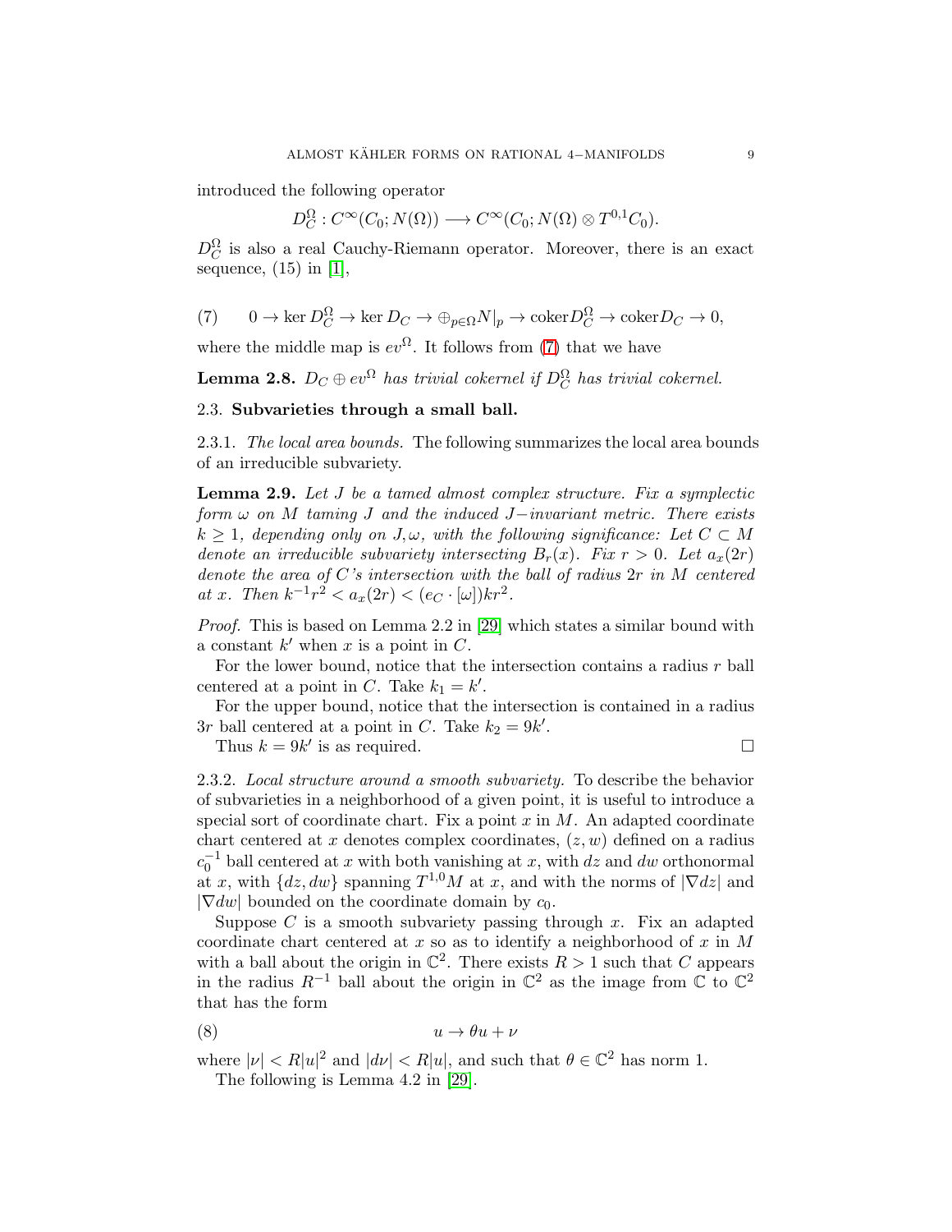introduced the following operator

$$D_C^\Omega : C^\infty(C_0; N(\Omega)) \longrightarrow C^\infty(C_0; N(\Omega) \otimes T^{0,1}C_0).$$

$D_C^\Omega$ is also a real Cauchy-Riemann operator. Moreover, there is an exact sequence, (15) in [1],

$$(7) \qquad 0 \to \ker D_C^\Omega \to \ker D_C \to \oplus_{p\in\Omega} N|_p \to \text{coker} D_C^\Omega \to \text{coker} D_C \to 0,$$

where the middle map is $ev^\Omega$. It follows from (7) that we have

**Lemma 2.8.** *$D_C \oplus ev^\Omega$ has trivial cokernel if $D_C^\Omega$ has trivial cokernel.*

### 2.3. Subvarieties through a small ball.

2.3.1. *The local area bounds.* The following summarizes the local area bounds of an irreducible subvariety.

**Lemma 2.9.** *Let $J$ be a tamed almost complex structure. Fix a symplectic form $\omega$ on $M$ taming $J$ and the induced $J-$invariant metric. There exists $k \geq 1$, depending only on $J, \omega$, with the following significance: Let $C \subset M$ denote an irreducible subvariety intersecting $B_r(x)$. Fix $r > 0$. Let $a_x(2r)$ denote the area of $C$'s intersection with the ball of radius $2r$ in $M$ centered at $x$. Then $k^{-1}r^2 < a_x(2r) < (e_C \cdot [\omega])kr^2$.*

*Proof.* This is based on Lemma 2.2 in [29] which states a similar bound with a constant $k'$ when $x$ is a point in $C$.

For the lower bound, notice that the intersection contains a radius $r$ ball centered at a point in $C$. Take $k_1 = k'$.

For the upper bound, notice that the intersection is contained in a radius $3r$ ball centered at a point in $C$. Take $k_2 = 9k'$.

Thus $k = 9k'$ is as required. □

2.3.2. *Local structure around a smooth subvariety.* To describe the behavior of subvarieties in a neighborhood of a given point, it is useful to introduce a special sort of coordinate chart. Fix a point $x$ in $M$. An adapted coordinate chart centered at $x$ denotes complex coordinates, $(z, w)$ defined on a radius $c_0^{-1}$ ball centered at $x$ with both vanishing at $x$, with $dz$ and $dw$ orthonormal at $x$, with $\{dz, dw\}$ spanning $T^{1,0}M$ at $x$, and with the norms of $|\nabla dz|$ and $|\nabla dw|$ bounded on the coordinate domain by $c_0$.

Suppose $C$ is a smooth subvariety passing through $x$. Fix an adapted coordinate chart centered at $x$ so as to identify a neighborhood of $x$ in $M$ with a ball about the origin in $\mathbb{C}^2$. There exists $R > 1$ such that $C$ appears in the radius $R^{-1}$ ball about the origin in $\mathbb{C}^2$ as the image from $\mathbb{C}$ to $\mathbb{C}^2$ that has the form

$$(8) \qquad u \to \theta u + \nu$$

where $|\nu| < R|u|^2$ and $|d\nu| < R|u|$, and such that $\theta \in \mathbb{C}^2$ has norm 1.

The following is Lemma 4.2 in [29].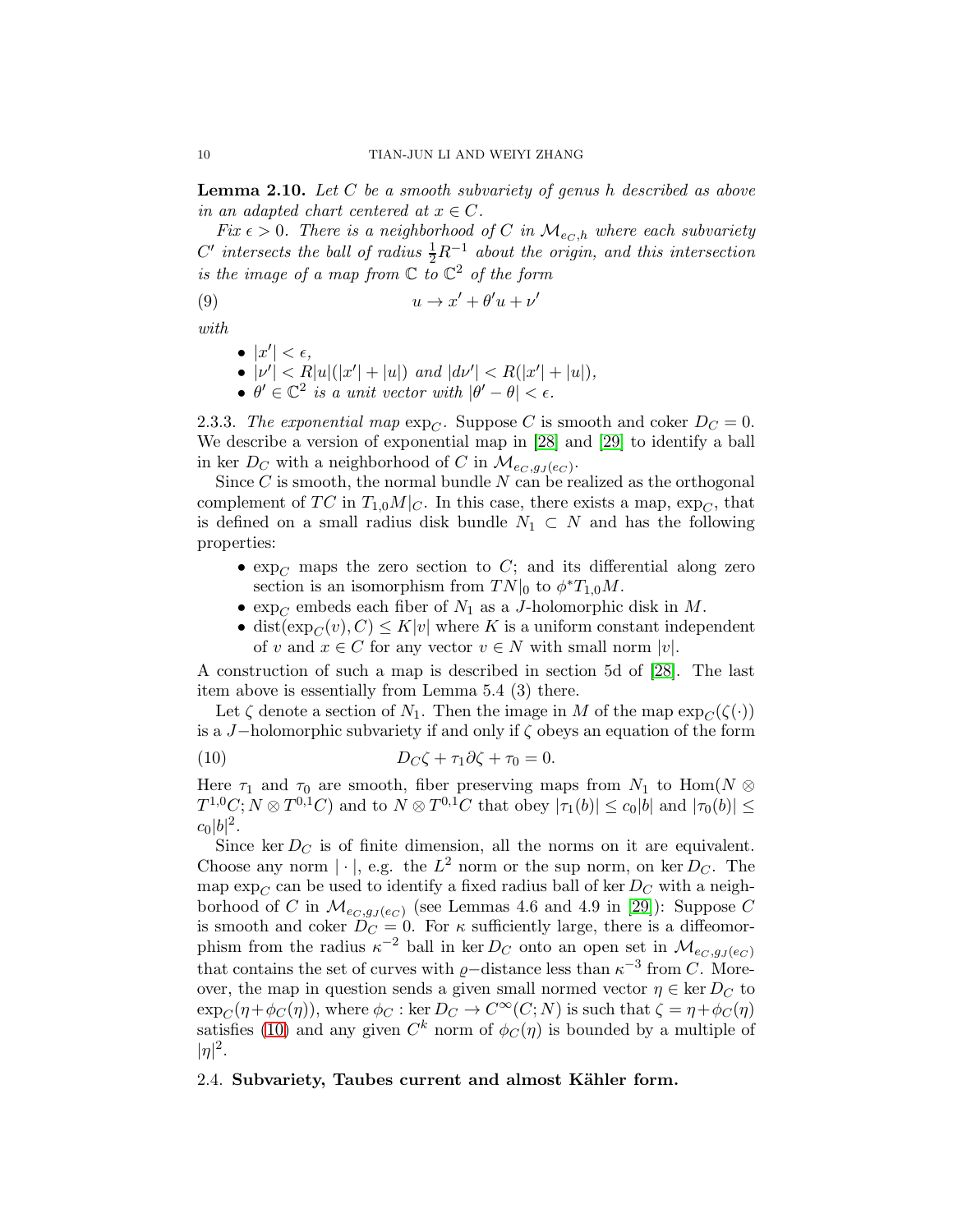**Lemma 2.10.** *Let $C$ be a smooth subvariety of genus $h$ described as above in an adapted chart centered at $x \in C$.*

*Fix $\epsilon > 0$. There is a neighborhood of $C$ in $\mathcal{M}_{e_C,h}$ where each subvariety $C'$ intersects the ball of radius $\frac{1}{2}R^{-1}$ about the origin, and this intersection is the image of a map from $\mathbb{C}$ to $\mathbb{C}^2$ of the form*

$$u \to x' + \theta' u + \nu' \tag{9}$$

*with*

- $|x'| < \epsilon$,
- $|\nu'| < R|u|(|x'| + |u|)$ *and* $|d\nu'| < R(|x'| + |u|)$,
- $\theta' \in \mathbb{C}^2$ *is a unit vector with* $|\theta' - \theta| < \epsilon$.

2.3.3. *The exponential map* $\exp_C$. Suppose $C$ is smooth and coker $D_C = 0$. We describe a version of exponential map in [28] and [29] to identify a ball in $\ker D_C$ with a neighborhood of $C$ in $\mathcal{M}_{e_C, g_J(e_C)}$.

Since $C$ is smooth, the normal bundle $N$ can be realized as the orthogonal complement of $TC$ in $T_{1,0}M|_C$. In this case, there exists a map, $\exp_C$, that is defined on a small radius disk bundle $N_1 \subset N$ and has the following properties:

- $\exp_C$ maps the zero section to $C$; and its differential along zero section is an isomorphism from $TN|_0$ to $\phi^* T_{1,0}M$.
- $\exp_C$ embeds each fiber of $N_1$ as a $J$-holomorphic disk in $M$.
- $\mathrm{dist}(\exp_C(v), C) \le K|v|$ where $K$ is a uniform constant independent of $v$ and $x \in C$ for any vector $v \in N$ with small norm $|v|$.

A construction of such a map is described in section 5d of [28]. The last item above is essentially from Lemma 5.4 (3) there.

Let $\zeta$ denote a section of $N_1$. Then the image in $M$ of the map $\exp_C(\zeta(\cdot))$ is a $J-$holomorphic subvariety if and only if $\zeta$ obeys an equation of the form

$$D_C\zeta + \tau_1 \partial\zeta + \tau_0 = 0. \tag{10}$$

Here $\tau_1$ and $\tau_0$ are smooth, fiber preserving maps from $N_1$ to $\mathrm{Hom}(N \otimes T^{1,0}C; N \otimes T^{0,1}C)$ and to $N \otimes T^{0,1}C$ that obey $|\tau_1(b)| \le c_0|b|$ and $|\tau_0(b)| \le c_0|b|^2$.

Since $\ker D_C$ is of finite dimension, all the norms on it are equivalent. Choose any norm $|\cdot|$, e.g. the $L^2$ norm or the sup norm, on $\ker D_C$. The map $\exp_C$ can be used to identify a fixed radius ball of $\ker D_C$ with a neighborhood of $C$ in $\mathcal{M}_{e_C, g_J(e_C)}$ (see Lemmas 4.6 and 4.9 in [29]): Suppose $C$ is smooth and coker $D_C = 0$. For $\kappa$ sufficiently large, there is a diffeomorphism from the radius $\kappa^{-2}$ ball in $\ker D_C$ onto an open set in $\mathcal{M}_{e_C, g_J(e_C)}$ that contains the set of curves with $\varrho-$distance less than $\kappa^{-3}$ from $C$. Moreover, the map in question sends a given small normed vector $\eta \in \ker D_C$ to $\exp_C(\eta + \phi_C(\eta))$, where $\phi_C : \ker D_C \to C^\infty(C; N)$ is such that $\zeta = \eta + \phi_C(\eta)$ satisfies (10) and any given $C^k$ norm of $\phi_C(\eta)$ is bounded by a multiple of $|\eta|^2$.

## 2.4. **Subvariety, Taubes current and almost Kähler form.**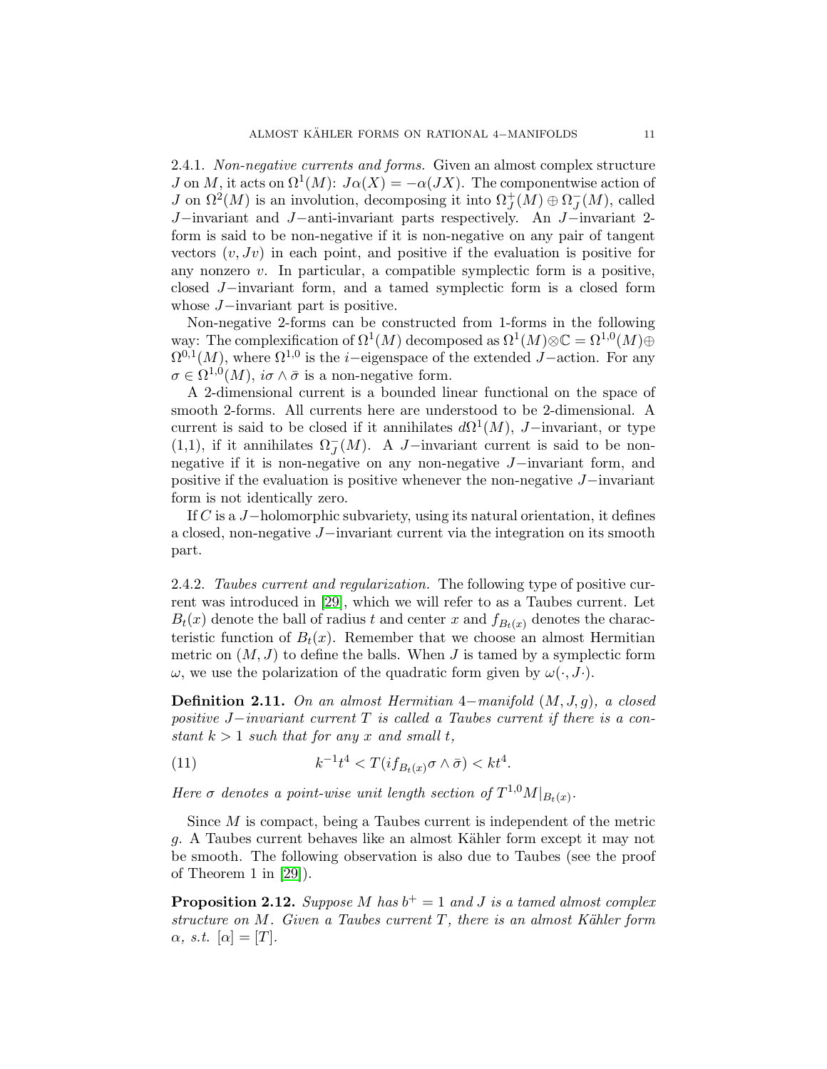2.4.1. *Non-negative currents and forms.* Given an almost complex structure $J$ on $M$, it acts on $\Omega^1(M)$: $J\alpha(X) = -\alpha(JX)$. The componentwise action of $J$ on $\Omega^2(M)$ is an involution, decomposing it into $\Omega^+_J(M) \oplus \Omega^-_J(M)$, called $J-$invariant and $J-$anti-invariant parts respectively. An $J-$invariant 2-form is said to be non-negative if it is non-negative on any pair of tangent vectors $(v, Jv)$ in each point, and positive if the evaluation is positive for any nonzero $v$. In particular, a compatible symplectic form is a positive, closed $J-$invariant form, and a tamed symplectic form is a closed form whose $J-$invariant part is positive.

Non-negative 2-forms can be constructed from 1-forms in the following way: The complexification of $\Omega^1(M)$ decomposed as $\Omega^1(M)\otimes\mathbb{C} = \Omega^{1,0}(M)\oplus\Omega^{0,1}(M)$, where $\Omega^{1,0}$ is the $i-$eigenspace of the extended $J-$action. For any $\sigma \in \Omega^{1,0}(M)$, $i\sigma\wedge\bar{\sigma}$ is a non-negative form.

A 2-dimensional current is a bounded linear functional on the space of smooth 2-forms. All currents here are understood to be 2-dimensional. A current is said to be closed if it annihilates $d\Omega^1(M)$, $J-$invariant, or type (1,1), if it annihilates $\Omega^-_J(M)$. A $J-$invariant current is said to be non-negative if it is non-negative on any non-negative $J-$invariant form, and positive if the evaluation is positive whenever the non-negative $J-$invariant form is not identically zero.

If $C$ is a $J-$holomorphic subvariety, using its natural orientation, it defines a closed, non-negative $J-$invariant current via the integration on its smooth part.

2.4.2. *Taubes current and regularization.* The following type of positive current was introduced in [29], which we will refer to as a Taubes current. Let $B_t(x)$ denote the ball of radius $t$ and center $x$ and $f_{B_t(x)}$ denotes the characteristic function of $B_t(x)$. Remember that we choose an almost Hermitian metric on $(M, J)$ to define the balls. When $J$ is tamed by a symplectic form $\omega$, we use the polarization of the quadratic form given by $\omega(\cdot, J\cdot)$.

**Definition 2.11.** *On an almost Hermitian 4−manifold $(M, J, g)$, a closed positive $J-$invariant current $T$ is called a Taubes current if there is a constant $k > 1$ such that for any $x$ and small $t$,*

$$k^{-1}t^4 < T(if_{B_t(x)}\sigma\wedge\bar{\sigma}) < kt^4. \tag{11}$$

*Here $\sigma$ denotes a point-wise unit length section of $T^{1,0}M|_{B_t(x)}$.*

Since $M$ is compact, being a Taubes current is independent of the metric $g$. A Taubes current behaves like an almost Kähler form except it may not be smooth. The following observation is also due to Taubes (see the proof of Theorem 1 in [29]).

**Proposition 2.12.** *Suppose $M$ has $b^+ = 1$ and $J$ is a tamed almost complex structure on $M$. Given a Taubes current $T$, there is an almost Kähler form $\alpha$, s.t. $[\alpha] = [T]$.*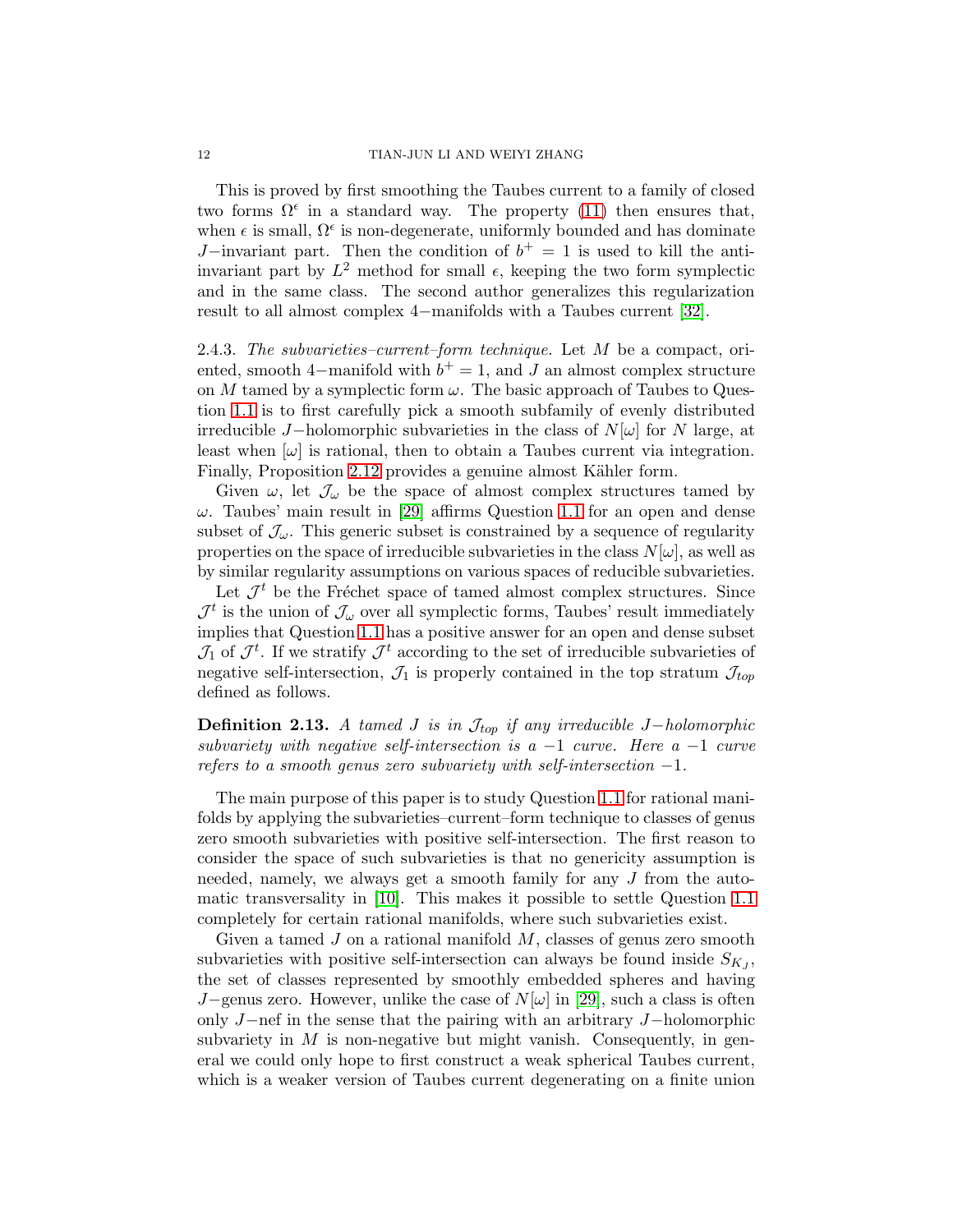This is proved by first smoothing the Taubes current to a family of closed two forms $\Omega^\epsilon$ in a standard way. The property (11) then ensures that, when $\epsilon$ is small, $\Omega^\epsilon$ is non-degenerate, uniformly bounded and has dominate $J-$invariant part. Then the condition of $b^+ = 1$ is used to kill the anti-invariant part by $L^2$ method for small $\epsilon$, keeping the two form symplectic and in the same class. The second author generalizes this regularization result to all almost complex 4−manifolds with a Taubes current [32].

2.4.3. *The subvarieties–current–form technique.* Let $M$ be a compact, oriented, smooth 4−manifold with $b^+ = 1$, and $J$ an almost complex structure on $M$ tamed by a symplectic form $\omega$. The basic approach of Taubes to Question 1.1 is to first carefully pick a smooth subfamily of evenly distributed irreducible $J-$holomorphic subvarieties in the class of $N[\omega]$ for $N$ large, at least when $[\omega]$ is rational, then to obtain a Taubes current via integration. Finally, Proposition 2.12 provides a genuine almost Kähler form.

Given $\omega$, let $\mathcal{J}_\omega$ be the space of almost complex structures tamed by $\omega$. Taubes' main result in [29] affirms Question 1.1 for an open and dense subset of $\mathcal{J}_\omega$. This generic subset is constrained by a sequence of regularity properties on the space of irreducible subvarieties in the class $N[\omega]$, as well as by similar regularity assumptions on various spaces of reducible subvarieties.

Let $\mathcal{J}^t$ be the Fréchet space of tamed almost complex structures. Since $\mathcal{J}^t$ is the union of $\mathcal{J}_\omega$ over all symplectic forms, Taubes' result immediately implies that Question 1.1 has a positive answer for an open and dense subset $\mathcal{J}_1$ of $\mathcal{J}^t$. If we stratify $\mathcal{J}^t$ according to the set of irreducible subvarieties of negative self-intersection, $\mathcal{J}_1$ is properly contained in the top stratum $\mathcal{J}_{top}$ defined as follows.

**Definition 2.13.** *A tamed $J$ is in $\mathcal{J}_{top}$ if any irreducible $J-$holomorphic subvariety with negative self-intersection is a $-1$ curve. Here a $-1$ curve refers to a smooth genus zero subvariety with self-intersection $-1$.*

The main purpose of this paper is to study Question 1.1 for rational manifolds by applying the subvarieties–current–form technique to classes of genus zero smooth subvarieties with positive self-intersection. The first reason to consider the space of such subvarieties is that no genericity assumption is needed, namely, we always get a smooth family for any $J$ from the automatic transversality in [10]. This makes it possible to settle Question 1.1 completely for certain rational manifolds, where such subvarieties exist.

Given a tamed $J$ on a rational manifold $M$, classes of genus zero smooth subvarieties with positive self-intersection can always be found inside $S_{K_J}$, the set of classes represented by smoothly embedded spheres and having $J-$genus zero. However, unlike the case of $N[\omega]$ in [29], such a class is often only $J-$nef in the sense that the pairing with an arbitrary $J-$holomorphic subvariety in $M$ is non-negative but might vanish. Consequently, in general we could only hope to first construct a weak spherical Taubes current, which is a weaker version of Taubes current degenerating on a finite union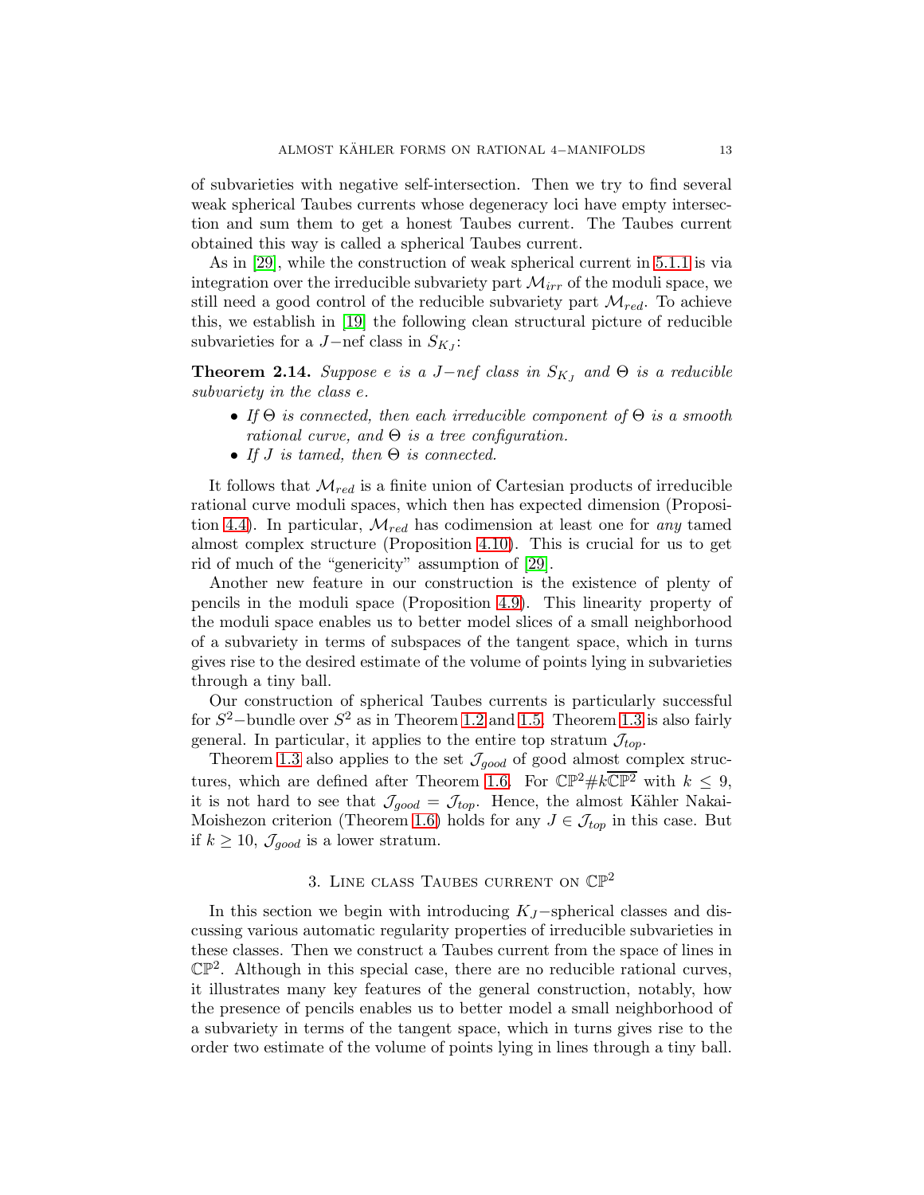of subvarieties with negative self-intersection. Then we try to find several weak spherical Taubes currents whose degeneracy loci have empty intersection and sum them to get a honest Taubes current. The Taubes current obtained this way is called a spherical Taubes current.

As in [29], while the construction of weak spherical current in 5.1.1 is via integration over the irreducible subvariety part $\mathcal{M}_{irr}$ of the moduli space, we still need a good control of the reducible subvariety part $\mathcal{M}_{red}$. To achieve this, we establish in [19] the following clean structural picture of reducible subvarieties for a $J-$nef class in $S_{K_J}$:

**Theorem 2.14.** *Suppose $e$ is a $J-$nef class in $S_{K_J}$ and $\Theta$ is a reducible subvariety in the class $e$.*

- *If $\Theta$ is connected, then each irreducible component of $\Theta$ is a smooth rational curve, and $\Theta$ is a tree configuration.*
- *If $J$ is tamed, then $\Theta$ is connected.*

It follows that $\mathcal{M}_{red}$ is a finite union of Cartesian products of irreducible rational curve moduli spaces, which then has expected dimension (Proposition 4.4). In particular, $\mathcal{M}_{red}$ has codimension at least one for *any* tamed almost complex structure (Proposition 4.10). This is crucial for us to get rid of much of the "genericity" assumption of [29].

Another new feature in our construction is the existence of plenty of pencils in the moduli space (Proposition 4.9). This linearity property of the moduli space enables us to better model slices of a small neighborhood of a subvariety in terms of subspaces of the tangent space, which in turns gives rise to the desired estimate of the volume of points lying in subvarieties through a tiny ball.

Our construction of spherical Taubes currents is particularly successful for $S^2-$bundle over $S^2$ as in Theorem 1.2 and 1.5. Theorem 1.3 is also fairly general. In particular, it applies to the entire top stratum $\mathcal{J}_{top}$.

Theorem 1.3 also applies to the set $\mathcal{J}_{good}$ of good almost complex structures, which are defined after Theorem 1.6. For $\mathbb{CP}^2\#k\overline{\mathbb{CP}^2}$ with $k \le 9$, it is not hard to see that $\mathcal{J}_{good} = \mathcal{J}_{top}$. Hence, the almost Kähler Nakai-Moishezon criterion (Theorem 1.6) holds for any $J \in \mathcal{J}_{top}$ in this case. But if $k \ge 10$, $\mathcal{J}_{good}$ is a lower stratum.

## 3. Line class Taubes current on $\mathbb{CP}^2$

In this section we begin with introducing $K_J-$spherical classes and discussing various automatic regularity properties of irreducible subvarieties in these classes. Then we construct a Taubes current from the space of lines in $\mathbb{CP}^2$. Although in this special case, there are no reducible rational curves, it illustrates many key features of the general construction, notably, how the presence of pencils enables us to better model a small neighborhood of a subvariety in terms of the tangent space, which in turns gives rise to the order two estimate of the volume of points lying in lines through a tiny ball.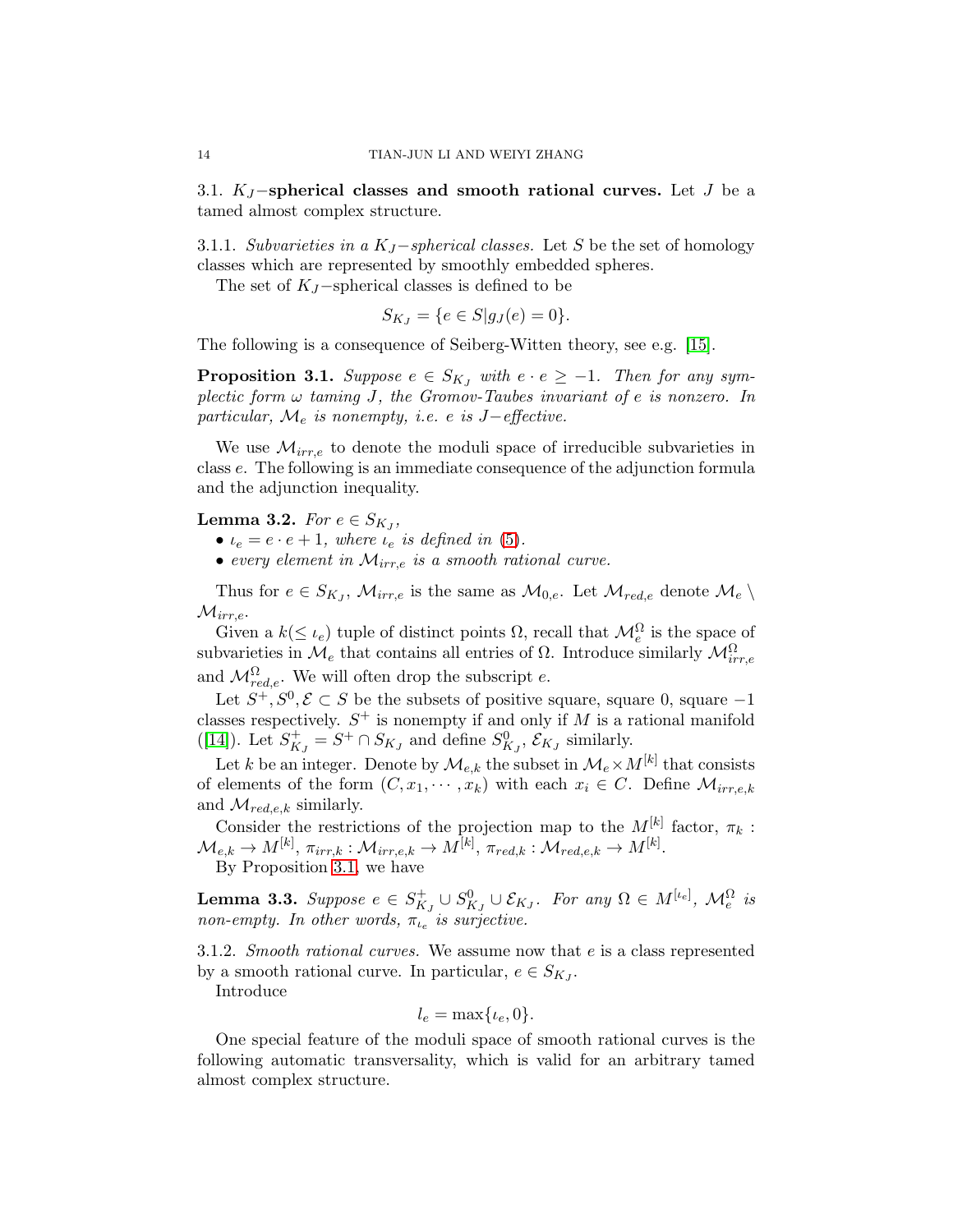### 3.1. $K_J$−spherical classes and smooth rational curves.

Let $J$ be a tamed almost complex structure.

#### 3.1.1. *Subvarieties in a $K_J$−spherical classes.*

Let $S$ be the set of homology classes which are represented by smoothly embedded spheres.

The set of $K_J$−spherical classes is defined to be

$$S_{K_J} = \{e \in S | g_J(e) = 0\}.$$

The following is a consequence of Seiberg-Witten theory, see e.g. [15].

**Proposition 3.1.** *Suppose $e \in S_{K_J}$ with $e \cdot e \geq -1$. Then for any symplectic form $\omega$ taming $J$, the Gromov-Taubes invariant of $e$ is nonzero. In particular, $\mathcal{M}_e$ is nonempty, i.e. $e$ is $J$−effective.*

We use $\mathcal{M}_{irr,e}$ to denote the moduli space of irreducible subvarieties in class $e$. The following is an immediate consequence of the adjunction formula and the adjunction inequality.

**Lemma 3.2.** *For $e \in S_{K_J}$,*

- *$\iota_e = e \cdot e + 1$, where $\iota_e$ is defined in (5).*
- *every element in $\mathcal{M}_{irr,e}$ is a smooth rational curve.*

Thus for $e \in S_{K_J}$, $\mathcal{M}_{irr,e}$ is the same as $\mathcal{M}_{0,e}$. Let $\mathcal{M}_{red,e}$ denote $\mathcal{M}_e \setminus \mathcal{M}_{irr,e}$.

Given a $k(\leq \iota_e)$ tuple of distinct points $\Omega$, recall that $\mathcal{M}_e^\Omega$ is the space of subvarieties in $\mathcal{M}_e$ that contains all entries of $\Omega$. Introduce similarly $\mathcal{M}_{irr,e}^\Omega$ and $\mathcal{M}_{red,e}^\Omega$. We will often drop the subscript $e$.

Let $S^+, S^0, \mathcal{E} \subset S$ be the subsets of positive square, square 0, square $-1$ classes respectively. $S^+$ is nonempty if and only if $M$ is a rational manifold ([14]). Let $S_{K_J}^+ = S^+ \cap S_{K_J}$ and define $S_{K_J}^0$, $\mathcal{E}_{K_J}$ similarly.

Let $k$ be an integer. Denote by $\mathcal{M}_{e,k}$ the subset in $\mathcal{M}_e \times M^{[k]}$ that consists of elements of the form $(C, x_1, \cdots, x_k)$ with each $x_i \in C$. Define $\mathcal{M}_{irr,e,k}$ and $\mathcal{M}_{red,e,k}$ similarly.

Consider the restrictions of the projection map to the $M^{[k]}$ factor, $\pi_k : \mathcal{M}_{e,k} \to M^{[k]}$, $\pi_{irr,k} : \mathcal{M}_{irr,e,k} \to M^{[k]}$, $\pi_{red,k} : \mathcal{M}_{red,e,k} \to M^{[k]}$.

By Proposition 3.1, we have

**Lemma 3.3.** *Suppose $e \in S_{K_J}^+ \cup S_{K_J}^0 \cup \mathcal{E}_{K_J}$. For any $\Omega \in M^{[\iota_e]}$, $\mathcal{M}_e^\Omega$ is non-empty. In other words, $\pi_{\iota_e}$ is surjective.*

#### 3.1.2. *Smooth rational curves.*

We assume now that $e$ is a class represented by a smooth rational curve. In particular, $e \in S_{K_J}$.

Introduce

$$l_e = \max\{\iota_e, 0\}.$$

One special feature of the moduli space of smooth rational curves is the following automatic transversality, which is valid for an arbitrary tamed almost complex structure.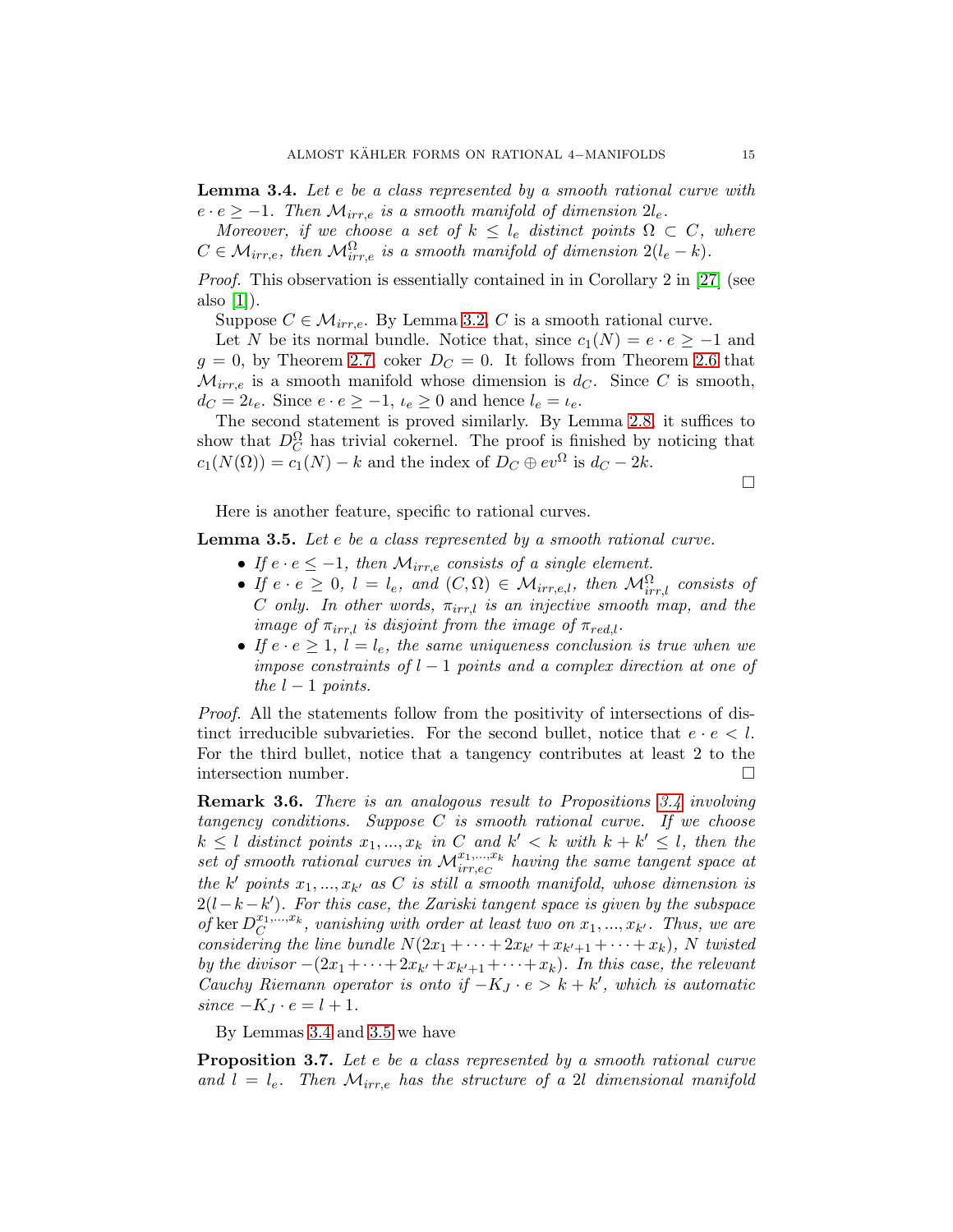**Lemma 3.4.** *Let $e$ be a class represented by a smooth rational curve with $e \cdot e \geq -1$. Then $\mathcal{M}_{irr,e}$ is a smooth manifold of dimension $2l_e$.*

*Moreover, if we choose a set of $k \leq l_e$ distinct points $\Omega \subset C$, where $C \in \mathcal{M}_{irr,e}$, then $\mathcal{M}^{\Omega}_{irr,e}$ is a smooth manifold of dimension $2(l_e - k)$.*

*Proof.* This observation is essentially contained in in Corollary 2 in [27] (see also [1]).

Suppose $C \in \mathcal{M}_{irr,e}$. By Lemma 3.2, $C$ is a smooth rational curve.

Let $N$ be its normal bundle. Notice that, since $c_1(N) = e \cdot e \geq -1$ and $g = 0$, by Theorem 2.7, coker $D_C = 0$. It follows from Theorem 2.6 that $\mathcal{M}_{irr,e}$ is a smooth manifold whose dimension is $d_C$. Since $C$ is smooth, $d_C = 2\iota_e$. Since $e \cdot e \geq -1$, $\iota_e \geq 0$ and hence $l_e = \iota_e$.

The second statement is proved similarly. By Lemma 2.8, it suffices to show that $D^{\Omega}_C$ has trivial cokernel. The proof is finished by noticing that $c_1(N(\Omega)) = c_1(N) - k$ and the index of $D_C \oplus ev^{\Omega}$ is $d_C - 2k$. $\square$

Here is another feature, specific to rational curves.

**Lemma 3.5.** *Let $e$ be a class represented by a smooth rational curve.*

- *If $e \cdot e \leq -1$, then $\mathcal{M}_{irr,e}$ consists of a single element.*
- *If $e \cdot e \geq 0$, $l = l_e$, and $(C, \Omega) \in \mathcal{M}_{irr,e,l}$, then $\mathcal{M}^{\Omega}_{irr,l}$ consists of $C$ only. In other words, $\pi_{irr,l}$ is an injective smooth map, and the image of $\pi_{irr,l}$ is disjoint from the image of $\pi_{red,l}$.*
- *If $e \cdot e \geq 1$, $l = l_e$, the same uniqueness conclusion is true when we impose constraints of $l - 1$ points and a complex direction at one of the $l - 1$ points.*

*Proof.* All the statements follow from the positivity of intersections of distinct irreducible subvarieties. For the second bullet, notice that $e \cdot e < l$. For the third bullet, notice that a tangency contributes at least 2 to the intersection number. $\square$

**Remark 3.6.** *There is an analogous result to Propositions 3.4 involving tangency conditions. Suppose $C$ is smooth rational curve. If we choose $k \leq l$ distinct points $x_1, ..., x_k$ in $C$ and $k' < k$ with $k + k' \leq l$, then the set of smooth rational curves in $\mathcal{M}^{x_1,...,x_k}_{irr,e_C}$ having the same tangent space at the $k'$ points $x_1, ..., x_{k'}$ as $C$ is still a smooth manifold, whose dimension is $2(l-k-k')$. For this case, the Zariski tangent space is given by the subspace of $\ker D^{x_1,...,x_k}_C$, vanishing with order at least two on $x_1, ..., x_{k'}$. Thus, we are considering the line bundle $N(2x_1 + \cdots + 2x_{k'} + x_{k'+1} + \cdots + x_k)$, $N$ twisted by the divisor $-(2x_1 + \cdots + 2x_{k'} + x_{k'+1} + \cdots + x_k)$. In this case, the relevant Cauchy Riemann operator is onto if $-K_J \cdot e > k + k'$, which is automatic since $-K_J \cdot e = l + 1$.*

By Lemmas 3.4 and 3.5 we have

**Proposition 3.7.** *Let $e$ be a class represented by a smooth rational curve and $l = l_e$. Then $\mathcal{M}_{irr,e}$ has the structure of a $2l$ dimensional manifold*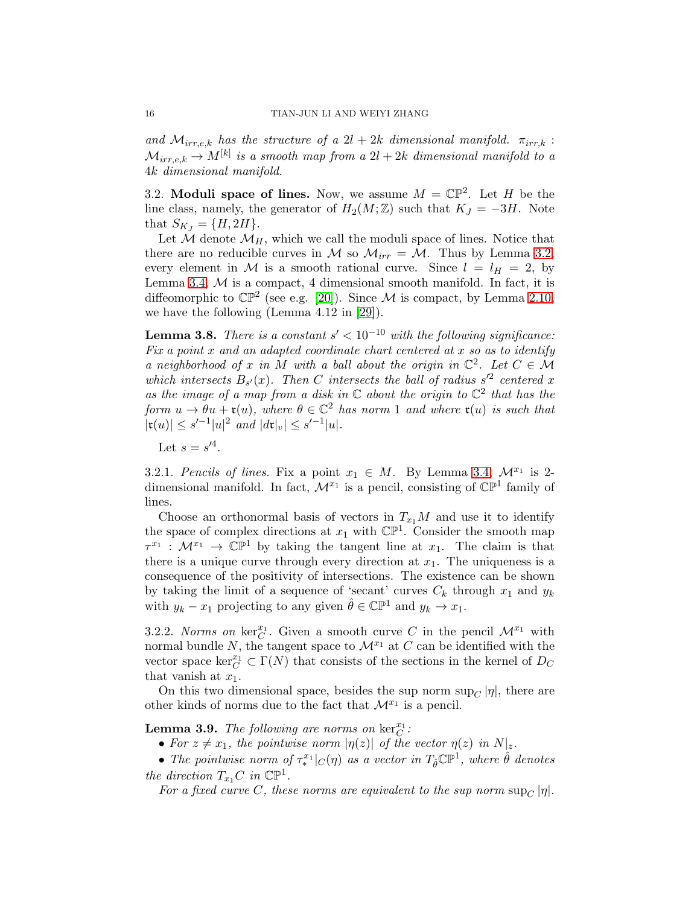*and $\mathcal{M}_{irr,e,k}$ has the structure of a $2l+2k$ dimensional manifold. $\pi_{irr,k} : \mathcal{M}_{irr,e,k} \to M^{[k]}$ is a smooth map from a $2l+2k$ dimensional manifold to a $4k$ dimensional manifold.*

3.2. **Moduli space of lines.** Now, we assume $M = \mathbb{CP}^2$. Let $H$ be the line class, namely, the generator of $H_2(M;\mathbb{Z})$ such that $K_J = -3H$. Note that $S_{K_J} = \{H, 2H\}$.

Let $\mathcal{M}$ denote $\mathcal{M}_H$, which we call the moduli space of lines. Notice that there are no reducible curves in $\mathcal{M}$ so $\mathcal{M}_{irr} = \mathcal{M}$. Thus by Lemma 3.2, every element in $\mathcal{M}$ is a smooth rational curve. Since $l = l_H = 2$, by Lemma 3.4, $\mathcal{M}$ is a compact, 4 dimensional smooth manifold. In fact, it is diffeomorphic to $\mathbb{CP}^2$ (see e.g. [20]). Since $\mathcal{M}$ is compact, by Lemma 2.10, we have the following (Lemma 4.12 in [29]).

**Lemma 3.8.** *There is a constant $s' < 10^{-10}$ with the following significance: Fix a point $x$ and an adapted coordinate chart centered at $x$ so as to identify a neighborhood of $x$ in $M$ with a ball about the origin in $\mathbb{C}^2$. Let $C \in \mathcal{M}$ which intersects $B_{s'}(x)$. Then $C$ intersects the ball of radius $s'^2$ centered $x$ as the image of a map from a disk in $\mathbb{C}$ about the origin to $\mathbb{C}^2$ that has the form $u \to \theta u + \mathfrak{r}(u)$, where $\theta \in \mathbb{C}^2$ has norm 1 and where $\mathfrak{r}(u)$ is such that $|\mathfrak{r}(u)| \le s'^{-1}|u|^2$ and $|d\mathfrak{r}|_v| \le s'^{-1}|u|$.*

Let $s = s'^4$.

3.2.1. *Pencils of lines.* Fix a point $x_1 \in M$. By Lemma 3.4, $\mathcal{M}^{x_1}$ is 2-dimensional manifold. In fact, $\mathcal{M}^{x_1}$ is a pencil, consisting of $\mathbb{CP}^1$ family of lines.

Choose an orthonormal basis of vectors in $T_{x_1}M$ and use it to identify the space of complex directions at $x_1$ with $\mathbb{CP}^1$. Consider the smooth map $\tau^{x_1} : \mathcal{M}^{x_1} \to \mathbb{CP}^1$ by taking the tangent line at $x_1$. The claim is that there is a unique curve through every direction at $x_1$. The uniqueness is a consequence of the positivity of intersections. The existence can be shown by taking the limit of a sequence of 'secant' curves $C_k$ through $x_1$ and $y_k$ with $y_k - x_1$ projecting to any given $\hat{\theta} \in \mathbb{CP}^1$ and $y_k \to x_1$.

3.2.2. *Norms on $\ker_C^{x_1}$.* Given a smooth curve $C$ in the pencil $\mathcal{M}^{x_1}$ with normal bundle $N$, the tangent space to $\mathcal{M}^{x_1}$ at $C$ can be identified with the vector space $\ker_C^{x_1} \subset \Gamma(N)$ that consists of the sections in the kernel of $D_C$ that vanish at $x_1$.

On this two dimensional space, besides the sup norm $\sup_C |\eta|$, there are other kinds of norms due to the fact that $\mathcal{M}^{x_1}$ is a pencil.

**Lemma 3.9.** *The following are norms on $\ker_C^{x_1}$:*

- *For $z \neq x_1$, the pointwise norm $|\eta(z)|$ of the vector $\eta(z)$ in $N|_z$.*
- *The pointwise norm of $\tau_*^{x_1}|_C(\eta)$ as a vector in $T_{\hat{\theta}}\mathbb{CP}^1$, where $\hat{\theta}$ denotes the direction $T_{x_1}C$ in $\mathbb{CP}^1$.*

*For a fixed curve $C$, these norms are equivalent to the sup norm $\sup_C |\eta|$.*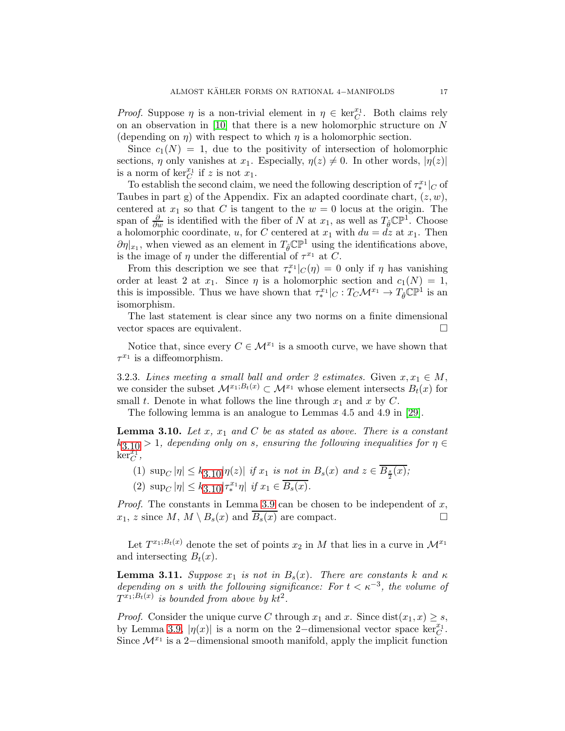*Proof.* Suppose $\eta$ is a non-trivial element in $\eta \in \ker_C^{x_1}$. Both claims rely on an observation in [10] that there is a new holomorphic structure on $N$ (depending on $\eta$) with respect to which $\eta$ is a holomorphic section.

Since $c_1(N) = 1$, due to the positivity of intersection of holomorphic sections, $\eta$ only vanishes at $x_1$. Especially, $\eta(z) \neq 0$. In other words, $|\eta(z)|$ is a norm of $\ker_C^{x_1}$ if $z$ is not $x_1$.

To establish the second claim, we need the following description of $\tau_*^{x_1}|_C$ of Taubes in part g) of the Appendix. Fix an adapted coordinate chart, $(z, w)$, centered at $x_1$ so that $C$ is tangent to the $w = 0$ locus at the origin. The span of $\frac{\partial}{\partial w}$ is identified with the fiber of $N$ at $x_1$, as well as $T_{\hat{\theta}}\mathbb{CP}^1$. Choose a holomorphic coordinate, $u$, for $C$ centered at $x_1$ with $du = dz$ at $x_1$. Then $\partial\eta|_{x_1}$, when viewed as an element in $T_{\hat{\theta}}\mathbb{CP}^1$ using the identifications above, is the image of $\eta$ under the differential of $\tau^{x_1}$ at $C$.

From this description we see that $\tau_*^{x_1}|_C(\eta) = 0$ only if $\eta$ has vanishing order at least 2 at $x_1$. Since $\eta$ is a holomorphic section and $c_1(N) = 1$, this is impossible. Thus we have shown that $\tau_*^{x_1}|_C : T_C\mathcal{M}^{x_1} \to T_{\hat{\theta}}\mathbb{CP}^1$ is an isomorphism.

The last statement is clear since any two norms on a finite dimensional vector spaces are equivalent. $\square$

Notice that, since every $C \in \mathcal{M}^{x_1}$ is a smooth curve, we have shown that $\tau^{x_1}$ is a diffeomorphism.

3.2.3. *Lines meeting a small ball and order 2 estimates.* Given $x, x_1 \in M$, we consider the subset $\mathcal{M}^{x_1;B_t(x)} \subset \mathcal{M}^{x_1}$ whose element intersects $B_t(x)$ for small $t$. Denote in what follows the line through $x_1$ and $x$ by $C$.

The following lemma is an analogue to Lemmas 4.5 and 4.9 in [29].

**Lemma 3.10.** *Let $x$, $x_1$ and $C$ be as stated as above. There is a constant $k_{3.10} > 1$, depending only on $s$, ensuring the following inequalities for $\eta \in \ker_C^{x_1}$,*

1. $\sup_C |\eta| \leq k_{3.10}|\eta(z)|$ *if $x_1$ is not in $B_s(x)$ and $z \in \overline{B_{\frac{s}{2}}(x)}$;*
2. $\sup_C |\eta| \leq k_{3.10}|\tau_*^{x_1}\eta|$ *if $x_1 \in \overline{B_s(x)}$.*

*Proof.* The constants in Lemma 3.9 can be chosen to be independent of $x$, $x_1$, $z$ since $M$, $M \setminus B_s(x)$ and $\overline{B_s(x)}$ are compact. $\square$

Let $T^{x_1;B_t(x)}$ denote the set of points $x_2$ in $M$ that lies in a curve in $\mathcal{M}^{x_1}$ and intersecting $B_t(x)$.

**Lemma 3.11.** *Suppose $x_1$ is not in $B_s(x)$. There are constants $k$ and $\kappa$ depending on $s$ with the following significance: For $t < \kappa^{-3}$, the volume of $T^{x_1;B_t(x)}$ is bounded from above by $kt^2$.*

*Proof.* Consider the unique curve $C$ through $x_1$ and $x$. Since $\mathrm{dist}(x_1, x) \geq s$, by Lemma 3.9, $|\eta(x)|$ is a norm on the 2−dimensional vector space $\ker_C^{x_1}$. Since $\mathcal{M}^{x_1}$ is a 2−dimensional smooth manifold, apply the implicit function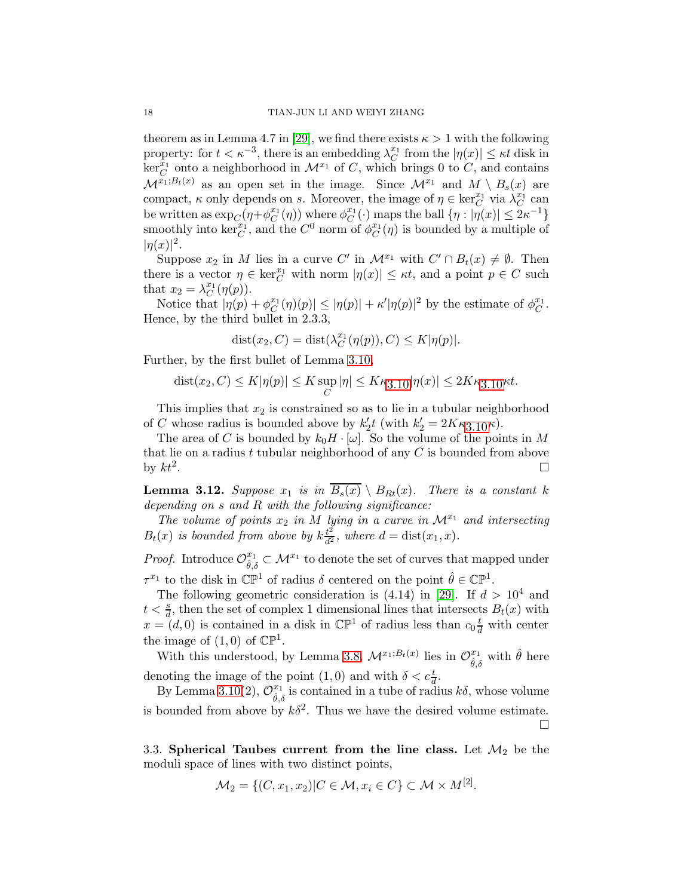theorem as in Lemma 4.7 in [29], we find there exists $\kappa > 1$ with the following property: for $t < \kappa^{-3}$, there is an embedding $\lambda_C^{x_1}$ from the $|\eta(x)| \leq \kappa t$ disk in $\ker_C^{x_1}$ onto a neighborhood in $\mathcal{M}^{x_1}$ of $C$, which brings 0 to $C$, and contains $\mathcal{M}^{x_1;B_t(x)}$ as an open set in the image. Since $\mathcal{M}^{x_1}$ and $M \setminus B_s(x)$ are compact, $\kappa$ only depends on $s$. Moreover, the image of $\eta \in \ker_C^{x_1}$ via $\lambda_C^{x_1}$ can be written as $\exp_C(\eta + \phi_C^{x_1}(\eta))$ where $\phi_C^{x_1}(\cdot)$ maps the ball $\{\eta : |\eta(x)| \leq 2\kappa^{-1}\}$ smoothly into $\ker_C^{x_1}$, and the $C^0$ norm of $\phi_C^{x_1}(\eta)$ is bounded by a multiple of $|\eta(x)|^2$.

Suppose $x_2$ in $M$ lies in a curve $C'$ in $\mathcal{M}^{x_1}$ with $C' \cap B_t(x) \neq \emptyset$. Then there is a vector $\eta \in \ker_C^{x_1}$ with norm $|\eta(x)| \leq \kappa t$, and a point $p \in C$ such that $x_2 = \lambda_C^{x_1}(\eta(p))$.

Notice that $|\eta(p) + \phi_C^{x_1}(\eta)(p)| \leq |\eta(p)| + \kappa'|\eta(p)|^2$ by the estimate of $\phi_C^{x_1}$. Hence, by the third bullet in 2.3.3,

$$\operatorname{dist}(x_2, C) = \operatorname{dist}(\lambda_C^{x_1}(\eta(p)), C) \leq K|\eta(p)|.$$

Further, by the first bullet of Lemma 3.10,

$$\operatorname{dist}(x_2, C) \leq K|\eta(p)| \leq K \sup_C |\eta| \leq K\kappa_{3.10}|\eta(x)| \leq 2K\kappa_{3.10}\kappa t.$$

This implies that $x_2$ is constrained so as to lie in a tubular neighborhood of $C$ whose radius is bounded above by $k_2' t$ (with $k_2' = 2K\kappa_{3.10}\kappa$).

The area of $C$ is bounded by $k_0 H \cdot [\omega]$. So the volume of the points in $M$ that lie on a radius $t$ tubular neighborhood of any $C$ is bounded from above by $kt^2$. $\square$

**Lemma 3.12.** *Suppose $x_1$ is in $\overline{B_s(x)} \setminus B_{Rt}(x)$. There is a constant $k$ depending on $s$ and $R$ with the following significance:*

*The volume of points $x_2$ in $M$ lying in a curve in $\mathcal{M}^{x_1}$ and intersecting $B_t(x)$ is bounded from above by $k\frac{t^2}{d^2}$, where $d = \operatorname{dist}(x_1, x)$.*

*Proof.* Introduce $\mathcal{O}_{\hat{\theta},\delta}^{x_1} \subset \mathcal{M}^{x_1}$ to denote the set of curves that mapped under $\tau^{x_1}$ to the disk in $\mathbb{CP}^1$ of radius $\delta$ centered on the point $\hat{\theta} \in \mathbb{CP}^1$.

The following geometric consideration is (4.14) in [29]. If $d > 10^4$ and $t < \frac{s}{d}$, then the set of complex 1 dimensional lines that intersects $B_t(x)$ with $x = (d, 0)$ is contained in a disk in $\mathbb{CP}^1$ of radius less than $c_0\frac{t}{d}$ with center the image of $(1, 0)$ of $\mathbb{CP}^1$.

With this understood, by Lemma 3.8, $\mathcal{M}^{x_1;B_t(x)}$ lies in $\mathcal{O}_{\hat{\theta},\delta}^{x_1}$ with $\hat{\theta}$ here denoting the image of the point $(1, 0)$ and with $\delta < c\frac{t}{d}$.

By Lemma 3.10(2), $\mathcal{O}_{\hat{\theta},\delta}^{x_1}$ is contained in a tube of radius $k\delta$, whose volume is bounded from above by $k\delta^2$. Thus we have the desired volume estimate. $\square$

3.3. **Spherical Taubes current from the line class.** Let $\mathcal{M}_2$ be the moduli space of lines with two distinct points,

$$\mathcal{M}_2 = \{(C, x_1, x_2) | C \in \mathcal{M}, x_i \in C\} \subset \mathcal{M} \times M^{[2]}.$$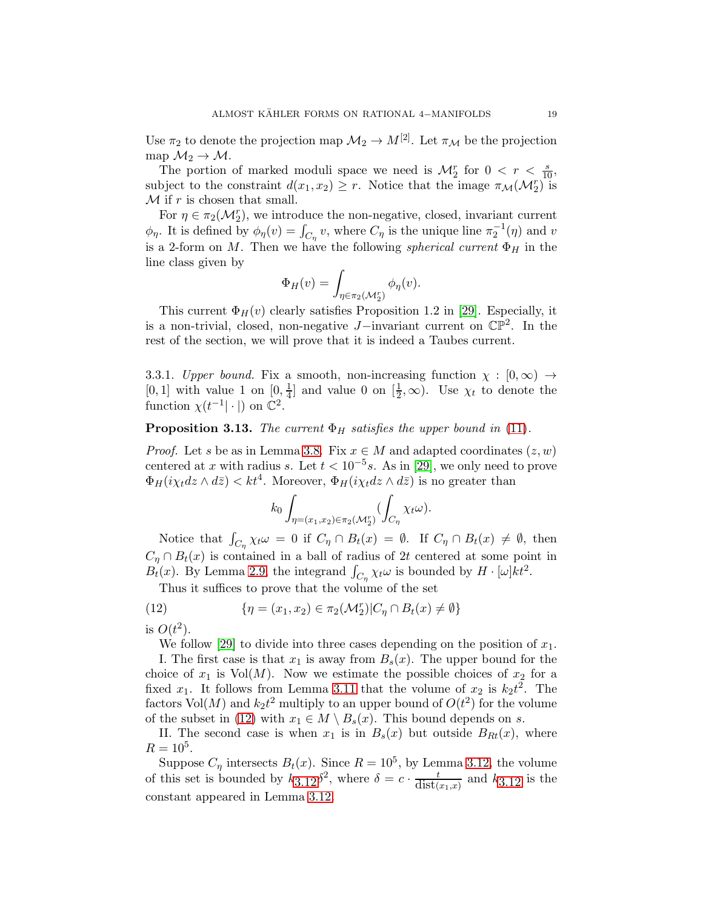Use $\pi_2$ to denote the projection map $\mathcal{M}_2 \to M^{[2]}$. Let $\pi_{\mathcal{M}}$ be the projection map $\mathcal{M}_2 \to \mathcal{M}$.

The portion of marked moduli space we need is $\mathcal{M}_2^r$ for $0 < r < \frac{s}{10}$, subject to the constraint $d(x_1, x_2) \geq r$. Notice that the image $\pi_{\mathcal{M}}(\mathcal{M}_2^r)$ is $\mathcal{M}$ if $r$ is chosen that small.

For $\eta \in \pi_2(\mathcal{M}_2^r)$, we introduce the non-negative, closed, invariant current $\phi_\eta$. It is defined by $\phi_\eta(v) = \int_{C_\eta} v$, where $C_\eta$ is the unique line $\pi_2^{-1}(\eta)$ and $v$ is a 2-form on $M$. Then we have the following *spherical current* $\Phi_H$ in the line class given by

$$\Phi_H(v) = \int_{\eta \in \pi_2(\mathcal{M}_2^r)} \phi_\eta(v).$$

This current $\Phi_H(v)$ clearly satisfies Proposition 1.2 in [29]. Especially, it is a non-trivial, closed, non-negative $J-$invariant current on $\mathbb{CP}^2$. In the rest of the section, we will prove that it is indeed a Taubes current.

3.3.1. *Upper bound.* Fix a smooth, non-increasing function $\chi : [0, \infty) \to [0, 1]$ with value 1 on $[0, \frac{1}{4}]$ and value 0 on $[\frac{1}{2}, \infty)$. Use $\chi_t$ to denote the function $\chi(t^{-1}|\cdot|)$ on $\mathbb{C}^2$.

**Proposition 3.13.** *The current $\Phi_H$ satisfies the upper bound in (11).*

*Proof.* Let $s$ be as in Lemma 3.8. Fix $x \in M$ and adapted coordinates $(z, w)$ centered at $x$ with radius $s$. Let $t < 10^{-5}s$. As in [29], we only need to prove $\Phi_H(i\chi_t dz \wedge d\bar{z}) < kt^4$. Moreover, $\Phi_H(i\chi_t dz \wedge d\bar{z})$ is no greater than

$$k_0 \int_{\eta = (x_1, x_2) \in \pi_2(\mathcal{M}_2^r)} (\int_{C_\eta} \chi_t \omega).$$

Notice that $\int_{C_\eta} \chi_t \omega = 0$ if $C_\eta \cap B_t(x) = \emptyset$. If $C_\eta \cap B_t(x) \neq \emptyset$, then $C_\eta \cap B_t(x)$ is contained in a ball of radius of $2t$ centered at some point in $B_t(x)$. By Lemma 2.9, the integrand $\int_{C_\eta} \chi_t \omega$ is bounded by $H \cdot [\omega] kt^2$.

Thus it suffices to prove that the volume of the set

$$\{\eta = (x_1, x_2) \in \pi_2(\mathcal{M}_2^r) | C_\eta \cap B_t(x) \neq \emptyset\} \tag{12}$$

is $O(t^2)$.

We follow [29] to divide into three cases depending on the position of $x_1$.

I. The first case is that $x_1$ is away from $B_s(x)$. The upper bound for the choice of $x_1$ is $\text{Vol}(M)$. Now we estimate the possible choices of $x_2$ for a fixed $x_1$. It follows from Lemma 3.11 that the volume of $x_2$ is $k_2 t^2$. The factors $\text{Vol}(M)$ and $k_2 t^2$ multiply to an upper bound of $O(t^2)$ for the volume of the subset in (12) with $x_1 \in M \setminus B_s(x)$. This bound depends on $s$.

II. The second case is when $x_1$ is in $B_s(x)$ but outside $B_{Rt}(x)$, where $R = 10^5$.

Suppose $C_\eta$ intersects $B_t(x)$. Since $R = 10^5$, by Lemma 3.12, the volume of this set is bounded by $k_{3.12}\delta^2$, where $\delta = c \cdot \frac{t}{\text{dist}(x_1, x)}$ and $k_{3.12}$ is the constant appeared in Lemma 3.12.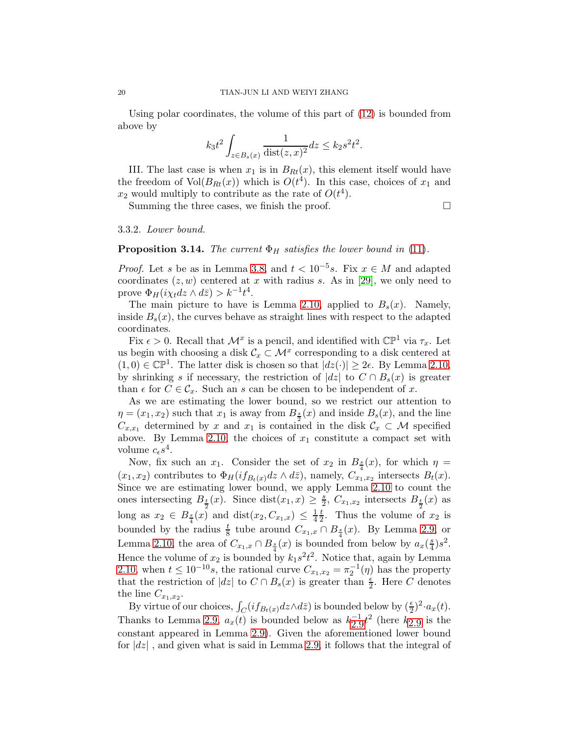Using polar coordinates, the volume of this part of (12) is bounded from above by

$$k_3 t^2 \int_{z\in B_s(x)} \frac{1}{\mathrm{dist}(z,x)^2} dz \le k_2 s^2 t^2.$$

III. The last case is when $x_1$ is in $B_{Rt}(x)$, this element itself would have the freedom of $\mathrm{Vol}(B_{Rt}(x))$ which is $O(t^4)$. In this case, choices of $x_1$ and $x_2$ would multiply to contribute as the rate of $O(t^4)$.

Summing the three cases, we finish the proof. $\square$

3.3.2. *Lower bound.*

**Proposition 3.14.** *The current $\Phi_H$ satisfies the lower bound in (11).*

*Proof.* Let $s$ be as in Lemma 3.8, and $t < 10^{-5}s$. Fix $x \in M$ and adapted coordinates $(z,w)$ centered at $x$ with radius $s$. As in [29], we only need to prove $\Phi_H(i\chi_t dz \wedge d\bar{z}) > k^{-1}t^4$.

The main picture to have is Lemma 2.10, applied to $B_s(x)$. Namely, inside $B_s(x)$, the curves behave as straight lines with respect to the adapted coordinates.

Fix $\epsilon > 0$. Recall that $\mathcal{M}^x$ is a pencil, and identified with $\mathbb{CP}^1$ via $\tau_x$. Let us begin with choosing a disk $\mathcal{C}_x \subset \mathcal{M}^x$ corresponding to a disk centered at $(1,0) \in \mathbb{CP}^1$. The latter disk is chosen so that $|dz(\cdot)| \ge 2\epsilon$. By Lemma 2.10, by shrinking $s$ if necessary, the restriction of $|dz|$ to $C \cap B_s(x)$ is greater than $\epsilon$ for $C \in \mathcal{C}_x$. Such an $s$ can be chosen to be independent of $x$.

As we are estimating the lower bound, so we restrict our attention to $\eta = (x_1, x_2)$ such that $x_1$ is away from $B_{\frac{s}{2}}(x)$ and inside $B_s(x)$, and the line $C_{x,x_1}$ determined by $x$ and $x_1$ is contained in the disk $\mathcal{C}_x \subset \mathcal{M}$ specified above. By Lemma 2.10, the choices of $x_1$ constitute a compact set with volume $c_\epsilon s^4$.

Now, fix such an $x_1$. Consider the set of $x_2$ in $B_{\frac{s}{4}}(x)$, for which $\eta = (x_1, x_2)$ contributes to $\Phi_H(if_{B_t(x)}dz \wedge d\bar{z})$, namely, $C_{x_1,x_2}$ intersects $B_t(x)$. Since we are estimating lower bound, we apply Lemma 2.10 to count the ones intersecting $B_{\frac{t}{2}}(x)$. Since $\mathrm{dist}(x_1, x) \ge \frac{s}{2}$, $C_{x_1,x_2}$ intersects $B_{\frac{t}{2}}(x)$ as long as $x_2 \in B_{\frac{s}{4}}(x)$ and $\mathrm{dist}(x_2, C_{x_1,x}) \le \frac{1}{4}\frac{t}{2}$. Thus the volume of $x_2$ is bounded by the radius $\frac{t}{8}$ tube around $C_{x_1,x} \cap B_{\frac{s}{4}}(x)$. By Lemma 2.9, or Lemma 2.10, the area of $C_{x_1,x} \cap B_{\frac{s}{4}}(x)$ is bounded from below by $a_x(\frac{s}{4})s^2$. Hence the volume of $x_2$ is bounded by $k_1 s^2 t^2$. Notice that, again by Lemma 2.10, when $t \le 10^{-10}s$, the rational curve $C_{x_1,x_2} = \pi_2^{-1}(\eta)$ has the property that the restriction of $|dz|$ to $C \cap B_s(x)$ is greater than $\frac{\epsilon}{2}$. Here $C$ denotes the line $C_{x_1,x_2}$.

By virtue of our choices, $\int_C (if_{B_t(x)}dz \wedge d\bar{z})$ is bounded below by $(\frac{\epsilon}{2})^2 \cdot a_x(t)$. Thanks to Lemma 2.9, $a_x(t)$ is bounded below as $k_{2.9}^{-1}t^2$ (here $k_{2.9}$ is the constant appeared in Lemma 2.9). Given the aforementioned lower bound for $|dz|$ , and given what is said in Lemma 2.9, it follows that the integral of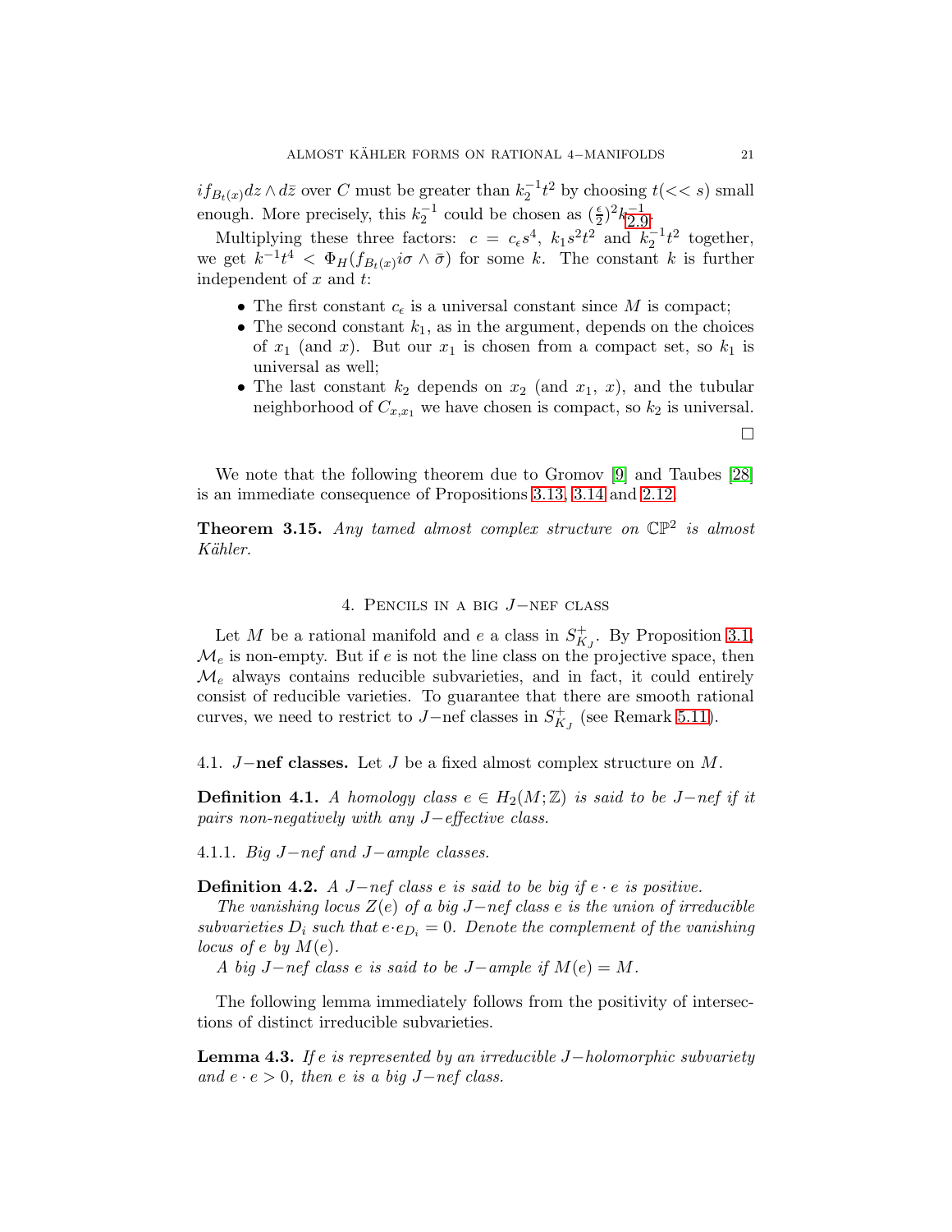$if_{B_t(x)} dz \wedge d\bar{z}$ over $C$ must be greater than $k_2^{-1}t^2$ by choosing $t(<< s)$ small enough. More precisely, this $k_2^{-1}$ could be chosen as $(\frac{\epsilon}{2})^2 k_{2.9}^{-1}$.

Multiplying these three factors: $c = c_\epsilon s^4$, $k_1 s^2 t^2$ and $k_2^{-1}t^2$ together, we get $k^{-1}t^4 < \Phi_H(f_{B_t(x)} i\sigma \wedge \bar{\sigma})$ for some $k$. The constant $k$ is further independent of $x$ and $t$:

- The first constant $c_\epsilon$ is a universal constant since $M$ is compact;
- The second constant $k_1$, as in the argument, depends on the choices of $x_1$ (and $x$). But our $x_1$ is chosen from a compact set, so $k_1$ is universal as well;
- The last constant $k_2$ depends on $x_2$ (and $x_1$, $x$), and the tubular neighborhood of $C_{x,x_1}$ we have chosen is compact, so $k_2$ is universal.

□

We note that the following theorem due to Gromov [9] and Taubes [28] is an immediate consequence of Propositions 3.13, 3.14 and 2.12.

**Theorem 3.15.** *Any tamed almost complex structure on $\mathbb{CP}^2$ is almost Kähler.*

## 4. Pencils in a big $J-$nef class

Let $M$ be a rational manifold and $e$ a class in $S^+_{K_J}$. By Proposition 3.1, $\mathcal{M}_e$ is non-empty. But if $e$ is not the line class on the projective space, then $\mathcal{M}_e$ always contains reducible subvarieties, and in fact, it could entirely consist of reducible varieties. To guarantee that there are smooth rational curves, we need to restrict to $J-$nef classes in $S^+_{K_J}$ (see Remark 5.11).

### 4.1. $J-$nef classes.

Let $J$ be a fixed almost complex structure on $M$.

**Definition 4.1.** *A homology class $e \in H_2(M;\mathbb{Z})$ is said to be $J-$nef if it pairs non-negatively with any $J-$effective class.*

#### 4.1.1. *Big $J-$nef and $J-$ample classes.*

**Definition 4.2.** *A $J-$nef class $e$ is said to be big if $e \cdot e$ is positive.*

*The vanishing locus $Z(e)$ of a big $J-$nef class $e$ is the union of irreducible subvarieties $D_i$ such that $e \cdot e_{D_i} = 0$. Denote the complement of the vanishing locus of $e$ by $M(e)$.*

*A big $J-$nef class $e$ is said to be $J-$ample if $M(e) = M$.*

The following lemma immediately follows from the positivity of intersections of distinct irreducible subvarieties.

**Lemma 4.3.** *If $e$ is represented by an irreducible $J-$holomorphic subvariety and $e \cdot e > 0$, then $e$ is a big $J-$nef class.*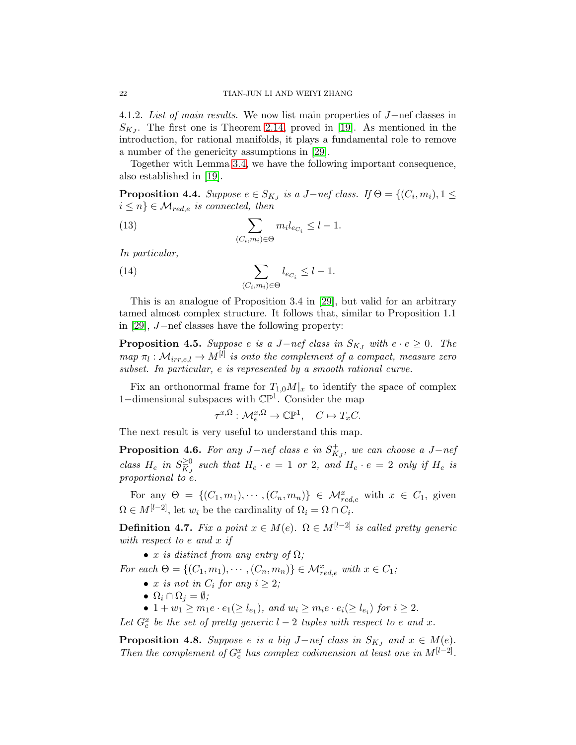4.1.2. *List of main results.* We now list main properties of $J-$nef classes in $S_{K_J}$. The first one is Theorem 2.14, proved in [19]. As mentioned in the introduction, for rational manifolds, it plays a fundamental role to remove a number of the genericity assumptions in [29].

Together with Lemma 3.4, we have the following important consequence, also established in [19].

**Proposition 4.4.** *Suppose $e \in S_{K_J}$ is a $J-$nef class. If $\Theta = \{(C_i, m_i), 1 \leq i \leq n\} \in \mathcal{M}_{red,e}$ is connected, then*

$$\sum_{(C_i,m_i)\in\Theta} m_i l_{e_{C_i}} \leq l-1. \tag{13}$$

*In particular,*

$$\sum_{(C_i,m_i)\in\Theta} l_{e_{C_i}} \leq l-1. \tag{14}$$

This is an analogue of Proposition 3.4 in [29], but valid for an arbitrary tamed almost complex structure. It follows that, similar to Proposition 1.1 in [29], $J-$nef classes have the following property:

**Proposition 4.5.** *Suppose $e$ is a $J-$nef class in $S_{K_J}$ with $e \cdot e \geq 0$. The map $\pi_l : \mathcal{M}_{irr,e,l} \to M^{[l]}$ is onto the complement of a compact, measure zero subset. In particular, $e$ is represented by a smooth rational curve.*

Fix an orthonormal frame for $T_{1,0}M|_x$ to identify the space of complex $1-$dimensional subspaces with $\mathbb{CP}^1$. Consider the map

$$\tau^{x,\Omega} : \mathcal{M}_e^{x,\Omega} \to \mathbb{CP}^1, \quad C \mapsto T_x C.$$

The next result is very useful to understand this map.

**Proposition 4.6.** *For any $J-$nef class $e$ in $S^+_{K_J}$, we can choose a $J-$nef class $H_e$ in $S^{\geq 0}_{K_J}$ such that $H_e \cdot e = 1$ or $2$, and $H_e \cdot e = 2$ only if $H_e$ is proportional to $e$.*

For any $\Theta = \{(C_1, m_1), \cdots, (C_n, m_n)\} \in \mathcal{M}^x_{red,e}$ with $x \in C_1$, given $\Omega \in M^{[l-2]}$, let $w_i$ be the cardinality of $\Omega_i = \Omega \cap C_i$.

**Definition 4.7.** *Fix a point $x \in M(e)$. $\Omega \in M^{[l-2]}$ is called pretty generic with respect to $e$ and $x$ if*

- *$x$ is distinct from any entry of $\Omega$;*

*For each $\Theta = \{(C_1, m_1), \cdots, (C_n, m_n)\} \in \mathcal{M}^x_{red,e}$ with $x \in C_1$;*

- *$x$ is not in $C_i$ for any $i \geq 2$;*
- *$\Omega_i \cap \Omega_j = \emptyset$;*
- *$1 + w_1 \geq m_1 e \cdot e_1 (\geq l_{e_1})$, and $w_i \geq m_i e \cdot e_i (\geq l_{e_i})$ for $i \geq 2$.*

*Let $G^x_e$ be the set of pretty generic $l-2$ tuples with respect to $e$ and $x$.*

**Proposition 4.8.** *Suppose $e$ is a big $J-$nef class in $S_{K_J}$ and $x \in M(e)$. Then the complement of $G^x_e$ has complex codimension at least one in $M^{[l-2]}$.*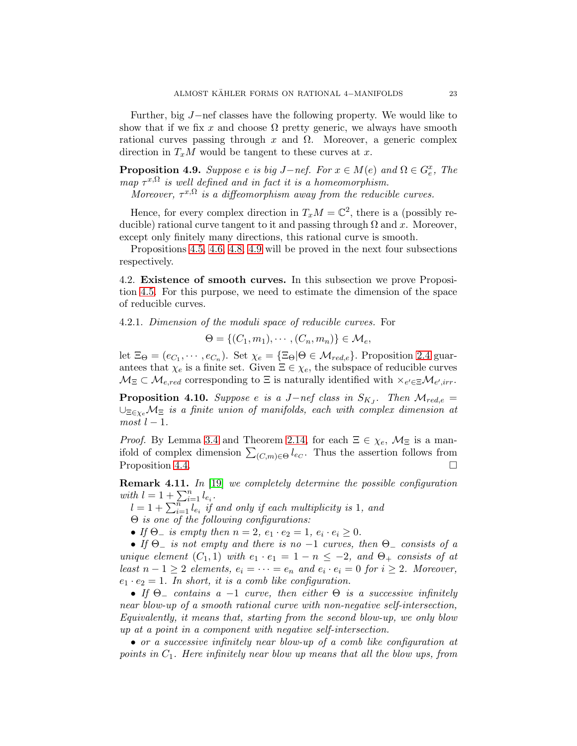Further, big $J-$nef classes have the following property. We would like to show that if we fix $x$ and choose $\Omega$ pretty generic, we always have smooth rational curves passing through $x$ and $\Omega$. Moreover, a generic complex direction in $T_xM$ would be tangent to these curves at $x$.

**Proposition 4.9.** *Suppose $e$ is big $J-$nef. For $x \in M(e)$ and $\Omega \in G_e^x$, The map $\tau^{x,\Omega}$ is well defined and in fact it is a homeomorphism.*

*Moreover, $\tau^{x,\Omega}$ is a diffeomorphism away from the reducible curves.*

Hence, for every complex direction in $T_xM = \mathbb{C}^2$, there is a (possibly reducible) rational curve tangent to it and passing through $\Omega$ and $x$. Moreover, except only finitely many directions, this rational curve is smooth.

Propositions 4.5, 4.6, 4.8, 4.9 will be proved in the next four subsections respectively.

4.2. **Existence of smooth curves.** In this subsection we prove Proposition 4.5. For this purpose, we need to estimate the dimension of the space of reducible curves.

4.2.1. *Dimension of the moduli space of reducible curves.* For

$$\Theta = \{(C_1, m_1), \cdots, (C_n, m_n)\} \in \mathcal{M}_e,$$

let $\Xi_\Theta = (e_{C_1}, \cdots, e_{C_n})$. Set $\chi_e = \{\Xi_\Theta | \Theta \in \mathcal{M}_{red,e}\}$. Proposition 2.4 guarantees that $\chi_e$ is a finite set. Given $\Xi \in \chi_e$, the subspace of reducible curves $\mathcal{M}_\Xi \subset \mathcal{M}_{e,red}$ corresponding to $\Xi$ is naturally identified with $\times_{e' \in \Xi} \mathcal{M}_{e',irr}$.

**Proposition 4.10.** *Suppose $e$ is a $J-$nef class in $S_{K_J}$. Then $\mathcal{M}_{red,e} = \cup_{\Xi \in \chi_e} \mathcal{M}_\Xi$ is a finite union of manifolds, each with complex dimension at most $l - 1$.*

*Proof.* By Lemma 3.4 and Theorem 2.14, for each $\Xi \in \chi_e$, $\mathcal{M}_\Xi$ is a manifold of complex dimension $\sum_{(C,m) \in \Theta} l_{e_C}$. Thus the assertion follows from Proposition 4.4. □

**Remark 4.11.** *In [19] we completely determine the possible configuration with $l = 1 + \sum_{i=1}^n l_{e_i}$.*

*$l = 1 + \sum_{i=1}^n l_{e_i}$ if and only if each multiplicity is 1, and*

*$\Theta$ is one of the following configurations:*

*• If $\Theta_-$ is empty then $n = 2$, $e_1 \cdot e_2 = 1$, $e_i \cdot e_i \geq 0$.*

*• If $\Theta_-$ is not empty and there is no $-1$ curves, then $\Theta_-$ consists of a unique element $(C_1, 1)$ with $e_1 \cdot e_1 = 1 - n \leq -2$, and $\Theta_+$ consists of at least $n - 1 \geq 2$ elements, $e_i = \cdots = e_n$ and $e_i \cdot e_i = 0$ for $i \geq 2$. Moreover, $e_1 \cdot e_2 = 1$. In short, it is a comb like configuration.*

*• If $\Theta_-$ contains a $-1$ curve, then either $\Theta$ is a successive infinitely near blow-up of a smooth rational curve with non-negative self-intersection, Equivalently, it means that, starting from the second blow-up, we only blow up at a point in a component with negative self-intersection.*

*• or a successive infinitely near blow-up of a comb like configuration at points in $C_1$. Here infinitely near blow up means that all the blow ups, from*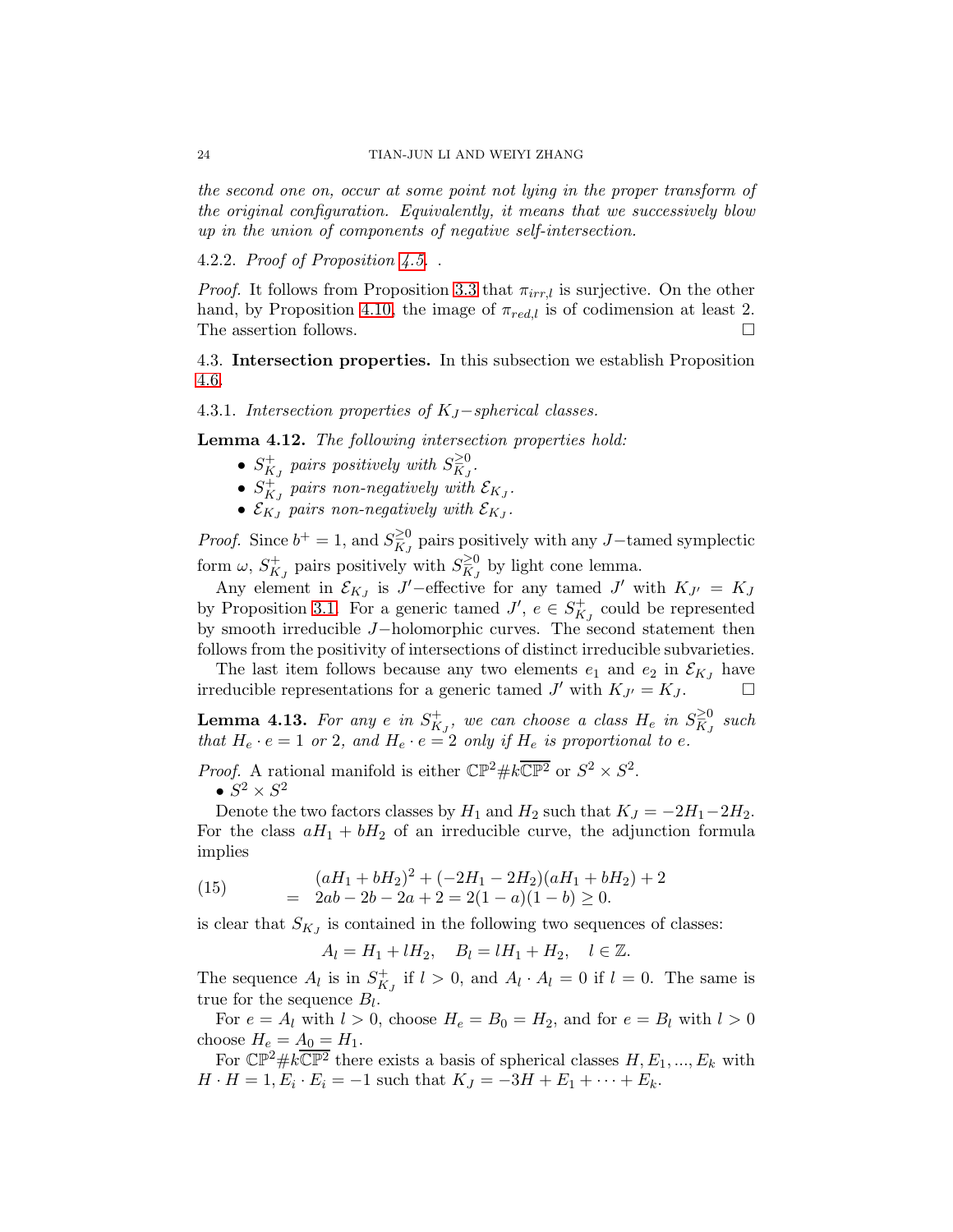*the second one on, occur at some point not lying in the proper transform of the original configuration. Equivalently, it means that we successively blow up in the union of components of negative self-intersection.*

4.2.2. *Proof of Proposition 4.5.* .

*Proof.* It follows from Proposition 3.3 that $\pi_{irr,l}$ is surjective. On the other hand, by Proposition 4.10, the image of $\pi_{red,l}$ is of codimension at least 2. The assertion follows. $\square$

4.3. **Intersection properties.** In this subsection we establish Proposition 4.6.

4.3.1. *Intersection properties of $K_J-$spherical classes.*

**Lemma 4.12.** *The following intersection properties hold:*

- *$S^+_{K_J}$ pairs positively with $S^{\geq 0}_{K_J}$.*
- *$S^+_{K_J}$ pairs non-negatively with $\mathcal{E}_{K_J}$.*
- *$\mathcal{E}_{K_J}$ pairs non-negatively with $\mathcal{E}_{K_J}$.*

*Proof.* Since $b^+ = 1$, and $S^{\geq 0}_{K_J}$ pairs positively with any $J-$tamed symplectic form $\omega$, $S^+_{K_J}$ pairs positively with $S^{\geq 0}_{K_J}$ by light cone lemma.

Any element in $\mathcal{E}_{K_J}$ is $J'-$effective for any tamed $J'$ with $K_{J'} = K_J$ by Proposition 3.1. For a generic tamed $J'$, $e \in S^+_{K_J}$ could be represented by smooth irreducible $J-$holomorphic curves. The second statement then follows from the positivity of intersections of distinct irreducible subvarieties.

The last item follows because any two elements $e_1$ and $e_2$ in $\mathcal{E}_{K_J}$ have irreducible representations for a generic tamed $J'$ with $K_{J'} = K_J$. $\square$

**Lemma 4.13.** *For any $e$ in $S^+_{K_J}$, we can choose a class $H_e$ in $S^{\geq 0}_{K_J}$ such that $H_e \cdot e = 1$ or 2, and $H_e \cdot e = 2$ only if $H_e$ is proportional to $e$.*

*Proof.* A rational manifold is either $\mathbb{CP}^2 \# k\overline{\mathbb{CP}^2}$ or $S^2 \times S^2$.

• $S^2 \times S^2$

Denote the two factors classes by $H_1$ and $H_2$ such that $K_J = -2H_1 - 2H_2$. For the class $aH_1 + bH_2$ of an irreducible curve, the adjunction formula implies

$$
\begin{aligned}
&(aH_1 + bH_2)^2 + (-2H_1 - 2H_2)(aH_1 + bH_2) + 2 \\
= \;& 2ab - 2b - 2a + 2 = 2(1-a)(1-b) \geq 0.
\end{aligned} \tag{15}
$$

is clear that $S_{K_J}$ is contained in the following two sequences of classes:

$$A_l = H_1 + lH_2, \quad B_l = lH_1 + H_2, \quad l \in \mathbb{Z}.$$

The sequence $A_l$ is in $S^+_{K_J}$ if $l > 0$, and $A_l \cdot A_l = 0$ if $l = 0$. The same is true for the sequence $B_l$.

For $e = A_l$ with $l > 0$, choose $H_e = B_0 = H_2$, and for $e = B_l$ with $l > 0$ choose $H_e = A_0 = H_1$.

For $\mathbb{CP}^2 \# k\overline{\mathbb{CP}^2}$ there exists a basis of spherical classes $H, E_1, ..., E_k$ with $H \cdot H = 1, E_i \cdot E_i = -1$ such that $K_J = -3H + E_1 + \cdots + E_k$.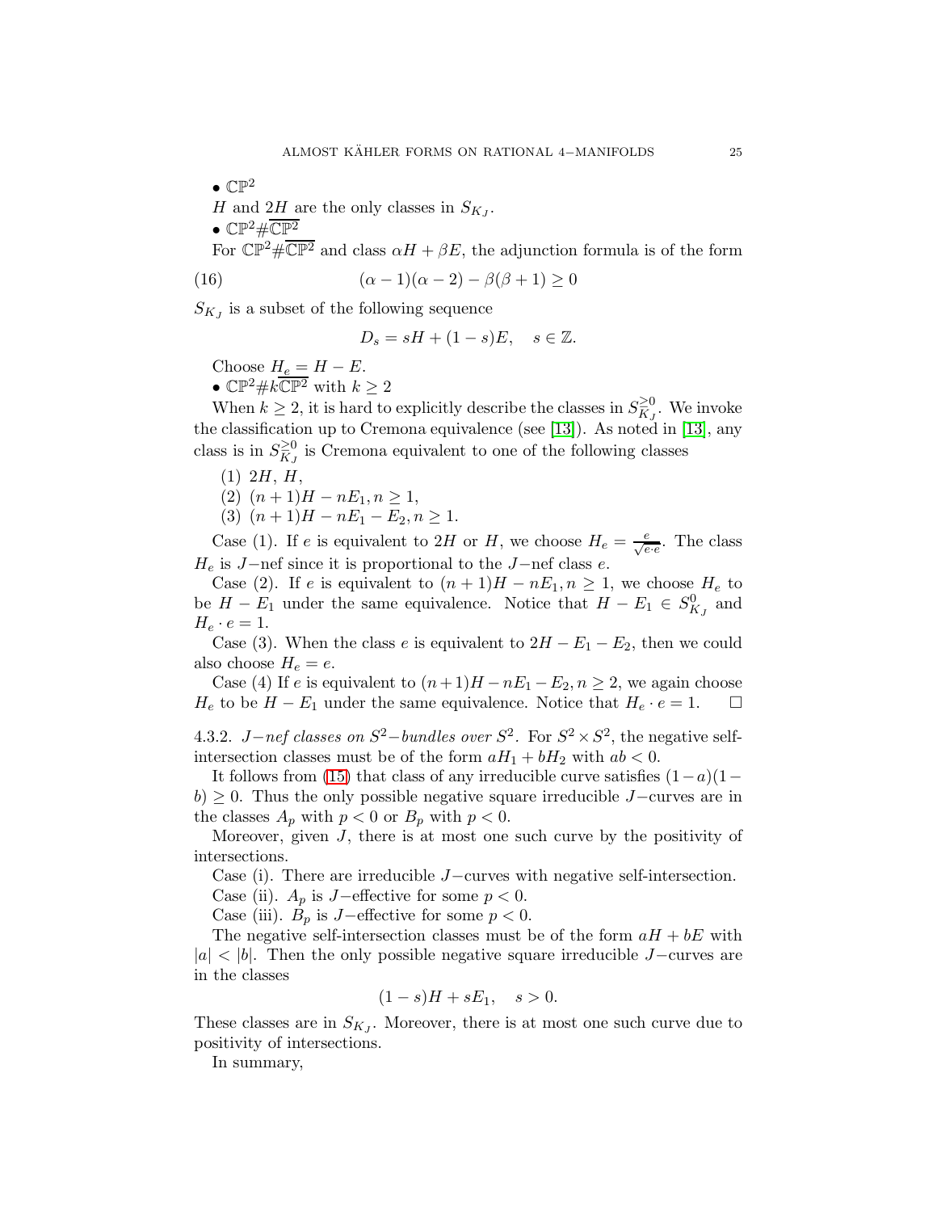• $\mathbb{CP}^2$

$H$ and $2H$ are the only classes in $S_{K_J}$.

• $\mathbb{CP}^2\#\overline{\mathbb{CP}^2}$

For $\mathbb{CP}^2\#\overline{\mathbb{CP}^2}$ and class $\alpha H+\beta E$, the adjunction formula is of the form

$$(\alpha-1)(\alpha-2)-\beta(\beta+1)\geq 0 \tag{16}$$

$S_{K_J}$ is a subset of the following sequence

$$D_s=sH+(1-s)E,\quad s\in\mathbb{Z}.$$

Choose $H_e=H-E$.

• $\mathbb{CP}^2\#k\overline{\mathbb{CP}^2}$ with $k\geq 2$

When $k\geq 2$, it is hard to explicitly describe the classes in $S^{\geq 0}_{K_J}$. We invoke the classification up to Cremona equivalence (see [13]). As noted in [13], any class is in $S^{\geq 0}_{K_J}$ is Cremona equivalent to one of the following classes

(1) $2H$, $H$,
(2) $(n+1)H-nE_1, n\geq 1$,
(3) $(n+1)H-nE_1-E_2, n\geq 1$.

Case (1). If $e$ is equivalent to $2H$ or $H$, we choose $H_e=\frac{e}{\sqrt{e\cdot e}}$. The class $H_e$ is $J-$nef since it is proportional to the $J-$nef class $e$.

Case (2). If $e$ is equivalent to $(n+1)H-nE_1, n\geq 1$, we choose $H_e$ to be $H-E_1$ under the same equivalence. Notice that $H-E_1\in S^0_{K_J}$ and $H_e\cdot e=1$.

Case (3). When the class $e$ is equivalent to $2H-E_1-E_2$, then we could also choose $H_e=e$.

Case (4) If $e$ is equivalent to $(n+1)H-nE_1-E_2, n\geq 2$, we again choose $H_e$ to be $H-E_1$ under the same equivalence. Notice that $H_e\cdot e=1$. $\square$

4.3.2. *$J-$nef classes on $S^2-$bundles over $S^2$.* For $S^2\times S^2$, the negative self-intersection classes must be of the form $aH_1+bH_2$ with $ab<0$.

It follows from (15) that class of any irreducible curve satisfies $(1-a)(1-b)\geq 0$. Thus the only possible negative square irreducible $J-$curves are in the classes $A_p$ with $p<0$ or $B_p$ with $p<0$.

Moreover, given $J$, there is at most one such curve by the positivity of intersections.

Case (i). There are irreducible $J-$curves with negative self-intersection.

Case (ii). $A_p$ is $J-$effective for some $p<0$.

Case (iii). $B_p$ is $J-$effective for some $p<0$.

The negative self-intersection classes must be of the form $aH+bE$ with $|a|<|b|$. Then the only possible negative square irreducible $J-$curves are in the classes

$$(1-s)H+sE_1,\quad s>0.$$

These classes are in $S_{K_J}$. Moreover, there is at most one such curve due to positivity of intersections.

In summary,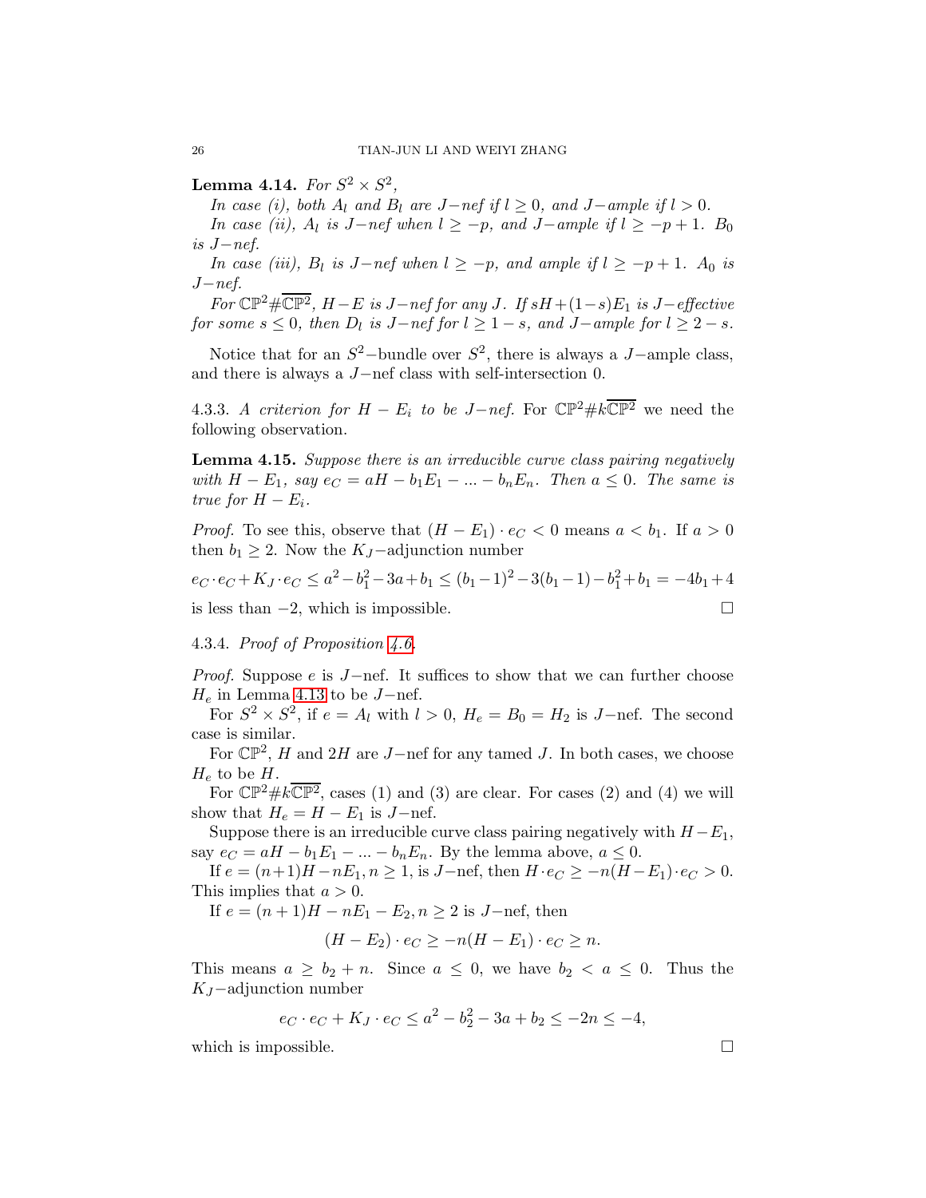**Lemma 4.14.** *For $S^2 \times S^2$,*

*In case (i), both $A_l$ and $B_l$ are $J-$nef if $l \geq 0$, and $J-$ample if $l > 0$.*

*In case (ii), $A_l$ is $J-$nef when $l \geq -p$, and $J-$ample if $l \geq -p+1$. $B_0$ is $J-$nef.*

*In case (iii), $B_l$ is $J-$nef when $l \geq -p$, and ample if $l \geq -p+1$. $A_0$ is $J-$nef.*

*For $\mathbb{CP}^2 \# \overline{\mathbb{CP}^2}$, $H-E$ is $J-$nef for any $J$. If $sH+(1-s)E_1$ is $J-$effective for some $s \leq 0$, then $D_l$ is $J-$nef for $l \geq 1-s$, and $J-$ample for $l \geq 2-s$.*

Notice that for an $S^2-$bundle over $S^2$, there is always a $J-$ample class, and there is always a $J-$nef class with self-intersection 0.

4.3.3. *A criterion for $H - E_i$ to be $J-$nef.* For $\mathbb{CP}^2 \# k\overline{\mathbb{CP}^2}$ we need the following observation.

**Lemma 4.15.** *Suppose there is an irreducible curve class pairing negatively with $H - E_1$, say $e_C = aH - b_1E_1 - ... - b_nE_n$. Then $a \leq 0$. The same is true for $H - E_i$.*

*Proof.* To see this, observe that $(H - E_1) \cdot e_C < 0$ means $a < b_1$. If $a > 0$ then $b_1 \geq 2$. Now the $K_J-$adjunction number

$$e_C \cdot e_C + K_J \cdot e_C \leq a^2 - b_1^2 - 3a + b_1 \leq (b_1 - 1)^2 - 3(b_1 - 1) - b_1^2 + b_1 = -4b_1 + 4$$

is less than $-2$, which is impossible. □

4.3.4. *Proof of Proposition 4.6.*

*Proof.* Suppose $e$ is $J-$nef. It suffices to show that we can further choose $H_e$ in Lemma 4.13 to be $J-$nef.

For $S^2 \times S^2$, if $e = A_l$ with $l > 0$, $H_e = B_0 = H_2$ is $J-$nef. The second case is similar.

For $\mathbb{CP}^2$, $H$ and $2H$ are $J-$nef for any tamed $J$. In both cases, we choose $H_e$ to be $H$.

For $\mathbb{CP}^2 \# k\overline{\mathbb{CP}^2}$, cases (1) and (3) are clear. For cases (2) and (4) we will show that $H_e = H - E_1$ is $J-$nef.

Suppose there is an irreducible curve class pairing negatively with $H - E_1$, say $e_C = aH - b_1E_1 - ... - b_nE_n$. By the lemma above, $a \leq 0$.

If $e = (n+1)H - nE_1, n \geq 1$, is $J-$nef, then $H \cdot e_C \geq -n(H - E_1) \cdot e_C > 0$. This implies that $a > 0$.

If $e = (n + 1)H - nE_1 - E_2, n \geq 2$ is $J-$nef, then

$$(H - E_2) \cdot e_C \geq -n(H - E_1) \cdot e_C \geq n.$$

This means $a \geq b_2 + n$. Since $a \leq 0$, we have $b_2 < a \leq 0$. Thus the $K_J-$adjunction number

$$e_C \cdot e_C + K_J \cdot e_C \leq a^2 - b_2^2 - 3a + b_2 \leq -2n \leq -4,$$

which is impossible. □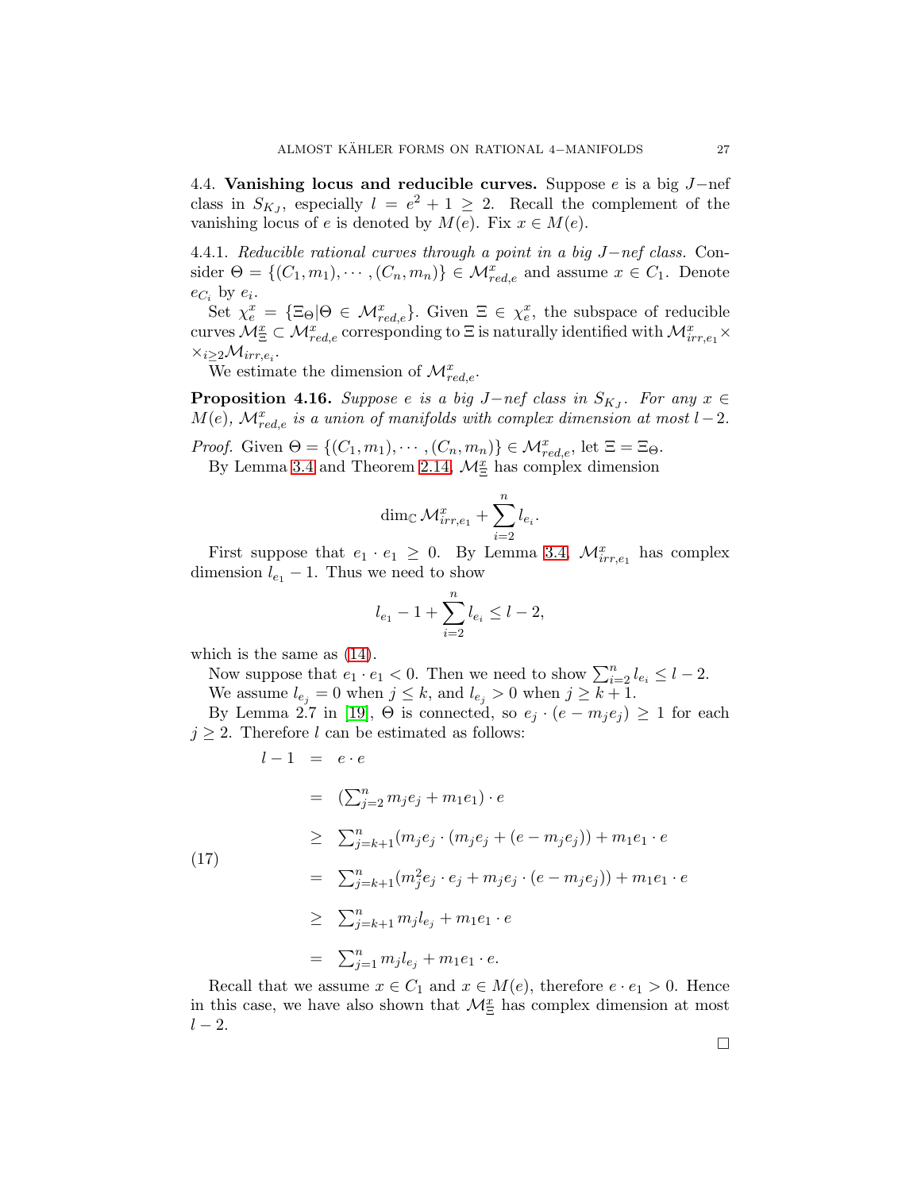### 4.4. Vanishing locus and reducible curves.

Suppose $e$ is a big $J-$nef class in $S_{K_J}$, especially $l = e^2 + 1 \geq 2$. Recall the complement of the vanishing locus of $e$ is denoted by $M(e)$. Fix $x \in M(e)$.

4.4.1. *Reducible rational curves through a point in a big $J-$nef class.* Consider $\Theta = \{(C_1, m_1), \cdots, (C_n, m_n)\} \in \mathcal{M}^x_{red,e}$ and assume $x \in C_1$. Denote $e_{C_i}$ by $e_i$.

Set $\chi^x_e = \{\Xi_\Theta | \Theta \in \mathcal{M}^x_{red,e}\}$. Given $\Xi \in \chi^x_e$, the subspace of reducible curves $\mathcal{M}^x_\Xi \subset \mathcal{M}^x_{red,e}$ corresponding to $\Xi$ is naturally identified with $\mathcal{M}^x_{irr,e_1} \times \times_{i\geq 2} \mathcal{M}_{irr,e_i}$.

We estimate the dimension of $\mathcal{M}^x_{red,e}$.

**Proposition 4.16.** *Suppose $e$ is a big $J-$nef class in $S_{K_J}$. For any $x \in M(e)$, $\mathcal{M}^x_{red,e}$ is a union of manifolds with complex dimension at most $l-2$.*

*Proof.* Given $\Theta = \{(C_1, m_1), \cdots, (C_n, m_n)\} \in \mathcal{M}^x_{red,e}$, let $\Xi = \Xi_\Theta$.

By Lemma 3.4 and Theorem 2.14, $\mathcal{M}^x_\Xi$ has complex dimension

$$\dim_{\mathbb{C}} \mathcal{M}^x_{irr,e_1} + \sum_{i=2}^{n} l_{e_i}.$$

First suppose that $e_1 \cdot e_1 \geq 0$. By Lemma 3.4, $\mathcal{M}^x_{irr,e_1}$ has complex dimension $l_{e_1} - 1$. Thus we need to show

$$l_{e_1} - 1 + \sum_{i=2}^{n} l_{e_i} \leq l - 2,$$

which is the same as (14).

Now suppose that $e_1 \cdot e_1 < 0$. Then we need to show $\sum_{i=2}^{n} l_{e_i} \leq l - 2$.

We assume $l_{e_j} = 0$ when $j \leq k$, and $l_{e_j} > 0$ when $j \geq k+1$.

By Lemma 2.7 in [19], $\Theta$ is connected, so $e_j \cdot (e - m_j e_j) \geq 1$ for each $j \geq 2$. Therefore $l$ can be estimated as follows:

$$
\begin{aligned}
l - 1 &= e \cdot e \\
&= (\textstyle\sum_{j=2}^{n} m_j e_j + m_1 e_1) \cdot e \\
&\geq \textstyle\sum_{j=k+1}^{n} (m_j e_j \cdot (m_j e_j + (e - m_j e_j))) + m_1 e_1 \cdot e \\
&= \textstyle\sum_{j=k+1}^{n} (m_j^2 e_j \cdot e_j + m_j e_j \cdot (e - m_j e_j)) + m_1 e_1 \cdot e \\
&\geq \textstyle\sum_{j=k+1}^{n} m_j l_{e_j} + m_1 e_1 \cdot e \\
&= \textstyle\sum_{j=1}^{n} m_j l_{e_j} + m_1 e_1 \cdot e.
\end{aligned}
\tag{17}
$$

Recall that we assume $x \in C_1$ and $x \in M(e)$, therefore $e \cdot e_1 > 0$. Hence in this case, we have also shown that $\mathcal{M}^x_\Xi$ has complex dimension at most $l - 2$.

$\square$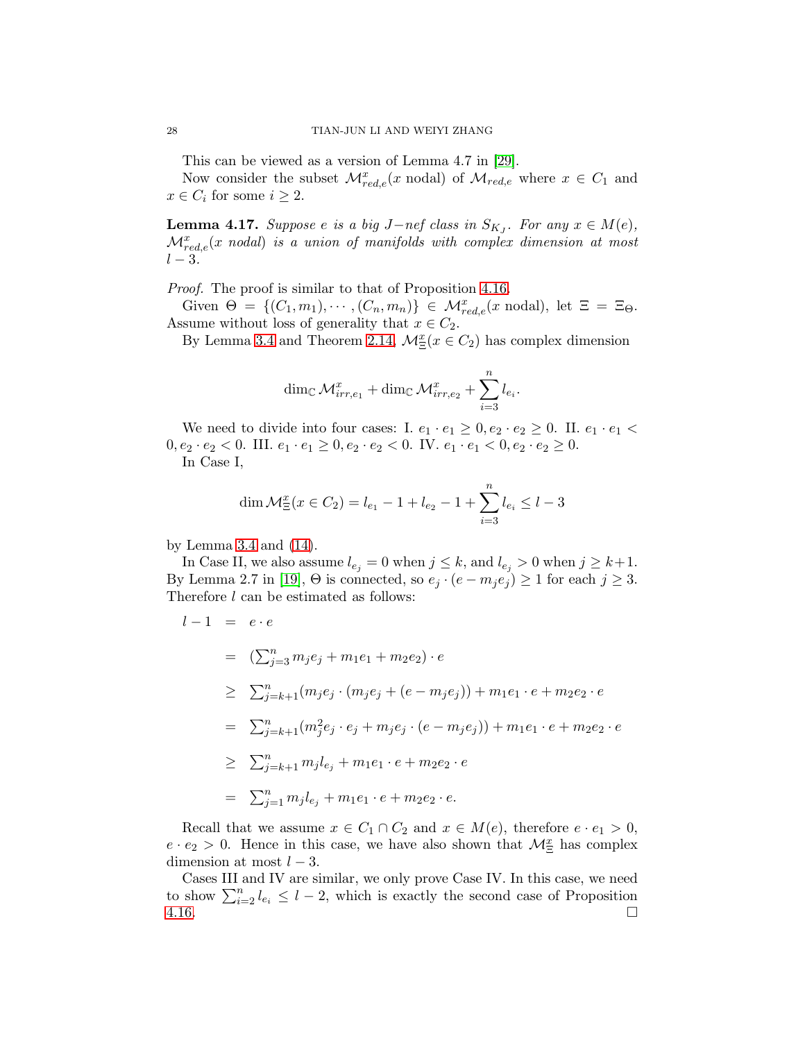This can be viewed as a version of Lemma 4.7 in [29].

Now consider the subset $\mathcal{M}^x_{red,e}(x \text{ nodal})$ of $\mathcal{M}_{red,e}$ where $x \in C_1$ and $x \in C_i$ for some $i \geq 2$.

**Lemma 4.17.** *Suppose $e$ is a big $J-$nef class in $S_{K_J}$. For any $x \in M(e)$, $\mathcal{M}^x_{red,e}(x \text{ nodal})$ is a union of manifolds with complex dimension at most $l-3$.*

*Proof.* The proof is similar to that of Proposition 4.16.

Given $\Theta = \{(C_1, m_1), \cdots, (C_n, m_n)\} \in \mathcal{M}^x_{red,e}(x \text{ nodal})$, let $\Xi = \Xi_\Theta$. Assume without loss of generality that $x \in C_2$.

By Lemma 3.4 and Theorem 2.14, $\mathcal{M}^x_\Xi(x \in C_2)$ has complex dimension

$$\dim_{\mathbb{C}} \mathcal{M}^x_{irr,e_1} + \dim_{\mathbb{C}} \mathcal{M}^x_{irr,e_2} + \sum_{i=3}^n l_{e_i}.$$

We need to divide into four cases: I. $e_1 \cdot e_1 \geq 0, e_2 \cdot e_2 \geq 0$. II. $e_1 \cdot e_1 < 0, e_2 \cdot e_2 < 0$. III. $e_1 \cdot e_1 \geq 0, e_2 \cdot e_2 < 0$. IV. $e_1 \cdot e_1 < 0, e_2 \cdot e_2 \geq 0$.

In Case I,

$$\dim \mathcal{M}^x_\Xi(x \in C_2) = l_{e_1} - 1 + l_{e_2} - 1 + \sum_{i=3}^n l_{e_i} \leq l - 3$$

by Lemma 3.4 and (14).

In Case II, we also assume $l_{e_j} = 0$ when $j \leq k$, and $l_{e_j} > 0$ when $j \geq k+1$. By Lemma 2.7 in [19], $\Theta$ is connected, so $e_j \cdot (e - m_j e_j) \geq 1$ for each $j \geq 3$. Therefore $l$ can be estimated as follows:

$$\begin{aligned}
l - 1 &= e \cdot e \\
&= (\textstyle\sum_{j=3}^n m_j e_j + m_1 e_1 + m_2 e_2) \cdot e \\
&\geq \textstyle\sum_{j=k+1}^n (m_j e_j \cdot (m_j e_j + (e - m_j e_j)) + m_1 e_1 \cdot e + m_2 e_2 \cdot e \\
&= \textstyle\sum_{j=k+1}^n (m_j^2 e_j \cdot e_j + m_j e_j \cdot (e - m_j e_j)) + m_1 e_1 \cdot e + m_2 e_2 \cdot e \\
&\geq \textstyle\sum_{j=k+1}^n m_j l_{e_j} + m_1 e_1 \cdot e + m_2 e_2 \cdot e \\
&= \textstyle\sum_{j=1}^n m_j l_{e_j} + m_1 e_1 \cdot e + m_2 e_2 \cdot e.
\end{aligned}$$

Recall that we assume $x \in C_1 \cap C_2$ and $x \in M(e)$, therefore $e \cdot e_1 > 0$, $e \cdot e_2 > 0$. Hence in this case, we have also shown that $\mathcal{M}^x_\Xi$ has complex dimension at most $l - 3$.

Cases III and IV are similar, we only prove Case IV. In this case, we need to show $\sum_{i=2}^n l_{e_i} \leq l - 2$, which is exactly the second case of Proposition 4.16. $\square$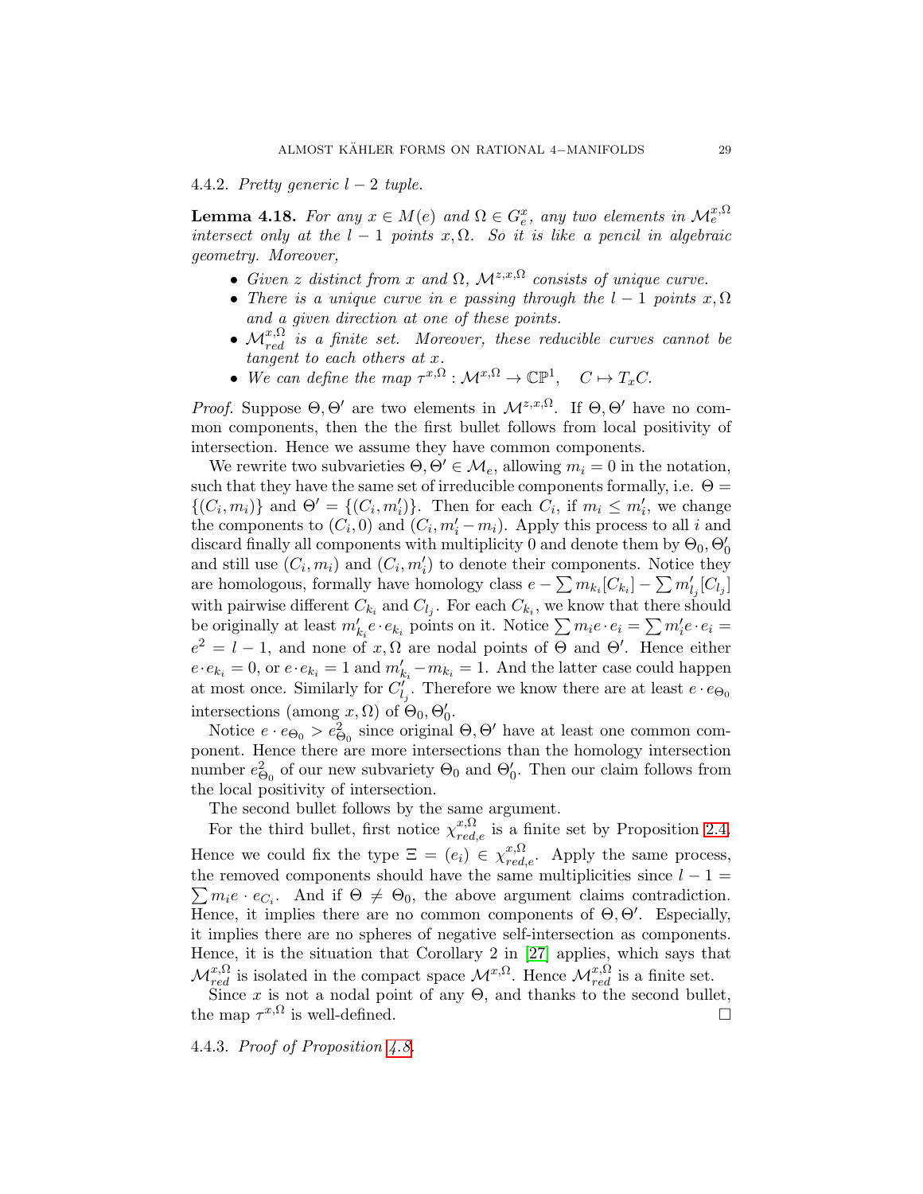4.4.2. *Pretty generic $l-2$ tuple.*

**Lemma 4.18.** *For any $x \in M(e)$ and $\Omega \in G_e^x$, any two elements in $\mathcal{M}_e^{x,\Omega}$ intersect only at the $l-1$ points $x, \Omega$. So it is like a pencil in algebraic geometry. Moreover,*

- *Given $z$ distinct from $x$ and $\Omega$, $\mathcal{M}^{z,x,\Omega}$ consists of unique curve.*
- *There is a unique curve in $e$ passing through the $l-1$ points $x, \Omega$ and a given direction at one of these points.*
- *$\mathcal{M}_{red}^{x,\Omega}$ is a finite set. Moreover, these reducible curves cannot be tangent to each others at $x$.*
- *We can define the map $\tau^{x,\Omega} : \mathcal{M}^{x,\Omega} \to \mathbb{CP}^1, \quad C \mapsto T_x C$.*

*Proof.* Suppose $\Theta, \Theta'$ are two elements in $\mathcal{M}^{z,x,\Omega}$. If $\Theta, \Theta'$ have no common components, then the the first bullet follows from local positivity of intersection. Hence we assume they have common components.

We rewrite two subvarieties $\Theta, \Theta' \in \mathcal{M}_e$, allowing $m_i = 0$ in the notation, such that they have the same set of irreducible components formally, i.e. $\Theta = \{(C_i, m_i)\}$ and $\Theta' = \{(C_i, m_i')\}$. Then for each $C_i$, if $m_i \leq m_i'$, we change the components to $(C_i, 0)$ and $(C_i, m_i' - m_i)$. Apply this process to all $i$ and discard finally all components with multiplicity 0 and denote them by $\Theta_0, \Theta_0'$ and still use $(C_i, m_i)$ and $(C_i, m_i')$ to denote their components. Notice they are homologous, formally have homology class $e - \sum m_{k_i}[C_{k_i}] - \sum m'_{l_j}[C_{l_j}]$ with pairwise different $C_{k_i}$ and $C_{l_j}$. For each $C_{k_i}$, we know that there should be originally at least $m'_{k_i} e \cdot e_{k_i}$ points on it. Notice $\sum m_i e \cdot e_i = \sum m_i' e \cdot e_i = e^2 = l-1$, and none of $x, \Omega$ are nodal points of $\Theta$ and $\Theta'$. Hence either $e \cdot e_{k_i} = 0$, or $e \cdot e_{k_i} = 1$ and $m'_{k_i} - m_{k_i} = 1$. And the latter case could happen at most once. Similarly for $C'_{l_j}$. Therefore we know there are at least $e \cdot e_{\Theta_0}$ intersections (among $x, \Omega$) of $\Theta_0, \Theta_0'$.

Notice $e \cdot e_{\Theta_0} > e_{\Theta_0}^2$ since original $\Theta, \Theta'$ have at least one common component. Hence there are more intersections than the homology intersection number $e_{\Theta_0}^2$ of our new subvariety $\Theta_0$ and $\Theta_0'$. Then our claim follows from the local positivity of intersection.

The second bullet follows by the same argument.

For the third bullet, first notice $\chi_{red,e}^{x,\Omega}$ is a finite set by Proposition 2.4. Hence we could fix the type $\Xi = (e_i) \in \chi_{red,e}^{x,\Omega}$. Apply the same process, the removed components should have the same multiplicities since $l - 1 = \sum m_i e \cdot e_{C_i}$. And if $\Theta \neq \Theta_0$, the above argument claims contradiction. Hence, it implies there are no common components of $\Theta, \Theta'$. Especially, it implies there are no spheres of negative self-intersection as components. Hence, it is the situation that Corollary 2 in [27] applies, which says that $\mathcal{M}_{red}^{x,\Omega}$ is isolated in the compact space $\mathcal{M}^{x,\Omega}$. Hence $\mathcal{M}_{red}^{x,\Omega}$ is a finite set.

Since $x$ is not a nodal point of any $\Theta$, and thanks to the second bullet, the map $\tau^{x,\Omega}$ is well-defined. $\square$

4.4.3. *Proof of Proposition 4.8.*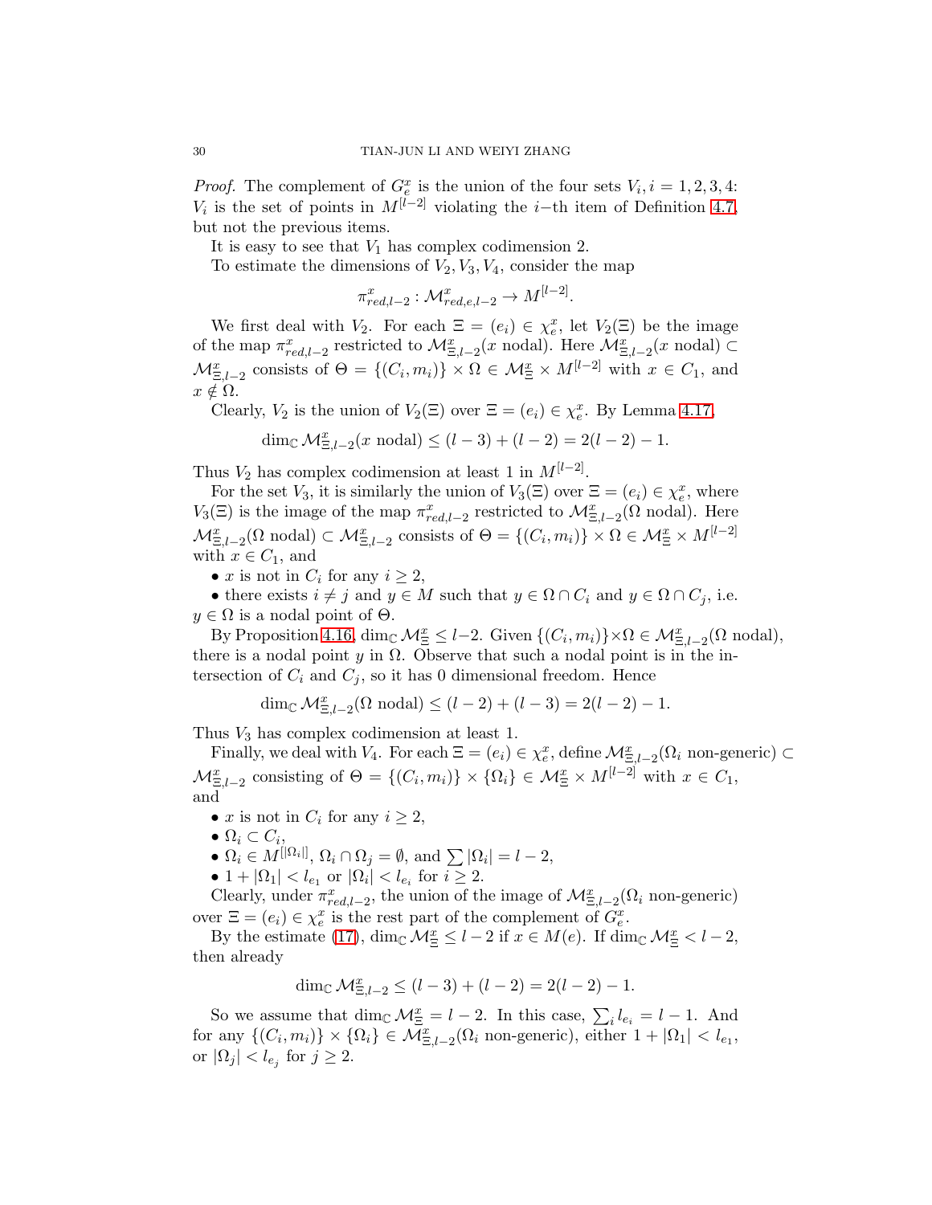*Proof.* The complement of $G^x_e$ is the union of the four sets $V_i, i = 1, 2, 3, 4$: $V_i$ is the set of points in $M^{[l-2]}$ violating the $i-$th item of Definition 4.7, but not the previous items.

It is easy to see that $V_1$ has complex codimension 2.

To estimate the dimensions of $V_2, V_3, V_4$, consider the map

$$\pi^x_{red,l-2} : \mathcal{M}^x_{red,e,l-2} \to M^{[l-2]}.$$

We first deal with $V_2$. For each $\Xi = (e_i) \in \chi^x_e$, let $V_2(\Xi)$ be the image of the map $\pi^x_{red,l-2}$ restricted to $\mathcal{M}^x_{\Xi,l-2}(x \text{ nodal})$. Here $\mathcal{M}^x_{\Xi,l-2}(x \text{ nodal}) \subset \mathcal{M}^x_{\Xi,l-2}$ consists of $\Theta = \{(C_i, m_i)\} \times \Omega \in \mathcal{M}^x_{\Xi} \times M^{[l-2]}$ with $x \in C_1$, and $x \notin \Omega$.

Clearly, $V_2$ is the union of $V_2(\Xi)$ over $\Xi = (e_i) \in \chi^x_e$. By Lemma 4.17,

$$\dim_{\mathbb{C}} \mathcal{M}^x_{\Xi,l-2}(x \text{ nodal}) \leq (l-3) + (l-2) = 2(l-2) - 1.$$

Thus $V_2$ has complex codimension at least 1 in $M^{[l-2]}$.

For the set $V_3$, it is similarly the union of $V_3(\Xi)$ over $\Xi = (e_i) \in \chi^x_e$, where $V_3(\Xi)$ is the image of the map $\pi^x_{red,l-2}$ restricted to $\mathcal{M}^x_{\Xi,l-2}(\Omega \text{ nodal})$. Here $\mathcal{M}^x_{\Xi,l-2}(\Omega \text{ nodal}) \subset \mathcal{M}^x_{\Xi,l-2}$ consists of $\Theta = \{(C_i, m_i)\} \times \Omega \in \mathcal{M}^x_{\Xi} \times M^{[l-2]}$ with $x \in C_1$, and

- $x$ is not in $C_i$ for any $i \geq 2$,
- there exists $i \neq j$ and $y \in M$ such that $y \in \Omega \cap C_i$ and $y \in \Omega \cap C_j$, i.e. $y \in \Omega$ is a nodal point of $\Theta$.

By Proposition 4.16, $\dim_{\mathbb{C}} \mathcal{M}^x_{\Xi} \leq l-2$. Given $\{(C_i, m_i)\} \times \Omega \in \mathcal{M}^x_{\Xi,l-2}(\Omega \text{ nodal})$, there is a nodal point $y$ in $\Omega$. Observe that such a nodal point is in the intersection of $C_i$ and $C_j$, so it has 0 dimensional freedom. Hence

$$\dim_{\mathbb{C}} \mathcal{M}^x_{\Xi,l-2}(\Omega \text{ nodal}) \leq (l-2) + (l-3) = 2(l-2) - 1.$$

Thus $V_3$ has complex codimension at least 1.

Finally, we deal with $V_4$. For each $\Xi = (e_i) \in \chi^x_e$, define $\mathcal{M}^x_{\Xi,l-2}(\Omega_i \text{ non-generic}) \subset \mathcal{M}^x_{\Xi,l-2}$ consisting of $\Theta = \{(C_i, m_i)\} \times \{\Omega_i\} \in \mathcal{M}^x_{\Xi} \times M^{[l-2]}$ with $x \in C_1$, and

- $x$ is not in $C_i$ for any $i \geq 2$,
- $\Omega_i \subset C_i$,
- $\Omega_i \in M^{[|\Omega_i|]}$, $\Omega_i \cap \Omega_j = \emptyset$, and $\sum |\Omega_i| = l-2$,
- $1 + |\Omega_1| < l_{e_1}$ or $|\Omega_i| < l_{e_i}$ for $i \geq 2$.

Clearly, under $\pi^x_{red,l-2}$, the union of the image of $\mathcal{M}^x_{\Xi,l-2}(\Omega_i \text{ non-generic})$ over $\Xi = (e_i) \in \chi^x_e$ is the rest part of the complement of $G^x_e$.

By the estimate (17), $\dim_{\mathbb{C}} \mathcal{M}^x_{\Xi} \leq l-2$ if $x \in M(e)$. If $\dim_{\mathbb{C}} \mathcal{M}^x_{\Xi} < l-2$, then already

$$\dim_{\mathbb{C}} \mathcal{M}^x_{\Xi,l-2} \leq (l-3) + (l-2) = 2(l-2) - 1.$$

So we assume that $\dim_{\mathbb{C}} \mathcal{M}^x_{\Xi} = l-2$. In this case, $\sum_i l_{e_i} = l-1$. And for any $\{(C_i, m_i)\} \times \{\Omega_i\} \in \mathcal{M}^x_{\Xi,l-2}(\Omega_i \text{ non-generic})$, either $1 + |\Omega_1| < l_{e_1}$, or $|\Omega_j| < l_{e_j}$ for $j \geq 2$.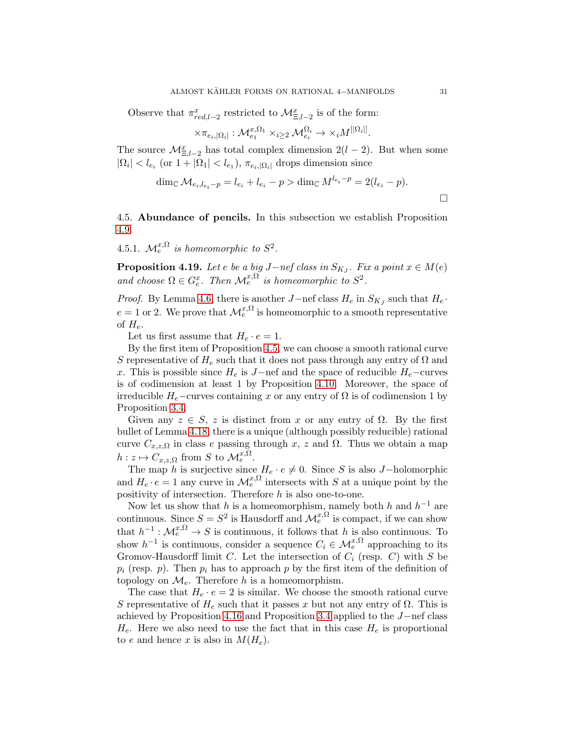Observe that $\pi^x_{red,l-2}$ restricted to $\mathcal{M}^{x}_{\Xi,l-2}$ is of the form:

$$\times \pi_{e_i,|\Omega_i|}: \mathcal{M}^{x,\Omega_1}_{e_1} \times_{i\geq 2} \mathcal{M}^{\Omega_i}_{e_i} \to \times_i M^{[|\Omega_i|]}.$$

The source $\mathcal{M}^{x}_{\Xi,l-2}$ has total complex dimension $2(l-2)$. But when some $|\Omega_i| < l_{e_i}$ (or $1+|\Omega_1| < l_{e_1}$), $\pi_{e_i,|\Omega_i|}$ drops dimension since

$$\dim_{\mathbb{C}} \mathcal{M}_{e_i, l_{e_i}-p} = l_{e_i} + l_{e_i} - p > \dim_{\mathbb{C}} M^{l_{e_i}-p} = 2(l_{e_i}-p).$$

□

## 4.5. Abundance of pencils.

In this subsection we establish Proposition 4.9.

### 4.5.1. *$\mathcal{M}^{x,\Omega}_e$ is homeomorphic to $S^2$.*

**Proposition 4.19.** *Let $e$ be a big $J-$nef class in $S_{K_J}$. Fix a point $x \in M(e)$ and choose $\Omega \in G^x_e$. Then $\mathcal{M}^{x,\Omega}_e$ is homeomorphic to $S^2$.*

*Proof.* By Lemma 4.6, there is another $J-$nef class $H_e$ in $S_{K_J}$ such that $H_e \cdot e = 1$ or 2. We prove that $\mathcal{M}^{x,\Omega}_e$ is homeomorphic to a smooth representative of $H_e$.

Let us first assume that $H_e \cdot e = 1$.

By the first item of Proposition 4.5, we can choose a smooth rational curve $S$ representative of $H_e$ such that it does not pass through any entry of $\Omega$ and $x$. This is possible since $H_e$ is $J-$nef and the space of reducible $H_e-$curves is of codimension at least 1 by Proposition 4.10. Moreover, the space of irreducible $H_e-$curves containing $x$ or any entry of $\Omega$ is of codimension 1 by Proposition 3.4.

Given any $z \in S$, $z$ is distinct from $x$ or any entry of $\Omega$. By the first bullet of Lemma 4.18, there is a unique (although possibly reducible) rational curve $C_{x,z,\Omega}$ in class $e$ passing through $x$, $z$ and $\Omega$. Thus we obtain a map $h: z \mapsto C_{x,z,\Omega}$ from $S$ to $\mathcal{M}^{x,\Omega}_e$.

The map $h$ is surjective since $H_e \cdot e \neq 0$. Since $S$ is also $J-$holomorphic and $H_e \cdot e = 1$ any curve in $\mathcal{M}^{x,\Omega}_e$ intersects with $S$ at a unique point by the positivity of intersection. Therefore $h$ is also one-to-one.

Now let us show that $h$ is a homeomorphism, namely both $h$ and $h^{-1}$ are continuous. Since $S = S^2$ is Hausdorff and $\mathcal{M}^{x,\Omega}_e$ is compact, if we can show that $h^{-1}: \mathcal{M}^{x,\Omega}_e \to S$ is continuous, it follows that $h$ is also continuous. To show $h^{-1}$ is continuous, consider a sequence $C_i \in \mathcal{M}^{x,\Omega}_e$ approaching to its Gromov-Hausdorff limit $C$. Let the intersection of $C_i$ (resp. $C$) with $S$ be $p_i$ (resp. $p$). Then $p_i$ has to approach $p$ by the first item of the definition of topology on $\mathcal{M}_e$. Therefore $h$ is a homeomorphism.

The case that $H_e \cdot e = 2$ is similar. We choose the smooth rational curve $S$ representative of $H_e$ such that it passes $x$ but not any entry of $\Omega$. This is achieved by Proposition 4.16 and Proposition 3.4 applied to the $J-$nef class $H_e$. Here we also need to use the fact that in this case $H_e$ is proportional to $e$ and hence $x$ is also in $M(H_e)$.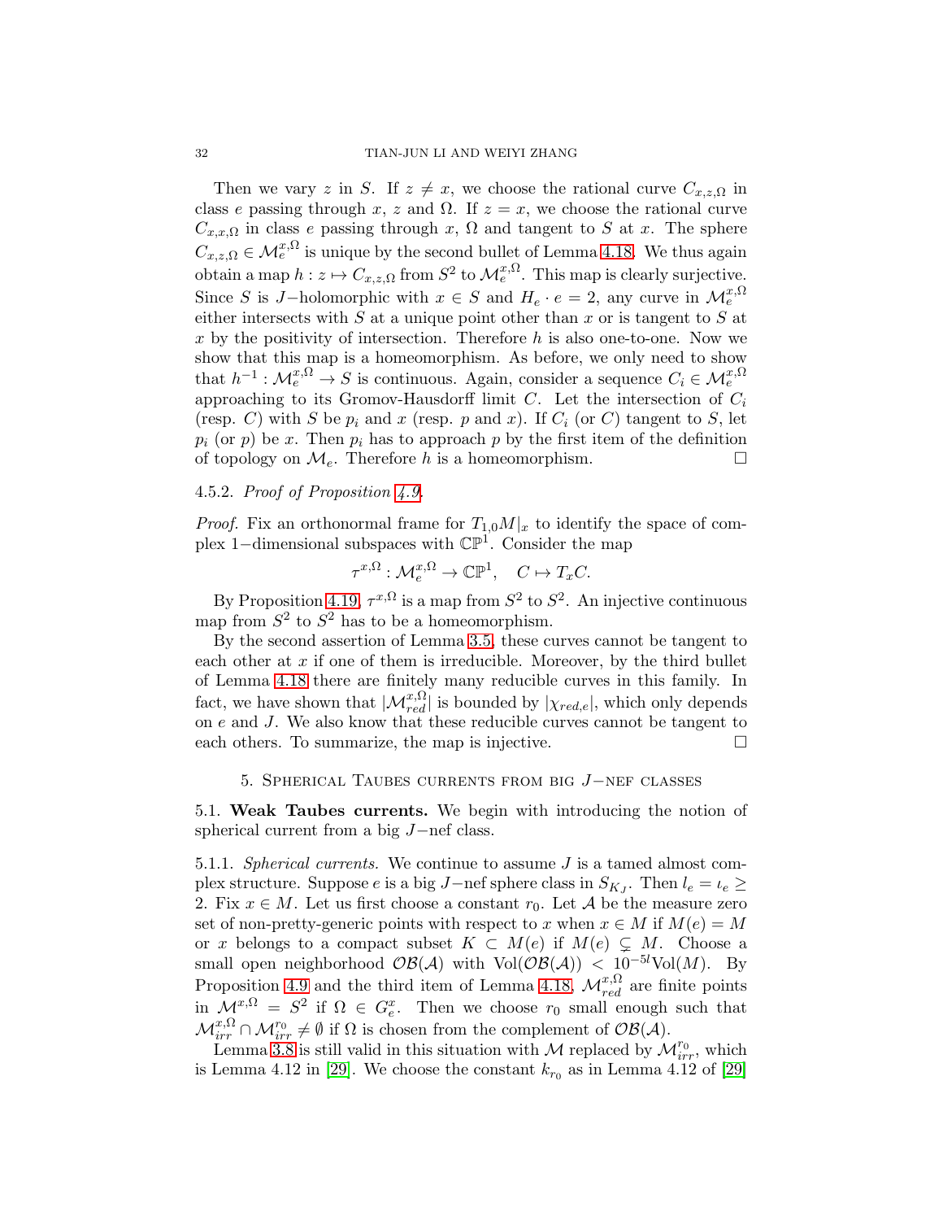Then we vary $z$ in $S$. If $z \neq x$, we choose the rational curve $C_{x,z,\Omega}$ in class $e$ passing through $x$, $z$ and $\Omega$. If $z = x$, we choose the rational curve $C_{x,x,\Omega}$ in class $e$ passing through $x$, $\Omega$ and tangent to $S$ at $x$. The sphere $C_{x,z,\Omega} \in \mathcal{M}_e^{x,\Omega}$ is unique by the second bullet of Lemma 4.18. We thus again obtain a map $h : z \mapsto C_{x,z,\Omega}$ from $S^2$ to $\mathcal{M}_e^{x,\Omega}$. This map is clearly surjective. Since $S$ is $J-$holomorphic with $x \in S$ and $H_e \cdot e = 2$, any curve in $\mathcal{M}_e^{x,\Omega}$ either intersects with $S$ at a unique point other than $x$ or is tangent to $S$ at $x$ by the positivity of intersection. Therefore $h$ is also one-to-one. Now we show that this map is a homeomorphism. As before, we only need to show that $h^{-1} : \mathcal{M}_e^{x,\Omega} \to S$ is continuous. Again, consider a sequence $C_i \in \mathcal{M}_e^{x,\Omega}$ approaching to its Gromov-Hausdorff limit $C$. Let the intersection of $C_i$ (resp. $C$) with $S$ be $p_i$ and $x$ (resp. $p$ and $x$). If $C_i$ (or $C$) tangent to $S$, let $p_i$ (or $p$) be $x$. Then $p_i$ has to approach $p$ by the first item of the definition of topology on $\mathcal{M}_e$. Therefore $h$ is a homeomorphism. □

#### 4.5.2. *Proof of Proposition 4.9.*

*Proof.* Fix an orthonormal frame for $T_{1,0}M|_x$ to identify the space of complex $1-$dimensional subspaces with $\mathbb{CP}^1$. Consider the map

$$\tau^{x,\Omega} : \mathcal{M}_e^{x,\Omega} \to \mathbb{CP}^1, \quad C \mapsto T_xC.$$

By Proposition 4.19, $\tau^{x,\Omega}$ is a map from $S^2$ to $S^2$. An injective continuous map from $S^2$ to $S^2$ has to be a homeomorphism.

By the second assertion of Lemma 3.5, these curves cannot be tangent to each other at $x$ if one of them is irreducible. Moreover, by the third bullet of Lemma 4.18 there are finitely many reducible curves in this family. In fact, we have shown that $|\mathcal{M}_{red}^{x,\Omega}|$ is bounded by $|\chi_{red,e}|$, which only depends on $e$ and $J$. We also know that these reducible curves cannot be tangent to each others. To summarize, the map is injective. □

## 5. Spherical Taubes currents from big $J-$nef classes

### 5.1. **Weak Taubes currents.** 

We begin with introducing the notion of spherical current from a big $J-$nef class.

#### 5.1.1. *Spherical currents.* 

We continue to assume $J$ is a tamed almost complex structure. Suppose $e$ is a big $J-$nef sphere class in $S_{K_J}$. Then $l_e = \iota_e \geq 2$. Fix $x \in M$. Let us first choose a constant $r_0$. Let $\mathcal{A}$ be the measure zero set of non-pretty-generic points with respect to $x$ when $x \in M$ if $M(e) = M$ or $x$ belongs to a compact subset $K \subset M(e)$ if $M(e) \subsetneq M$. Choose a small open neighborhood $\mathcal{OB}(\mathcal{A})$ with $\mathrm{Vol}(\mathcal{OB}(\mathcal{A})) < 10^{-5l}\mathrm{Vol}(M)$. By Proposition 4.9 and the third item of Lemma 4.18, $\mathcal{M}_{red}^{x,\Omega}$ are finite points in $\mathcal{M}^{x,\Omega} = S^2$ if $\Omega \in G_e^x$. Then we choose $r_0$ small enough such that $\mathcal{M}_{irr}^{x,\Omega} \cap \mathcal{M}_{irr}^{r_0} \neq \emptyset$ if $\Omega$ is chosen from the complement of $\mathcal{OB}(\mathcal{A})$.

Lemma 3.8 is still valid in this situation with $\mathcal{M}$ replaced by $\mathcal{M}_{irr}^{r_0}$, which is Lemma 4.12 in [29]. We choose the constant $k_{r_0}$ as in Lemma 4.12 of [29]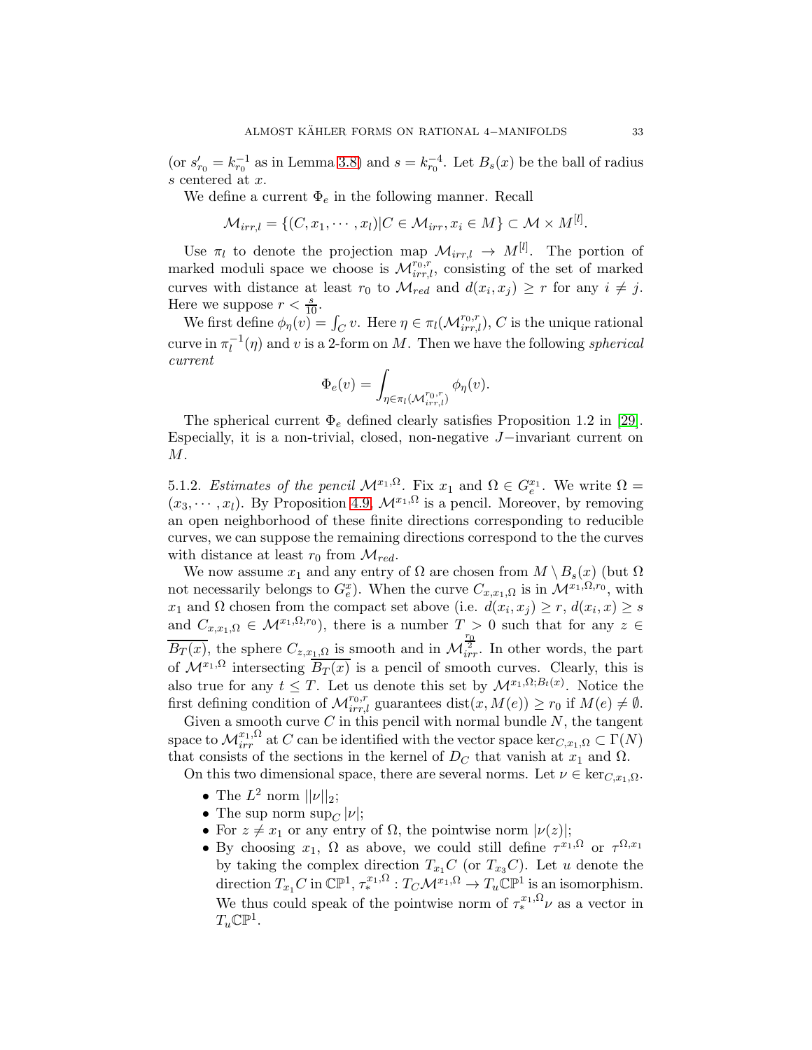(or $s'_{r_0} = k_{r_0}^{-1}$ as in Lemma 3.8) and $s = k_{r_0}^{-4}$. Let $B_s(x)$ be the ball of radius $s$ centered at $x$.

We define a current $\Phi_e$ in the following manner. Recall

$$\mathcal{M}_{irr,l} = \{(C, x_1, \cdots, x_l) | C \in \mathcal{M}_{irr}, x_i \in M\} \subset \mathcal{M} \times M^{[l]}.$$

Use $\pi_l$ to denote the projection map $\mathcal{M}_{irr,l} \to M^{[l]}$. The portion of marked moduli space we choose is $\mathcal{M}_{irr,l}^{r_0,r}$, consisting of the set of marked curves with distance at least $r_0$ to $\mathcal{M}_{red}$ and $d(x_i, x_j) \geq r$ for any $i \neq j$. Here we suppose $r < \frac{s}{10}$.

We first define $\phi_\eta(v) = \int_C v$. Here $\eta \in \pi_l(\mathcal{M}_{irr,l}^{r_0,r})$, $C$ is the unique rational curve in $\pi_l^{-1}(\eta)$ and $v$ is a 2-form on $M$. Then we have the following *spherical current*

$$\Phi_e(v) = \int_{\eta \in \pi_l(\mathcal{M}_{irr,l}^{r_0,r})} \phi_\eta(v).$$

The spherical current $\Phi_e$ defined clearly satisfies Proposition 1.2 in [29]. Especially, it is a non-trivial, closed, non-negative $J-$invariant current on $M$.

5.1.2. *Estimates of the pencil $\mathcal{M}^{x_1,\Omega}$.* Fix $x_1$ and $\Omega \in G_e^{x_1}$. We write $\Omega = (x_3, \cdots, x_l)$. By Proposition 4.9, $\mathcal{M}^{x_1,\Omega}$ is a pencil. Moreover, by removing an open neighborhood of these finite directions corresponding to reducible curves, we can suppose the remaining directions correspond to the the curves with distance at least $r_0$ from $\mathcal{M}_{red}$.

We now assume $x_1$ and any entry of $\Omega$ are chosen from $M \setminus B_s(x)$ (but $\Omega$ not necessarily belongs to $G_e^x$). When the curve $C_{x,x_1,\Omega}$ is in $\mathcal{M}^{x_1,\Omega,r_0}$, with $x_1$ and $\Omega$ chosen from the compact set above (i.e. $d(x_i, x_j) \geq r$, $d(x_i, x) \geq s$ and $C_{x,x_1,\Omega} \in \mathcal{M}^{x_1,\Omega,r_0}$), there is a number $T > 0$ such that for any $z \in \overline{B_T(x)}$, the sphere $C_{z,x_1,\Omega}$ is smooth and in $\mathcal{M}_{irr}^{\frac{r_0}{2}}$. In other words, the part of $\mathcal{M}^{x_1,\Omega}$ intersecting $\overline{B_T(x)}$ is a pencil of smooth curves. Clearly, this is also true for any $t \leq T$. Let us denote this set by $\mathcal{M}^{x_1,\Omega;B_t(x)}$. Notice the first defining condition of $\mathcal{M}_{irr,l}^{r_0,r}$ guarantees $\text{dist}(x, M(e)) \geq r_0$ if $M(e) \neq \emptyset$.

Given a smooth curve $C$ in this pencil with normal bundle $N$, the tangent space to $\mathcal{M}_{irr}^{x_1,\Omega}$ at $C$ can be identified with the vector space $\ker_{C,x_1,\Omega} \subset \Gamma(N)$ that consists of the sections in the kernel of $D_C$ that vanish at $x_1$ and $\Omega$.

On this two dimensional space, there are several norms. Let $\nu \in \ker_{C,x_1,\Omega}$.

- The $L^2$ norm $||\nu||_2$;
- The sup norm $\sup_C |\nu|$;
- For $z \neq x_1$ or any entry of $\Omega$, the pointwise norm $|\nu(z)|$;
- By choosing $x_1$, $\Omega$ as above, we could still define $\tau^{x_1,\Omega}$ or $\tau^{\Omega,x_1}$ by taking the complex direction $T_{x_1}C$ (or $T_{x_3}C$). Let $u$ denote the direction $T_{x_1}C$ in $\mathbb{CP}^1$, $\tau_*^{x_1,\Omega} : T_C\mathcal{M}^{x_1,\Omega} \to T_u\mathbb{CP}^1$ is an isomorphism. We thus could speak of the pointwise norm of $\tau_*^{x_1,\Omega}\nu$ as a vector in $T_u\mathbb{CP}^1$.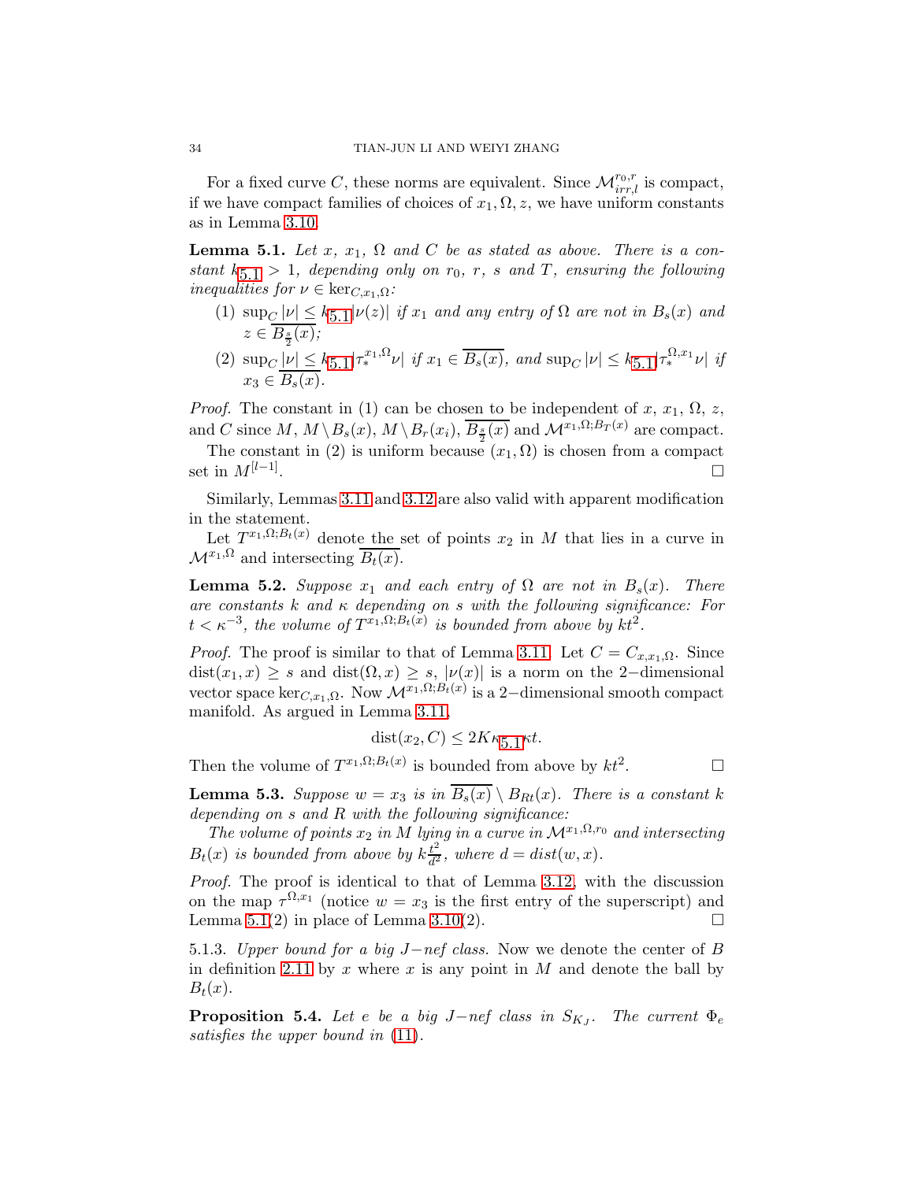For a fixed curve $C$, these norms are equivalent. Since $\mathcal{M}^{r_0,r}_{irr,l}$ is compact, if we have compact families of choices of $x_1, \Omega, z$, we have uniform constants as in Lemma 3.10.

**Lemma 5.1.** *Let $x$, $x_1$, $\Omega$ and $C$ be as stated as above. There is a constant $k_{5.1} > 1$, depending only on $r_0$, $r$, $s$ and $T$, ensuring the following inequalities for $\nu \in \ker_{C,x_1,\Omega}$:*

1. *$\sup_C |\nu| \leq k_{5.1}|\nu(z)|$ if $x_1$ and any entry of $\Omega$ are not in $B_s(x)$ and $z \in \overline{B_{\frac{s}{2}}(x)}$;*
2. *$\sup_C |\nu| \leq k_{5.1}|\tau_*^{x_1,\Omega}\nu|$ if $x_1 \in \overline{B_s(x)}$, and $\sup_C |\nu| \leq k_{5.1}|\tau_*^{\Omega,x_1}\nu|$ if $x_3 \in \overline{B_s(x)}$.*

*Proof.* The constant in (1) can be chosen to be independent of $x$, $x_1$, $\Omega$, $z$, and $C$ since $M$, $M \setminus B_s(x)$, $M \setminus B_r(x_i)$, $\overline{B_{\frac{s}{2}}(x)}$ and $\mathcal{M}^{x_1,\Omega;B_T(x)}$ are compact.

The constant in (2) is uniform because $(x_1, \Omega)$ is chosen from a compact set in $M^{[l-1]}$. □

Similarly, Lemmas 3.11 and 3.12 are also valid with apparent modification in the statement.

Let $T^{x_1,\Omega;B_t(x)}$ denote the set of points $x_2$ in $M$ that lies in a curve in $\mathcal{M}^{x_1,\Omega}$ and intersecting $\overline{B_t(x)}$.

**Lemma 5.2.** *Suppose $x_1$ and each entry of $\Omega$ are not in $B_s(x)$. There are constants $k$ and $\kappa$ depending on $s$ with the following significance: For $t < \kappa^{-3}$, the volume of $T^{x_1,\Omega;B_t(x)}$ is bounded from above by $kt^2$.*

*Proof.* The proof is similar to that of Lemma 3.11. Let $C = C_{x,x_1,\Omega}$. Since $\text{dist}(x_1, x) \geq s$ and $\text{dist}(\Omega, x) \geq s$, $|\nu(x)|$ is a norm on the 2−dimensional vector space $\ker_{C,x_1,\Omega}$. Now $\mathcal{M}^{x_1,\Omega;B_t(x)}$ is a 2−dimensional smooth compact manifold. As argued in Lemma 3.11,

$$\text{dist}(x_2, C) \leq 2K k_{5.1} \kappa t.$$

Then the volume of $T^{x_1,\Omega;B_t(x)}$ is bounded from above by $kt^2$. □

**Lemma 5.3.** *Suppose $w = x_3$ is in $\overline{B_s(x)} \setminus B_{Rt}(x)$. There is a constant $k$ depending on $s$ and $R$ with the following significance:*

*The volume of points $x_2$ in $M$ lying in a curve in $\mathcal{M}^{x_1,\Omega,r_0}$ and intersecting $B_t(x)$ is bounded from above by $k\frac{t^2}{d^2}$, where $d = dist(w, x)$.*

*Proof.* The proof is identical to that of Lemma 3.12, with the discussion on the map $\tau^{\Omega,x_1}$ (notice $w = x_3$ is the first entry of the superscript) and Lemma 5.1(2) in place of Lemma 3.10(2). □

5.1.3. *Upper bound for a big $J$−nef class.* Now we denote the center of $B$ in definition 2.11 by $x$ where $x$ is any point in $M$ and denote the ball by $B_t(x)$.

**Proposition 5.4.** *Let $e$ be a big $J$−nef class in $S_{K_J}$. The current $\Phi_e$ satisfies the upper bound in (11).*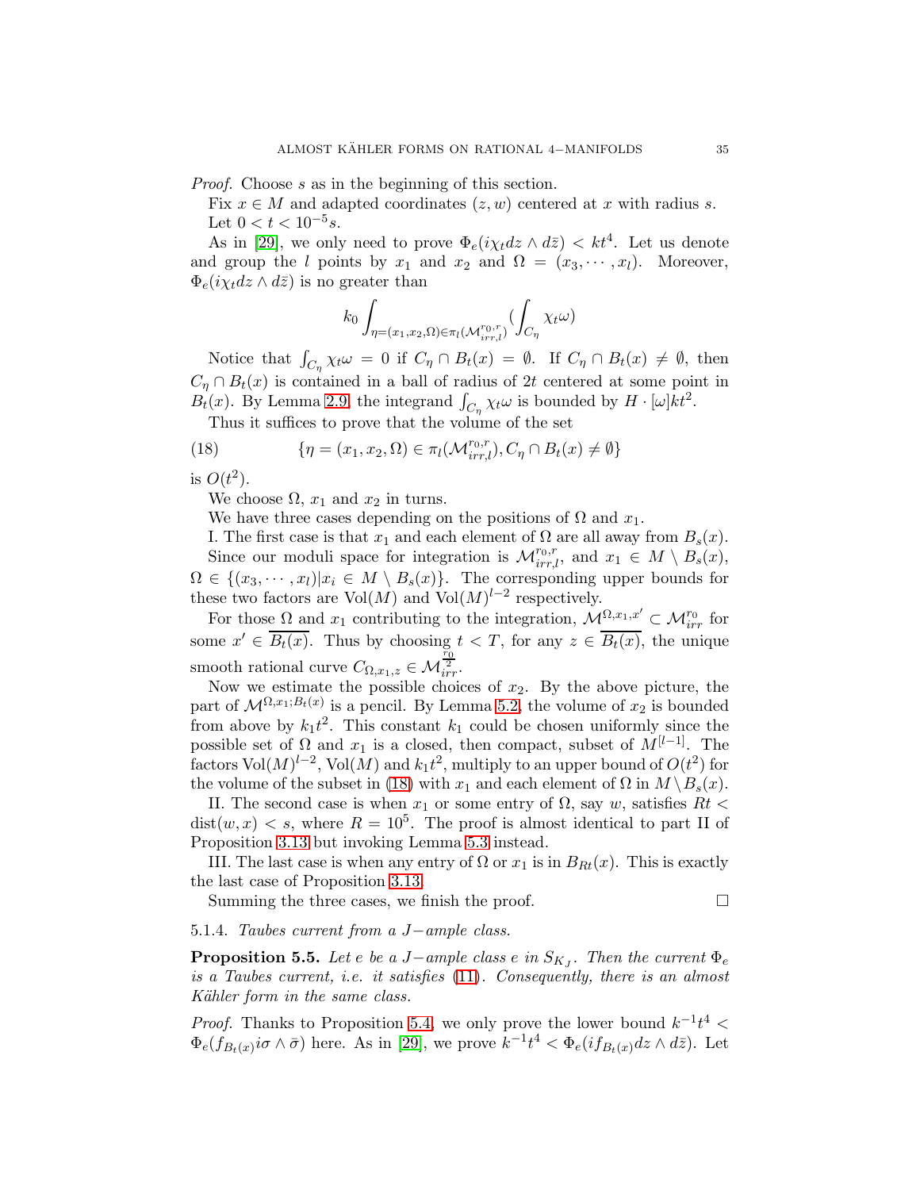*Proof.* Choose $s$ as in the beginning of this section.

Fix $x \in M$ and adapted coordinates $(z, w)$ centered at $x$ with radius $s$.

Let $0 < t < 10^{-5}s$.

As in [29], we only need to prove $\Phi_e(i\chi_t dz \wedge d\bar{z}) < kt^4$. Let us denote and group the $l$ points by $x_1$ and $x_2$ and $\Omega = (x_3, \cdots, x_l)$. Moreover, $\Phi_e(i\chi_t dz \wedge d\bar{z})$ is no greater than

$$k_0 \int_{\eta=(x_1,x_2,\Omega)\in\pi_l(\mathcal{M}^{r_0,r}_{irr,l})} (\int_{C_\eta} \chi_t \omega)$$

Notice that $\int_{C_\eta} \chi_t \omega = 0$ if $C_\eta \cap B_t(x) = \emptyset$. If $C_\eta \cap B_t(x) \neq \emptyset$, then $C_\eta \cap B_t(x)$ is contained in a ball of radius of $2t$ centered at some point in $B_t(x)$. By Lemma 2.9, the integrand $\int_{C_\eta} \chi_t \omega$ is bounded by $H \cdot [\omega] kt^2$.

Thus it suffices to prove that the volume of the set

$$\{\eta = (x_1, x_2, \Omega) \in \pi_l(\mathcal{M}^{r_0,r}_{irr,l}), C_\eta \cap B_t(x) \neq \emptyset\} \tag{18}$$

is $O(t^2)$.

We choose $\Omega$, $x_1$ and $x_2$ in turns.

We have three cases depending on the positions of $\Omega$ and $x_1$.

I. The first case is that $x_1$ and each element of $\Omega$ are all away from $B_s(x)$.

Since our moduli space for integration is $\mathcal{M}^{r_0,r}_{irr,l}$, and $x_1 \in M \setminus B_s(x)$, $\Omega \in \{(x_3, \cdots, x_l) | x_i \in M \setminus B_s(x)\}$. The corresponding upper bounds for these two factors are $\mathrm{Vol}(M)$ and $\mathrm{Vol}(M)^{l-2}$ respectively.

For those $\Omega$ and $x_1$ contributing to the integration, $\mathcal{M}^{\Omega,x_1,x'} \subset \mathcal{M}^{r_0}_{irr}$ for some $x' \in \overline{B_t(x)}$. Thus by choosing $t < T$, for any $z \in \overline{B_t(x)}$, the unique smooth rational curve $C_{\Omega,x_1,z} \in \mathcal{M}^{\frac{r_0}{2}}_{irr}$.

Now we estimate the possible choices of $x_2$. By the above picture, the part of $\mathcal{M}^{\Omega,x_1;B_t(x)}$ is a pencil. By Lemma 5.2, the volume of $x_2$ is bounded from above by $k_1 t^2$. This constant $k_1$ could be chosen uniformly since the possible set of $\Omega$ and $x_1$ is a closed, then compact, subset of $M^{[l-1]}$. The factors $\mathrm{Vol}(M)^{l-2}$, $\mathrm{Vol}(M)$ and $k_1 t^2$, multiply to an upper bound of $O(t^2)$ for the volume of the subset in (18) with $x_1$ and each element of $\Omega$ in $M \setminus B_s(x)$.

II. The second case is when $x_1$ or some entry of $\Omega$, say $w$, satisfies $Rt < \mathrm{dist}(w, x) < s$, where $R = 10^5$. The proof is almost identical to part II of Proposition 3.13 but invoking Lemma 5.3 instead.

III. The last case is when any entry of $\Omega$ or $x_1$ is in $B_{Rt}(x)$. This is exactly the last case of Proposition 3.13.

Summing the three cases, we finish the proof. □

#### 5.1.4. *Taubes current from a $J-$ample class.*

**Proposition 5.5.** *Let $e$ be a $J-$ample class $e$ in $S_{K_J}$. Then the current $\Phi_e$ is a Taubes current, i.e. it satisfies (11). Consequently, there is an almost Kähler form in the same class.*

*Proof.* Thanks to Proposition 5.4, we only prove the lower bound $k^{-1}t^4 < \Phi_e(f_{B_t(x)} i\sigma \wedge \bar{\sigma})$ here. As in [29], we prove $k^{-1}t^4 < \Phi_e(if_{B_t(x)} dz \wedge d\bar{z})$. Let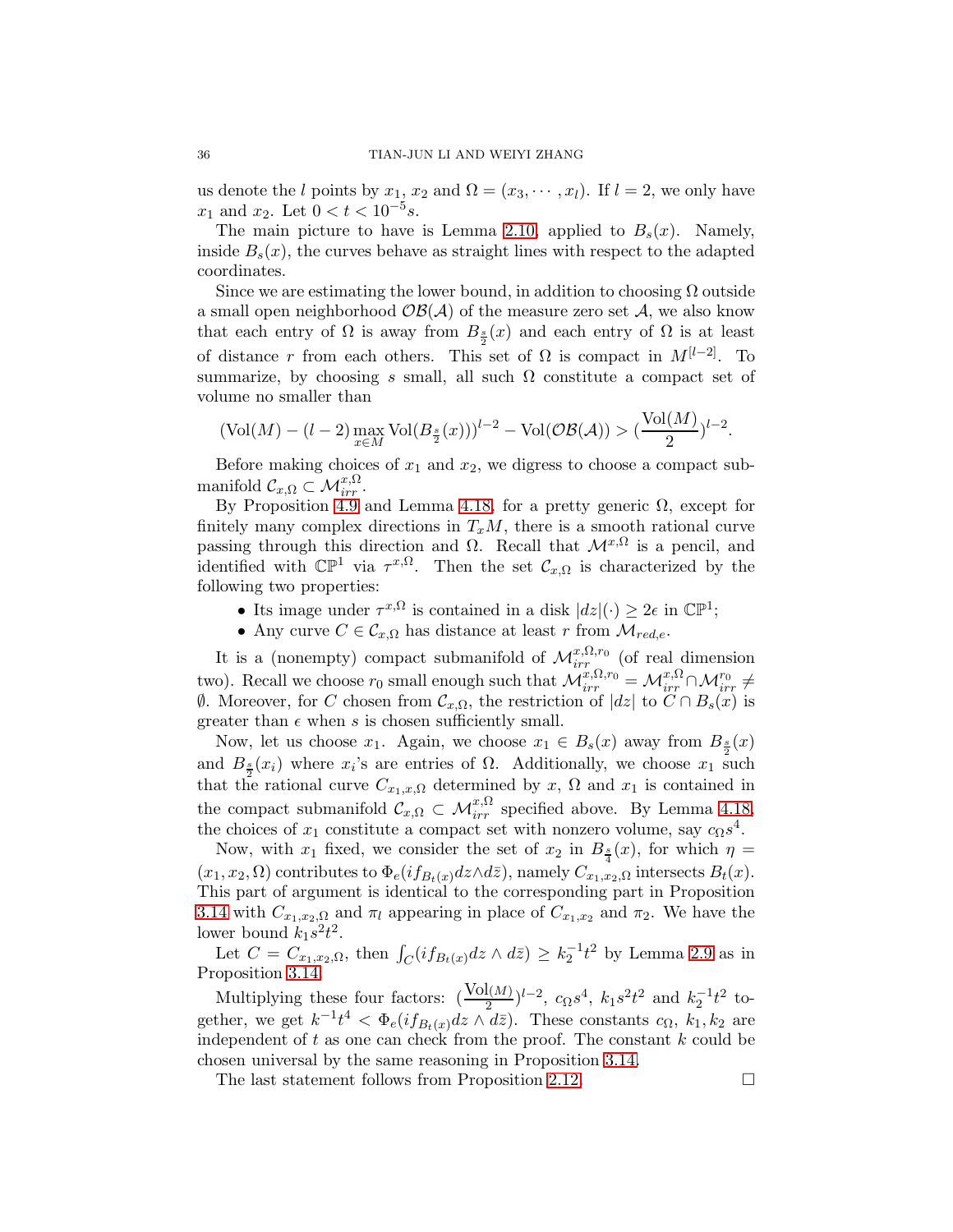us denote the $l$ points by $x_1$, $x_2$ and $\Omega = (x_3, \cdots, x_l)$. If $l = 2$, we only have $x_1$ and $x_2$. Let $0 < t < 10^{-5}s$.

The main picture to have is Lemma 2.10, applied to $B_s(x)$. Namely, inside $B_s(x)$, the curves behave as straight lines with respect to the adapted coordinates.

Since we are estimating the lower bound, in addition to choosing $\Omega$ outside a small open neighborhood $\mathcal{OB}(\mathcal{A})$ of the measure zero set $\mathcal{A}$, we also know that each entry of $\Omega$ is away from $B_{\frac{s}{2}}(x)$ and each entry of $\Omega$ is at least of distance $r$ from each others. This set of $\Omega$ is compact in $M^{[l-2]}$. To summarize, by choosing $s$ small, all such $\Omega$ constitute a compact set of volume no smaller than

$$(\mathrm{Vol}(M) - (l-2)\max_{x\in M} \mathrm{Vol}(B_{\frac{s}{2}}(x)))^{l-2} - \mathrm{Vol}(\mathcal{OB}(\mathcal{A})) > (\frac{\mathrm{Vol}(M)}{2})^{l-2}.$$

Before making choices of $x_1$ and $x_2$, we digress to choose a compact submanifold $\mathcal{C}_{x,\Omega} \subset \mathcal{M}_{irr}^{x,\Omega}$.

By Proposition 4.9 and Lemma 4.18, for a pretty generic $\Omega$, except for finitely many complex directions in $T_xM$, there is a smooth rational curve passing through this direction and $\Omega$. Recall that $\mathcal{M}^{x,\Omega}$ is a pencil, and identified with $\mathbb{CP}^1$ via $\tau^{x,\Omega}$. Then the set $\mathcal{C}_{x,\Omega}$ is characterized by the following two properties:

- Its image under $\tau^{x,\Omega}$ is contained in a disk $|dz|(\cdot) \geq 2\epsilon$ in $\mathbb{CP}^1$;
- Any curve $C \in \mathcal{C}_{x,\Omega}$ has distance at least $r$ from $\mathcal{M}_{red,e}$.

It is a (nonempty) compact submanifold of $\mathcal{M}_{irr}^{x,\Omega,r_0}$ (of real dimension two). Recall we choose $r_0$ small enough such that $\mathcal{M}_{irr}^{x,\Omega,r_0} = \mathcal{M}_{irr}^{x,\Omega} \cap \mathcal{M}_{irr}^{r_0} \neq \emptyset$. Moreover, for $C$ chosen from $\mathcal{C}_{x,\Omega}$, the restriction of $|dz|$ to $C \cap B_s(x)$ is greater than $\epsilon$ when $s$ is chosen sufficiently small.

Now, let us choose $x_1$. Again, we choose $x_1 \in B_s(x)$ away from $B_{\frac{s}{2}}(x)$ and $B_{\frac{s}{2}}(x_i)$ where $x_i$'s are entries of $\Omega$. Additionally, we choose $x_1$ such that the rational curve $C_{x_1,x,\Omega}$ determined by $x$, $\Omega$ and $x_1$ is contained in the compact submanifold $\mathcal{C}_{x,\Omega} \subset \mathcal{M}_{irr}^{x,\Omega}$ specified above. By Lemma 4.18, the choices of $x_1$ constitute a compact set with nonzero volume, say $c_\Omega s^4$.

Now, with $x_1$ fixed, we consider the set of $x_2$ in $B_{\frac{s}{4}}(x)$, for which $\eta = (x_1, x_2, \Omega)$ contributes to $\Phi_e(if_{B_t(x)}dz\wedge d\bar{z})$, namely $C_{x_1,x_2,\Omega}$ intersects $B_t(x)$. This part of argument is identical to the corresponding part in Proposition 3.14 with $C_{x_1,x_2,\Omega}$ and $\pi_l$ appearing in place of $C_{x_1,x_2}$ and $\pi_2$. We have the lower bound $k_1 s^2 t^2$.

Let $C = C_{x_1,x_2,\Omega}$, then $\int_C (if_{B_t(x)}dz \wedge d\bar{z}) \geq k_2^{-1}t^2$ by Lemma 2.9 as in Proposition 3.14.

Multiplying these four factors: $(\frac{\mathrm{Vol}(M)}{2})^{l-2}$, $c_\Omega s^4$, $k_1 s^2 t^2$ and $k_2^{-1}t^2$ together, we get $k^{-1}t^4 < \Phi_e(if_{B_t(x)}dz \wedge d\bar{z})$. These constants $c_\Omega$, $k_1, k_2$ are independent of $t$ as one can check from the proof. The constant $k$ could be chosen universal by the same reasoning in Proposition 3.14.

The last statement follows from Proposition 2.12. $\square$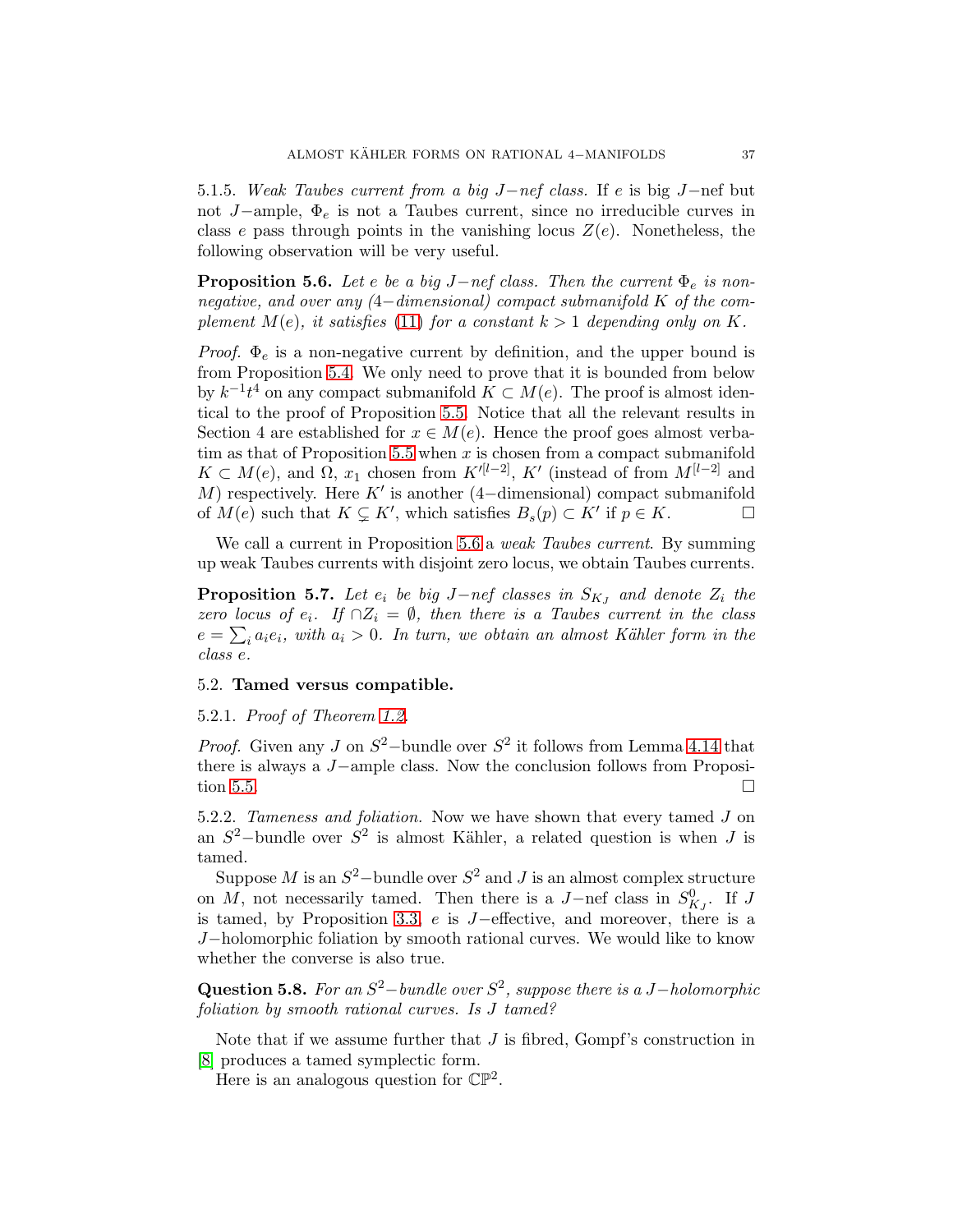5.1.5. *Weak Taubes current from a big $J-$nef class.* If $e$ is big $J-$nef but not $J-$ample, $\Phi_e$ is not a Taubes current, since no irreducible curves in class $e$ pass through points in the vanishing locus $Z(e)$. Nonetheless, the following observation will be very useful.

**Proposition 5.6.** *Let $e$ be a big $J-$nef class. Then the current $\Phi_e$ is non-negative, and over any ($4-$dimensional) compact submanifold $K$ of the complement $M(e)$, it satisfies (11) for a constant $k > 1$ depending only on $K$.*

*Proof.* $\Phi_e$ is a non-negative current by definition, and the upper bound is from Proposition 5.4. We only need to prove that it is bounded from below by $k^{-1}t^4$ on any compact submanifold $K \subset M(e)$. The proof is almost identical to the proof of Proposition 5.5. Notice that all the relevant results in Section 4 are established for $x \in M(e)$. Hence the proof goes almost verbatim as that of Proposition 5.5 when $x$ is chosen from a compact submanifold $K \subset M(e)$, and $\Omega$, $x_1$ chosen from $K'^{[l-2]}$, $K'$ (instead of from $M^{[l-2]}$ and $M$) respectively. Here $K'$ is another ($4-$dimensional) compact submanifold of $M(e)$ such that $K \subsetneq K'$, which satisfies $B_s(p) \subset K'$ if $p \in K$. $\square$

We call a current in Proposition 5.6 a *weak Taubes current*. By summing up weak Taubes currents with disjoint zero locus, we obtain Taubes currents.

**Proposition 5.7.** *Let $e_i$ be big $J-$nef classes in $S_{K_J}$ and denote $Z_i$ the zero locus of $e_i$. If $\cap Z_i = \emptyset$, then there is a Taubes current in the class $e = \sum_i a_i e_i$, with $a_i > 0$. In turn, we obtain an almost Kähler form in the class $e$.*

## 5.2. Tamed versus compatible.

5.2.1. *Proof of Theorem 1.2.*

*Proof.* Given any $J$ on $S^2-$bundle over $S^2$ it follows from Lemma 4.14 that there is always a $J-$ample class. Now the conclusion follows from Proposition 5.5. $\square$

5.2.2. *Tameness and foliation.* Now we have shown that every tamed $J$ on an $S^2-$bundle over $S^2$ is almost Kähler, a related question is when $J$ is tamed.

Suppose $M$ is an $S^2-$bundle over $S^2$ and $J$ is an almost complex structure on $M$, not necessarily tamed. Then there is a $J-$nef class in $S^0_{K_J}$. If $J$ is tamed, by Proposition 3.3, $e$ is $J-$effective, and moreover, there is a $J-$holomorphic foliation by smooth rational curves. We would like to know whether the converse is also true.

**Question 5.8.** *For an $S^2-$bundle over $S^2$, suppose there is a $J-$holomorphic foliation by smooth rational curves. Is $J$ tamed?*

Note that if we assume further that $J$ is fibred, Gompf's construction in [8] produces a tamed symplectic form.

Here is an analogous question for $\mathbb{CP}^2$.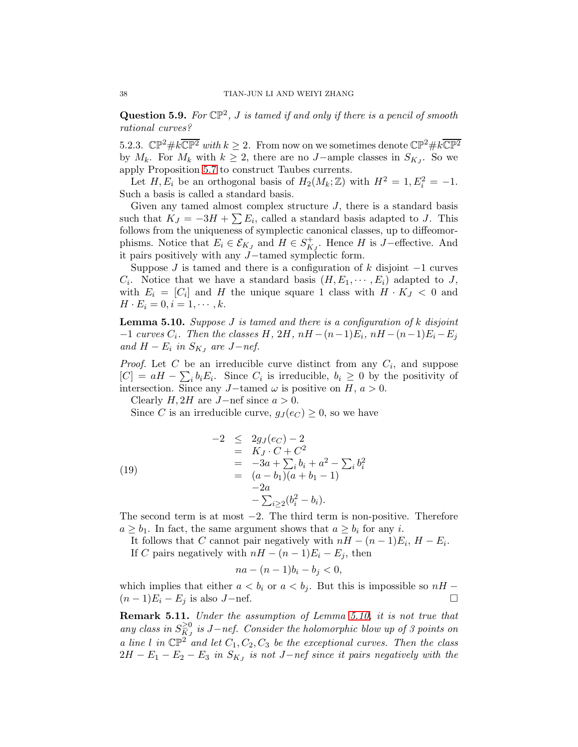**Question 5.9.** *For $\mathbb{CP}^2$, $J$ is tamed if and only if there is a pencil of smooth rational curves?*

5.2.3. $\mathbb{CP}^2 \# k\overline{\mathbb{CP}^2}$ *with* $k \geq 2$. From now on we sometimes denote $\mathbb{CP}^2 \# k\overline{\mathbb{CP}^2}$ by $M_k$. For $M_k$ with $k \geq 2$, there are no $J-$ample classes in $S_{K_J}$. So we apply Proposition 5.7 to construct Taubes currents.

Let $H, E_i$ be an orthogonal basis of $H_2(M_k; \mathbb{Z})$ with $H^2 = 1, E_i^2 = -1$. Such a basis is called a standard basis.

Given any tamed almost complex structure $J$, there is a standard basis such that $K_J = -3H + \sum E_i$, called a standard basis adapted to $J$. This follows from the uniqueness of symplectic canonical classes, up to diffeomorphisms. Notice that $E_i \in \mathcal{E}_{K_J}$ and $H \in S^+_{K_J}$. Hence $H$ is $J-$effective. And it pairs positively with any $J-$tamed symplectic form.

Suppose $J$ is tamed and there is a configuration of $k$ disjoint $-1$ curves $C_i$. Notice that we have a standard basis $(H, E_1, \cdots, E_i)$ adapted to $J$, with $E_i = [C_i]$ and $H$ the unique square 1 class with $H \cdot K_J < 0$ and $H \cdot E_i = 0, i = 1, \cdots, k$.

**Lemma 5.10.** *Suppose $J$ is tamed and there is a configuration of $k$ disjoint $-1$ curves $C_i$. Then the classes $H$, $2H$, $nH-(n-1)E_i$, $nH-(n-1)E_i-E_j$ and $H - E_i$ in $S_{K_J}$ are $J-$nef.*

*Proof.* Let $C$ be an irreducible curve distinct from any $C_i$, and suppose $[C] = aH - \sum_i b_i E_i$. Since $C_i$ is irreducible, $b_i \geq 0$ by the positivity of intersection. Since any $J-$tamed $\omega$ is positive on $H$, $a > 0$.

Clearly $H, 2H$ are $J-$nef since $a > 0$.

Since $C$ is an irreducible curve, $g_J(e_C) \geq 0$, so we have

$$
\begin{array}{rcl}
-2 & \leq & 2g_J(e_C) - 2 \\
 & = & K_J \cdot C + C^2 \\
 & = & -3a + \sum_i b_i + a^2 - \sum_i b_i^2 \\
 & = & (a - b_1)(a + b_1 - 1) \\
 & & -2a \\
 & & -\sum_{i \geq 2}(b_i^2 - b_i).
\end{array}
\tag{19}
$$

The second term is at most $-2$. The third term is non-positive. Therefore $a \geq b_1$. In fact, the same argument shows that $a \geq b_i$ for any $i$.

It follows that $C$ cannot pair negatively with $nH - (n-1)E_i$, $H - E_i$.

If $C$ pairs negatively with $nH - (n-1)E_i - E_j$, then

$$
na - (n-1)b_i - b_j < 0,
$$

which implies that either $a < b_i$ or $a < b_j$. But this is impossible so $nH - (n-1)E_i - E_j$ is also $J-$nef. $\square$

**Remark 5.11.** *Under the assumption of Lemma 5.10, it is not true that any class in $S^{\geq 0}_{K_J}$ is $J-$nef. Consider the holomorphic blow up of 3 points on a line $l$ in $\mathbb{CP}^2$ and let $C_1, C_2, C_3$ be the exceptional curves. Then the class $2H - E_1 - E_2 - E_3$ in $S_{K_J}$ is not $J-$nef since it pairs negatively with the*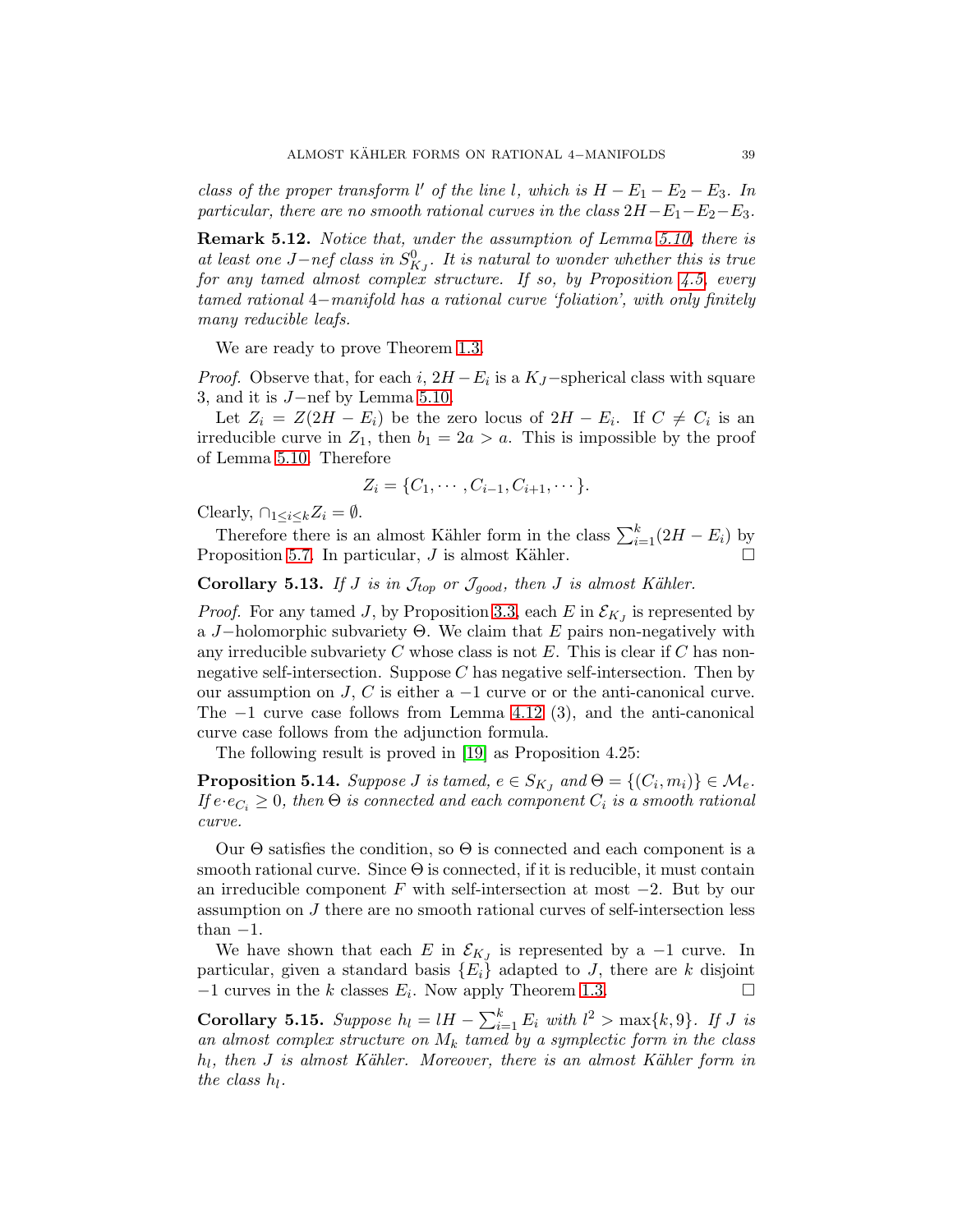*class of the proper transform $l'$ of the line $l$, which is $H-E_1-E_2-E_3$. In particular, there are no smooth rational curves in the class $2H-E_1-E_2-E_3$.*

**Remark 5.12.** *Notice that, under the assumption of Lemma 5.10, there is at least one $J-$nef class in $S^0_{K_J}$. It is natural to wonder whether this is true for any tamed almost complex structure. If so, by Proposition 4.5, every tamed rational 4−manifold has a rational curve 'foliation', with only finitely many reducible leafs.*

We are ready to prove Theorem 1.3.

*Proof.* Observe that, for each $i$, $2H-E_i$ is a $K_J-$spherical class with square 3, and it is $J-$nef by Lemma 5.10.

Let $Z_i = Z(2H-E_i)$ be the zero locus of $2H-E_i$. If $C \neq C_i$ is an irreducible curve in $Z_1$, then $b_1 = 2a > a$. This is impossible by the proof of Lemma 5.10. Therefore

$$Z_i = \{C_1, \cdots, C_{i-1}, C_{i+1}, \cdots\}.$$

Clearly, $\cap_{1\leq i\leq k} Z_i = \emptyset$.

Therefore there is an almost Kähler form in the class $\sum_{i=1}^k (2H-E_i)$ by Proposition 5.7. In particular, $J$ is almost Kähler. □

**Corollary 5.13.** *If $J$ is in $\mathcal{J}_{top}$ or $\mathcal{J}_{good}$, then $J$ is almost Kähler.*

*Proof.* For any tamed $J$, by Proposition 3.3, each $E$ in $\mathcal{E}_{K_J}$ is represented by a $J-$holomorphic subvariety $\Theta$. We claim that $E$ pairs non-negatively with any irreducible subvariety $C$ whose class is not $E$. This is clear if $C$ has non-negative self-intersection. Suppose $C$ has negative self-intersection. Then by our assumption on $J$, $C$ is either a $-1$ curve or or the anti-canonical curve. The $-1$ curve case follows from Lemma 4.12 (3), and the anti-canonical curve case follows from the adjunction formula.

The following result is proved in [19] as Proposition 4.25:

**Proposition 5.14.** *Suppose $J$ is tamed, $e \in S_{K_J}$ and $\Theta = \{(C_i, m_i)\} \in \mathcal{M}_e$. If $e\cdot e_{C_i} \geq 0$, then $\Theta$ is connected and each component $C_i$ is a smooth rational curve.*

Our $\Theta$ satisfies the condition, so $\Theta$ is connected and each component is a smooth rational curve. Since $\Theta$ is connected, if it is reducible, it must contain an irreducible component $F$ with self-intersection at most $-2$. But by our assumption on $J$ there are no smooth rational curves of self-intersection less than $-1$.

We have shown that each $E$ in $\mathcal{E}_{K_J}$ is represented by a $-1$ curve. In particular, given a standard basis $\{E_i\}$ adapted to $J$, there are $k$ disjoint $-1$ curves in the $k$ classes $E_i$. Now apply Theorem 1.3. □

**Corollary 5.15.** *Suppose $h_l = lH - \sum_{i=1}^k E_i$ with $l^2 > \max\{k, 9\}$. If $J$ is an almost complex structure on $M_k$ tamed by a symplectic form in the class $h_l$, then $J$ is almost Kähler. Moreover, there is an almost Kähler form in the class $h_l$.*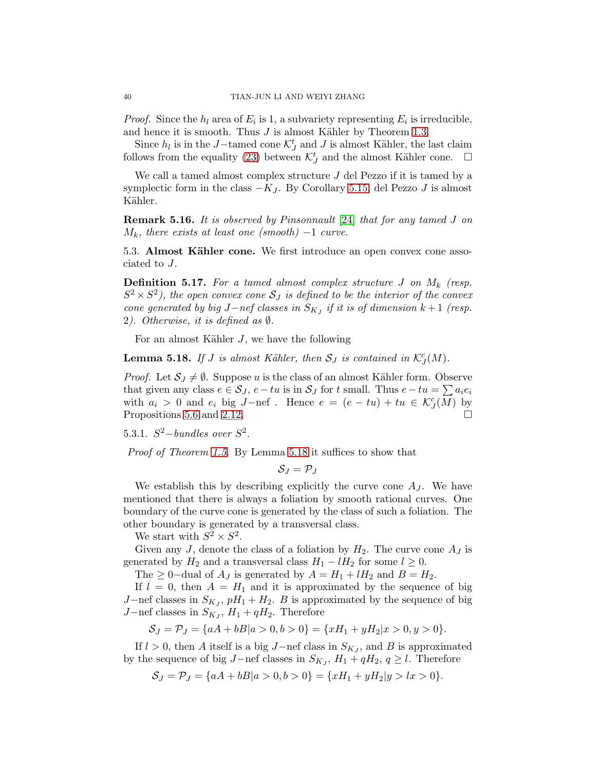*Proof.* Since the $h_l$ area of $E_i$ is 1, a subvariety representing $E_i$ is irreducible, and hence it is smooth. Thus $J$ is almost Kähler by Theorem 1.3.

Since $h_l$ is in the $J-$tamed cone $\mathcal{K}_J^t$ and $J$ is almost Kähler, the last claim follows from the equality (23) between $\mathcal{K}_J^t$ and the almost Kähler cone. $\square$

We call a tamed almost complex structure $J$ del Pezzo if it is tamed by a symplectic form in the class $-K_J$. By Corollary 5.15, del Pezzo $J$ is almost Kähler.

**Remark 5.16.** *It is observed by Pinsonnault [24] that for any tamed $J$ on $M_k$, there exists at least one (smooth) $-1$ curve.*

5.3. **Almost Kähler cone.** We first introduce an open convex cone associated to $J$.

**Definition 5.17.** *For a tamed almost complex structure $J$ on $M_k$ (resp. $S^2\times S^2$), the open convex cone $\mathcal{S}_J$ is defined to be the interior of the convex cone generated by big $J-$nef classes in $S_{K_J}$ if it is of dimension $k+1$ (resp. 2). Otherwise, it is defined as $\emptyset$.*

For an almost Kähler $J$, we have the following

**Lemma 5.18.** *If $J$ is almost Kähler, then $\mathcal{S}_J$ is contained in $\mathcal{K}_J^c(M)$.*

*Proof.* Let $\mathcal{S}_J\neq\emptyset$. Suppose $u$ is the class of an almost Kähler form. Observe that given any class $e\in\mathcal{S}_J$, $e-tu$ is in $\mathcal{S}_J$ for $t$ small. Thus $e-tu=\sum a_ie_i$ with $a_i>0$ and $e_i$ big $J-$nef . Hence $e=(e-tu)+tu\in\mathcal{K}_J^c(M)$ by Propositions 5.6 and 2.12. $\square$

5.3.1. *$S^2-$bundles over $S^2$.*

*Proof of Theorem 1.5.* By Lemma 5.18 it suffices to show that

$$\mathcal{S}_J=\mathcal{P}_J$$

We establish this by describing explicitly the curve cone $A_J$. We have mentioned that there is always a foliation by smooth rational curves. One boundary of the curve cone is generated by the class of such a foliation. The other boundary is generated by a transversal class.

We start with $S^2\times S^2$.

Given any $J$, denote the class of a foliation by $H_2$. The curve cone $A_J$ is generated by $H_2$ and a transversal class $H_1-lH_2$ for some $l\geq 0$.

The $\geq 0-$dual of $A_J$ is generated by $A=H_1+lH_2$ and $B=H_2$.

If $l=0$, then $A=H_1$ and it is approximated by the sequence of big $J-$nef classes in $S_{K_J}$, $pH_1+H_2$. $B$ is approximated by the sequence of big $J-$nef classes in $S_{K_J}$, $H_1+qH_2$. Therefore

$$\mathcal{S}_J=\mathcal{P}_J=\{aA+bB|a>0,b>0\}=\{xH_1+yH_2|x>0,y>0\}.$$

If $l>0$, then $A$ itself is a big $J-$nef class in $S_{K_J}$, and $B$ is approximated by the sequence of big $J-$nef classes in $S_{K_J}$, $H_1+qH_2$, $q\geq l$. Therefore

$$\mathcal{S}_J=\mathcal{P}_J=\{aA+bB|a>0,b>0\}=\{xH_1+yH_2|y>lx>0\}.$$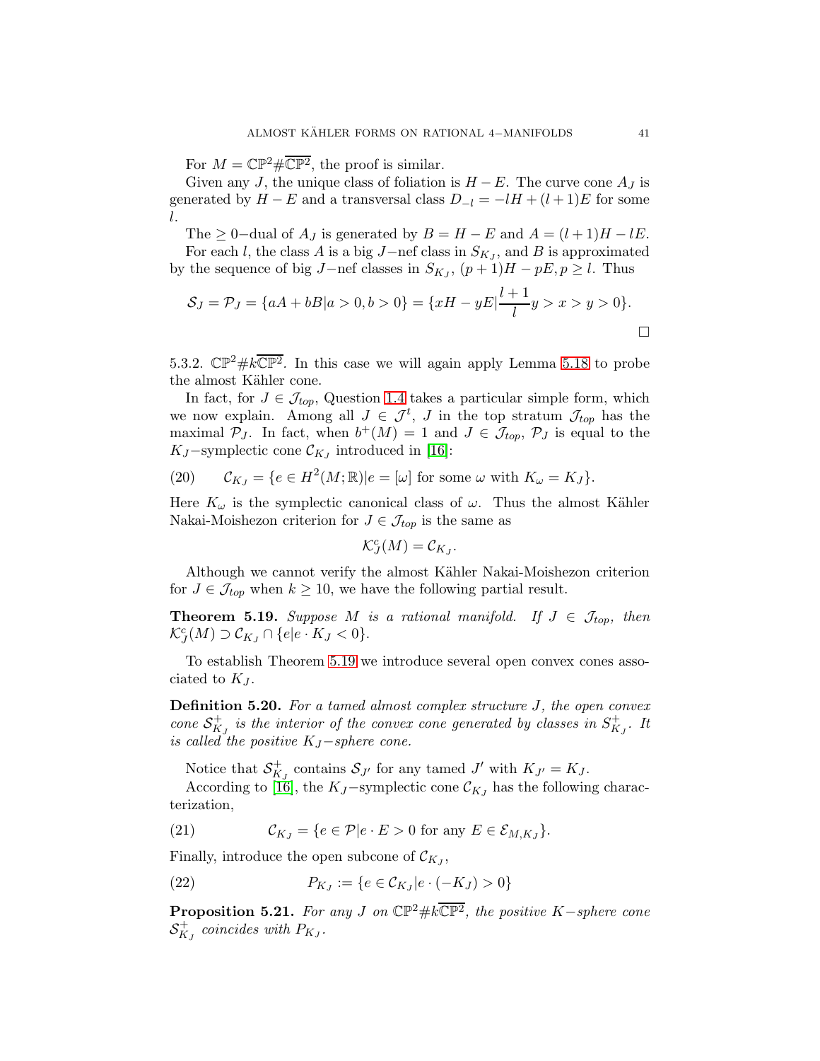For $M = \mathbb{CP}^2 \# \overline{\mathbb{CP}^2}$, the proof is similar.

Given any $J$, the unique class of foliation is $H - E$. The curve cone $A_J$ is generated by $H - E$ and a transversal class $D_{-l} = -lH + (l+1)E$ for some $l$.

The $\geq 0-$dual of $A_J$ is generated by $B = H - E$ and $A = (l+1)H - lE$.

For each $l$, the class $A$ is a big $J-$nef class in $S_{K_J}$, and $B$ is approximated by the sequence of big $J-$nef classes in $S_{K_J}$, $(p+1)H - pE, p \geq l$. Thus

$$\mathcal{S}_J = \mathcal{P}_J = \{aA + bB | a > 0, b > 0\} = \{xH - yE | \frac{l+1}{l} y > x > y > 0\}.$$

$\square$

5.3.2. $\mathbb{CP}^2 \# k\overline{\mathbb{CP}^2}$. In this case we will again apply Lemma 5.18 to probe the almost Kähler cone.

In fact, for $J \in \mathcal{J}_{top}$, Question 1.4 takes a particular simple form, which we now explain. Among all $J \in \mathcal{J}^t$, $J$ in the top stratum $\mathcal{J}_{top}$ has the maximal $\mathcal{P}_J$. In fact, when $b^+(M) = 1$ and $J \in \mathcal{J}_{top}$, $\mathcal{P}_J$ is equal to the $K_J-$symplectic cone $\mathcal{C}_{K_J}$ introduced in [16]:

$$\mathcal{C}_{K_J} = \{e \in H^2(M; \mathbb{R}) | e = [\omega] \text{ for some } \omega \text{ with } K_\omega = K_J\}. \tag{20}$$

Here $K_\omega$ is the symplectic canonical class of $\omega$. Thus the almost Kähler Nakai-Moishezon criterion for $J \in \mathcal{J}_{top}$ is the same as

$$\mathcal{K}^c_J(M) = \mathcal{C}_{K_J}.$$

Although we cannot verify the almost Kähler Nakai-Moishezon criterion for $J \in \mathcal{J}_{top}$ when $k \geq 10$, we have the following partial result.

**Theorem 5.19.** *Suppose $M$ is a rational manifold. If $J \in \mathcal{J}_{top}$, then $\mathcal{K}^c_J(M) \supset \mathcal{C}_{K_J} \cap \{e | e \cdot K_J < 0\}$.*

To establish Theorem 5.19 we introduce several open convex cones associated to $K_J$.

**Definition 5.20.** *For a tamed almost complex structure $J$, the open convex cone $\mathcal{S}^+_{K_J}$ is the interior of the convex cone generated by classes in $S^+_{K_J}$. It is called the positive $K_J-$sphere cone.*

Notice that $\mathcal{S}^+_{K_J}$ contains $\mathcal{S}_{J'}$ for any tamed $J'$ with $K_{J'} = K_J$.

According to [16], the $K_J-$symplectic cone $\mathcal{C}_{K_J}$ has the following characterization,

$$\mathcal{C}_{K_J} = \{e \in \mathcal{P} | e \cdot E > 0 \text{ for any } E \in \mathcal{E}_{M, K_J}\}. \tag{21}$$

Finally, introduce the open subcone of $\mathcal{C}_{K_J}$,

$$P_{K_J} := \{e \in \mathcal{C}_{K_J} | e \cdot (-K_J) > 0\} \tag{22}$$

**Proposition 5.21.** *For any $J$ on $\mathbb{CP}^2 \# k\overline{\mathbb{CP}^2}$, the positive $K-$sphere cone $\mathcal{S}^+_{K_J}$ coincides with $P_{K_J}$.*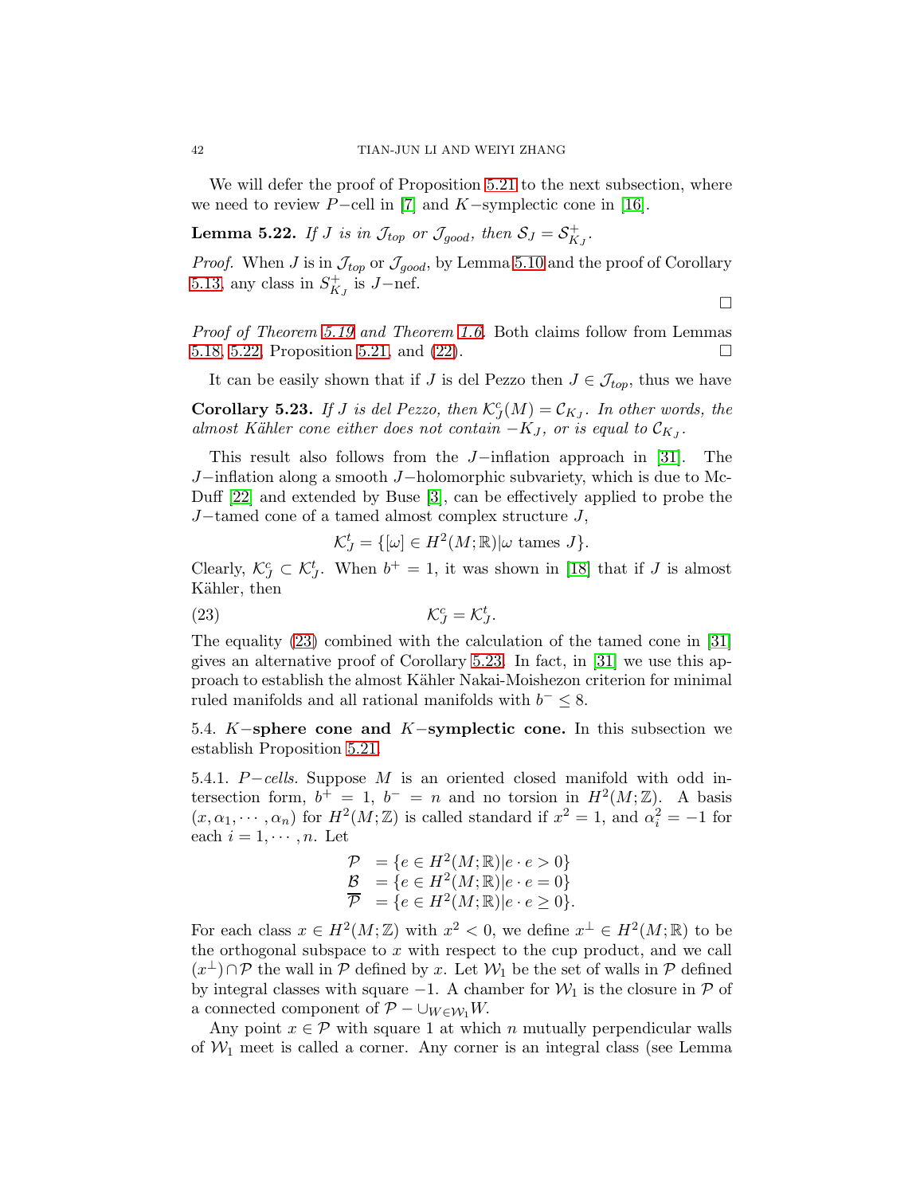We will defer the proof of Proposition 5.21 to the next subsection, where we need to review $P-$cell in [7] and $K-$symplectic cone in [16].

**Lemma 5.22.** *If $J$ is in $\mathcal{J}_{top}$ or $\mathcal{J}_{good}$, then $\mathcal{S}_J = \mathcal{S}^+_{K_J}$.*

*Proof.* When $J$ is in $\mathcal{J}_{top}$ or $\mathcal{J}_{good}$, by Lemma 5.10 and the proof of Corollary 5.13, any class in $S^+_{K_J}$ is $J-$nef. □

*Proof of Theorem 5.19 and Theorem 1.6.* Both claims follow from Lemmas 5.18, 5.22, Proposition 5.21, and (22). □

It can be easily shown that if $J$ is del Pezzo then $J \in \mathcal{J}_{top}$, thus we have

**Corollary 5.23.** *If $J$ is del Pezzo, then $\mathcal{K}^c_J(M) = \mathcal{C}_{K_J}$. In other words, the almost Kähler cone either does not contain $-K_J$, or is equal to $\mathcal{C}_{K_J}$.*

This result also follows from the $J-$inflation approach in [31]. The $J-$inflation along a smooth $J-$holomorphic subvariety, which is due to McDuff [22] and extended by Buse [3], can be effectively applied to probe the $J-$tamed cone of a tamed almost complex structure $J$,

$$\mathcal{K}^t_J = \{[\omega] \in H^2(M; \mathbb{R}) | \omega \text{ tames } J\}.$$

Clearly, $\mathcal{K}^c_J \subset \mathcal{K}^t_J$. When $b^+ = 1$, it was shown in [18] that if $J$ is almost Kähler, then

$$\mathcal{K}^c_J = \mathcal{K}^t_J. \tag{23}$$

The equality (23) combined with the calculation of the tamed cone in [31] gives an alternative proof of Corollary 5.23. In fact, in [31] we use this approach to establish the almost Kähler Nakai-Moishezon criterion for minimal ruled manifolds and all rational manifolds with $b^- \leq 8$.

5.4. **$K-$sphere cone and $K-$symplectic cone.** In this subsection we establish Proposition 5.21.

5.4.1. *$P-$cells.* Suppose $M$ is an oriented closed manifold with odd intersection form, $b^+ = 1$, $b^- = n$ and no torsion in $H^2(M; \mathbb{Z})$. A basis $(x, \alpha_1, \cdots, \alpha_n)$ for $H^2(M; \mathbb{Z})$ is called standard if $x^2 = 1$, and $\alpha_i^2 = -1$ for each $i = 1, \cdots, n$. Let

$$\begin{array}{ll} \mathcal{P} & = \{e \in H^2(M; \mathbb{R}) | e \cdot e > 0\} \\ \mathcal{B} & = \{e \in H^2(M; \mathbb{R}) | e \cdot e = 0\} \\ \overline{\mathcal{P}} & = \{e \in H^2(M; \mathbb{R}) | e \cdot e \geq 0\}. \end{array}$$

For each class $x \in H^2(M; \mathbb{Z})$ with $x^2 < 0$, we define $x^\perp \in H^2(M; \mathbb{R})$ to be the orthogonal subspace to $x$ with respect to the cup product, and we call $(x^\perp) \cap \mathcal{P}$ the wall in $\mathcal{P}$ defined by $x$. Let $\mathcal{W}_1$ be the set of walls in $\mathcal{P}$ defined by integral classes with square $-1$. A chamber for $\mathcal{W}_1$ is the closure in $\mathcal{P}$ of a connected component of $\mathcal{P} - \cup_{W \in \mathcal{W}_1} W$.

Any point $x \in \mathcal{P}$ with square 1 at which $n$ mutually perpendicular walls of $\mathcal{W}_1$ meet is called a corner. Any corner is an integral class (see Lemma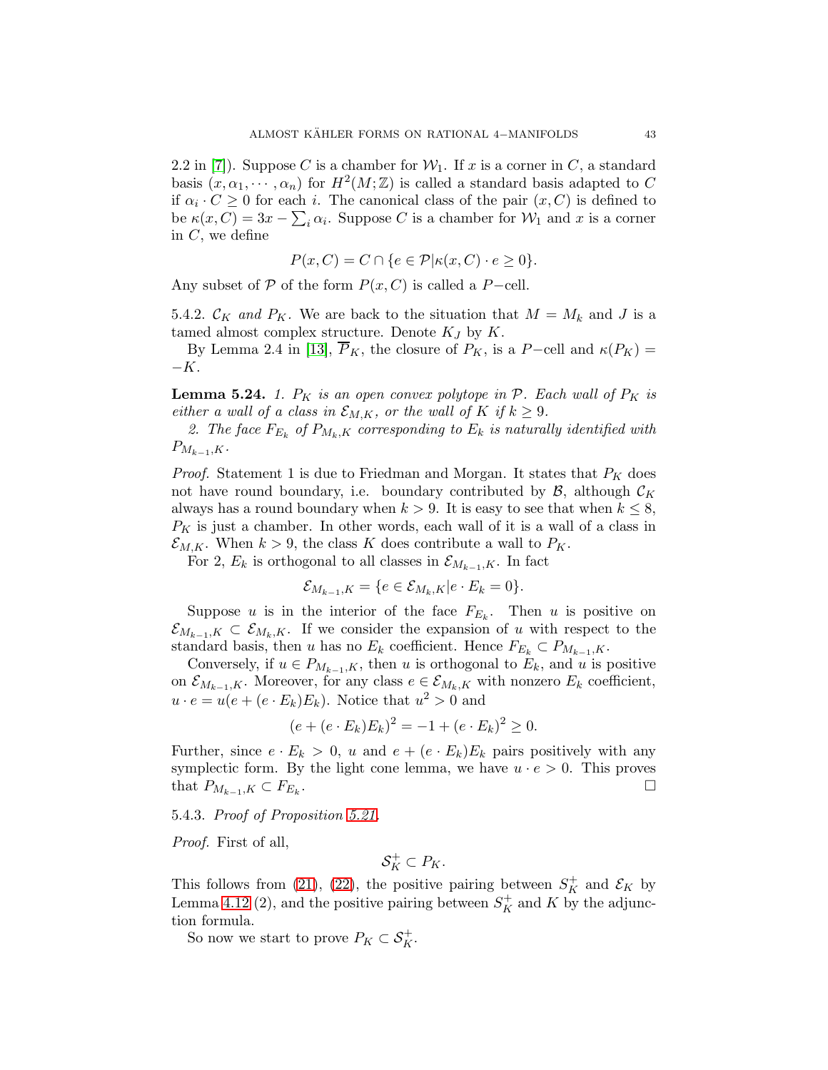2.2 in [7]). Suppose $C$ is a chamber for $\mathcal{W}_1$. If $x$ is a corner in $C$, a standard basis $(x, \alpha_1, \cdots, \alpha_n)$ for $H^2(M;\mathbb{Z})$ is called a standard basis adapted to $C$ if $\alpha_i \cdot C \geq 0$ for each $i$. The canonical class of the pair $(x, C)$ is defined to be $\kappa(x, C) = 3x - \sum_i \alpha_i$. Suppose $C$ is a chamber for $\mathcal{W}_1$ and $x$ is a corner in $C$, we define

$$P(x, C) = C \cap \{e \in \mathcal{P} | \kappa(x, C) \cdot e \geq 0\}.$$

Any subset of $\mathcal{P}$ of the form $P(x, C)$ is called a $P-$cell.

5.4.2. *$\mathcal{C}_K$ and $P_K$.* We are back to the situation that $M = M_k$ and $J$ is a tamed almost complex structure. Denote $K_J$ by $K$.

By Lemma 2.4 in [13], $\overline{P}_K$, the closure of $P_K$, is a $P-$cell and $\kappa(P_K) = -K$.

**Lemma 5.24.** *1. $P_K$ is an open convex polytope in $\mathcal{P}$. Each wall of $P_K$ is either a wall of a class in $\mathcal{E}_{M,K}$, or the wall of $K$ if $k \geq 9$.*

*2. The face $F_{E_k}$ of $P_{M_k,K}$ corresponding to $E_k$ is naturally identified with $P_{M_{k-1},K}$.*

*Proof.* Statement 1 is due to Friedman and Morgan. It states that $P_K$ does not have round boundary, i.e. boundary contributed by $\mathcal{B}$, although $\mathcal{C}_K$ always has a round boundary when $k > 9$. It is easy to see that when $k \leq 8$, $P_K$ is just a chamber. In other words, each wall of it is a wall of a class in $\mathcal{E}_{M,K}$. When $k > 9$, the class $K$ does contribute a wall to $P_K$.

For 2, $E_k$ is orthogonal to all classes in $\mathcal{E}_{M_{k-1},K}$. In fact

$$\mathcal{E}_{M_{k-1},K} = \{e \in \mathcal{E}_{M_k,K} | e \cdot E_k = 0\}.$$

Suppose $u$ is in the interior of the face $F_{E_k}$. Then $u$ is positive on $\mathcal{E}_{M_{k-1},K} \subset \mathcal{E}_{M_k,K}$. If we consider the expansion of $u$ with respect to the standard basis, then $u$ has no $E_k$ coefficient. Hence $F_{E_k} \subset P_{M_{k-1},K}$.

Conversely, if $u \in P_{M_{k-1},K}$, then $u$ is orthogonal to $E_k$, and $u$ is positive on $\mathcal{E}_{M_{k-1},K}$. Moreover, for any class $e \in \mathcal{E}_{M_k,K}$ with nonzero $E_k$ coefficient, $u \cdot e = u(e + (e \cdot E_k)E_k)$. Notice that $u^2 > 0$ and

$$(e + (e \cdot E_k)E_k)^2 = -1 + (e \cdot E_k)^2 \geq 0.$$

Further, since $e \cdot E_k > 0$, $u$ and $e + (e \cdot E_k)E_k$ pairs positively with any symplectic form. By the light cone lemma, we have $u \cdot e > 0$. This proves that $P_{M_{k-1},K} \subset F_{E_k}$. $\square$

5.4.3. *Proof of Proposition 5.21.*

*Proof.* First of all,

$$\mathcal{S}_K^+ \subset P_K.$$

This follows from (21), (22), the positive pairing between $S_K^+$ and $\mathcal{E}_K$ by Lemma 4.12 (2), and the positive pairing between $S_K^+$ and $K$ by the adjunction formula.

So now we start to prove $P_K \subset \mathcal{S}_K^+$.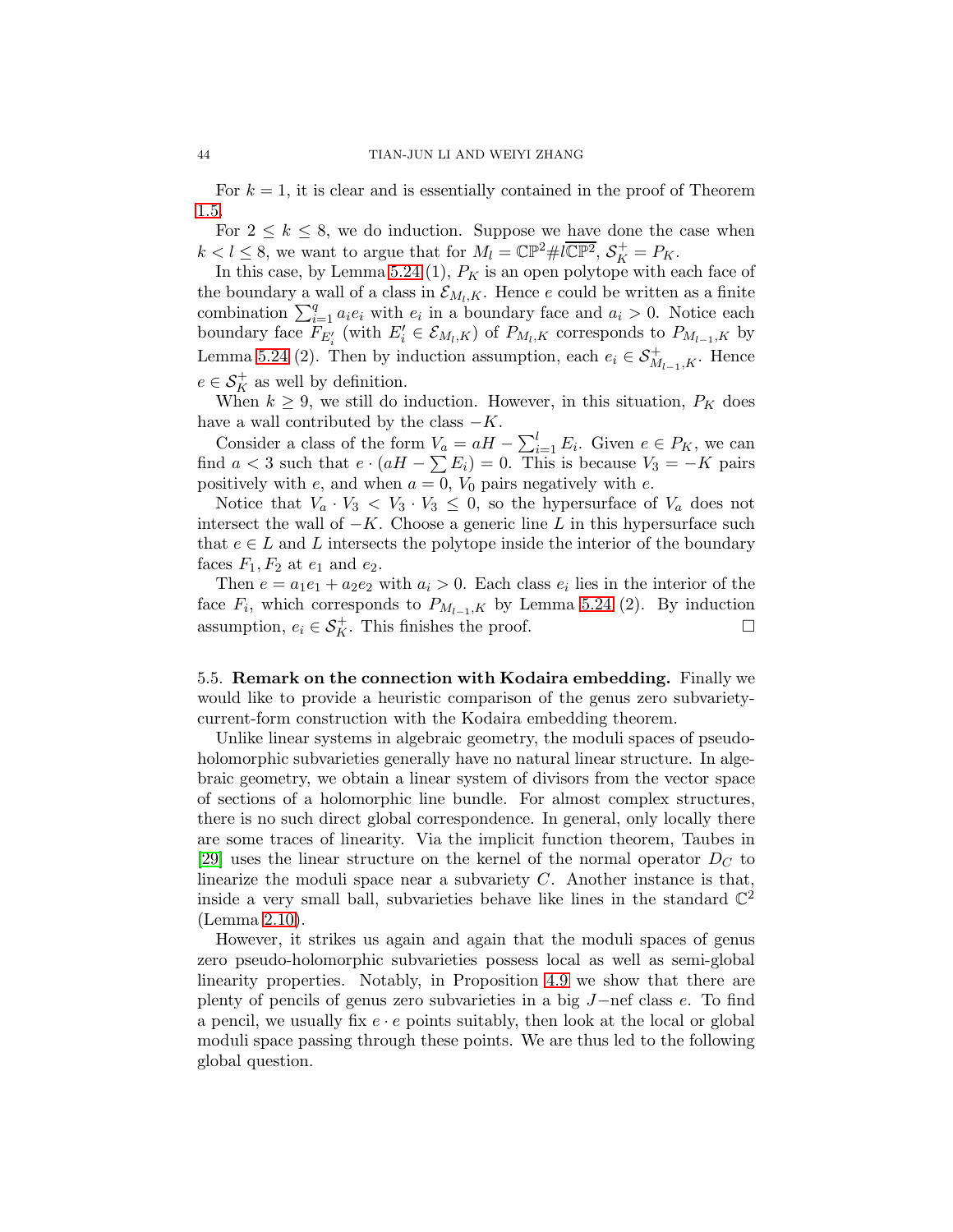For $k = 1$, it is clear and is essentially contained in the proof of Theorem 1.5.

For $2 \leq k \leq 8$, we do induction. Suppose we have done the case when $k < l \leq 8$, we want to argue that for $M_l = \mathbb{CP}^2 \# l\overline{\mathbb{CP}^2}$, $\mathcal{S}_K^+ = P_K$.

In this case, by Lemma 5.24 (1), $P_K$ is an open polytope with each face of the boundary a wall of a class in $\mathcal{E}_{M_l,K}$. Hence $e$ could be written as a finite combination $\sum_{i=1}^q a_i e_i$ with $e_i$ in a boundary face and $a_i > 0$. Notice each boundary face $F_{E_i'}$ (with $E_i' \in \mathcal{E}_{M_l,K}$) of $P_{M_l,K}$ corresponds to $P_{M_{l-1},K}$ by Lemma 5.24 (2). Then by induction assumption, each $e_i \in \mathcal{S}^+_{M_{l-1},K}$. Hence $e \in \mathcal{S}_K^+$ as well by definition.

When $k \geq 9$, we still do induction. However, in this situation, $P_K$ does have a wall contributed by the class $-K$.

Consider a class of the form $V_a = aH - \sum_{i=1}^l E_i$. Given $e \in P_K$, we can find $a < 3$ such that $e \cdot (aH - \sum E_i) = 0$. This is because $V_3 = -K$ pairs positively with $e$, and when $a = 0$, $V_0$ pairs negatively with $e$.

Notice that $V_a \cdot V_3 < V_3 \cdot V_3 \leq 0$, so the hypersurface of $V_a$ does not intersect the wall of $-K$. Choose a generic line $L$ in this hypersurface such that $e \in L$ and $L$ intersects the polytope inside the interior of the boundary faces $F_1, F_2$ at $e_1$ and $e_2$.

Then $e = a_1 e_1 + a_2 e_2$ with $a_i > 0$. Each class $e_i$ lies in the interior of the face $F_i$, which corresponds to $P_{M_{l-1},K}$ by Lemma 5.24 (2). By induction assumption, $e_i \in \mathcal{S}_K^+$. This finishes the proof. $\square$

### 5.5. Remark on the connection with Kodaira embedding.

Finally we would like to provide a heuristic comparison of the genus zero subvariety-current-form construction with the Kodaira embedding theorem.

Unlike linear systems in algebraic geometry, the moduli spaces of pseudo-holomorphic subvarieties generally have no natural linear structure. In algebraic geometry, we obtain a linear system of divisors from the vector space of sections of a holomorphic line bundle. For almost complex structures, there is no such direct global correspondence. In general, only locally there are some traces of linearity. Via the implicit function theorem, Taubes in [29] uses the linear structure on the kernel of the normal operator $D_C$ to linearize the moduli space near a subvariety $C$. Another instance is that, inside a very small ball, subvarieties behave like lines in the standard $\mathbb{C}^2$ (Lemma 2.10).

However, it strikes us again and again that the moduli spaces of genus zero pseudo-holomorphic subvarieties possess local as well as semi-global linearity properties. Notably, in Proposition 4.9 we show that there are plenty of pencils of genus zero subvarieties in a big $J$−nef class $e$. To find a pencil, we usually fix $e \cdot e$ points suitably, then look at the local or global moduli space passing through these points. We are thus led to the following global question.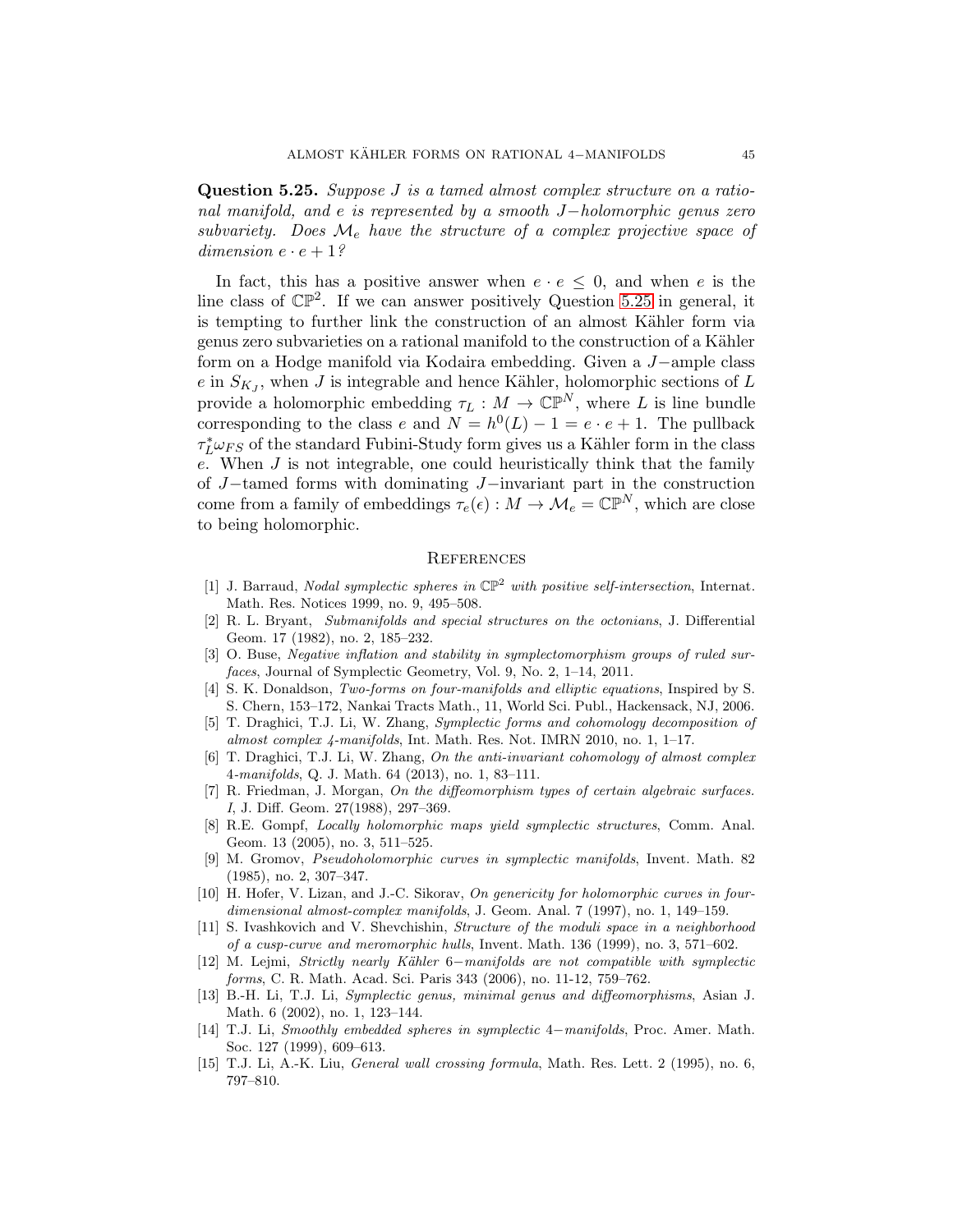**Question 5.25.** *Suppose $J$ is a tamed almost complex structure on a rational manifold, and $e$ is represented by a smooth $J-$holomorphic genus zero subvariety. Does $\mathcal{M}_e$ have the structure of a complex projective space of dimension $e \cdot e + 1$?*

In fact, this has a positive answer when $e \cdot e \leq 0$, and when $e$ is the line class of $\mathbb{CP}^2$. If we can answer positively Question 5.25 in general, it is tempting to further link the construction of an almost Kähler form via genus zero subvarieties on a rational manifold to the construction of a Kähler form on a Hodge manifold via Kodaira embedding. Given a $J-$ample class $e$ in $S_{K_J}$, when $J$ is integrable and hence Kähler, holomorphic sections of $L$ provide a holomorphic embedding $\tau_L : M \to \mathbb{CP}^N$, where $L$ is line bundle corresponding to the class $e$ and $N = h^0(L) - 1 = e \cdot e + 1$. The pullback $\tau_L^* \omega_{FS}$ of the standard Fubini-Study form gives us a Kähler form in the class $e$. When $J$ is not integrable, one could heuristically think that the family of $J-$tamed forms with dominating $J-$invariant part in the construction come from a family of embeddings $\tau_e(\epsilon) : M \to \mathcal{M}_e = \mathbb{CP}^N$, which are close to being holomorphic.

## References

[1] J. Barraud, *Nodal symplectic spheres in $\mathbb{CP}^2$ with positive self-intersection*, Internat. Math. Res. Notices 1999, no. 9, 495–508.

[2] R. L. Bryant, *Submanifolds and special structures on the octonians*, J. Differential Geom. 17 (1982), no. 2, 185–232.

[3] O. Buse, *Negative inflation and stability in symplectomorphism groups of ruled surfaces*, Journal of Symplectic Geometry, Vol. 9, No. 2, 1–14, 2011.

[4] S. K. Donaldson, *Two-forms on four-manifolds and elliptic equations*, Inspired by S. S. Chern, 153–172, Nankai Tracts Math., 11, World Sci. Publ., Hackensack, NJ, 2006.

[5] T. Draghici, T.J. Li, W. Zhang, *Symplectic forms and cohomology decomposition of almost complex 4-manifolds*, Int. Math. Res. Not. IMRN 2010, no. 1, 1–17.

[6] T. Draghici, T.J. Li, W. Zhang, *On the anti-invariant cohomology of almost complex 4-manifolds*, Q. J. Math. 64 (2013), no. 1, 83–111.

[7] R. Friedman, J. Morgan, *On the diffeomorphism types of certain algebraic surfaces. I*, J. Diff. Geom. 27(1988), 297–369.

[8] R.E. Gompf, *Locally holomorphic maps yield symplectic structures*, Comm. Anal. Geom. 13 (2005), no. 3, 511–525.

[9] M. Gromov, *Pseudoholomorphic curves in symplectic manifolds*, Invent. Math. 82 (1985), no. 2, 307–347.

[10] H. Hofer, V. Lizan, and J.-C. Sikorav, *On genericity for holomorphic curves in four-dimensional almost-complex manifolds*, J. Geom. Anal. 7 (1997), no. 1, 149–159.

[11] S. Ivashkovich and V. Shevchishin, *Structure of the moduli space in a neighborhood of a cusp-curve and meromorphic hulls*, Invent. Math. 136 (1999), no. 3, 571–602.

[12] M. Lejmi, *Strictly nearly Kähler 6−manifolds are not compatible with symplectic forms*, C. R. Math. Acad. Sci. Paris 343 (2006), no. 11-12, 759–762.

[13] B.-H. Li, T.J. Li, *Symplectic genus, minimal genus and diffeomorphisms*, Asian J. Math. 6 (2002), no. 1, 123–144.

[14] T.J. Li, *Smoothly embedded spheres in symplectic 4−manifolds*, Proc. Amer. Math. Soc. 127 (1999), 609–613.

[15] T.J. Li, A.-K. Liu, *General wall crossing formula*, Math. Res. Lett. 2 (1995), no. 6, 797–810.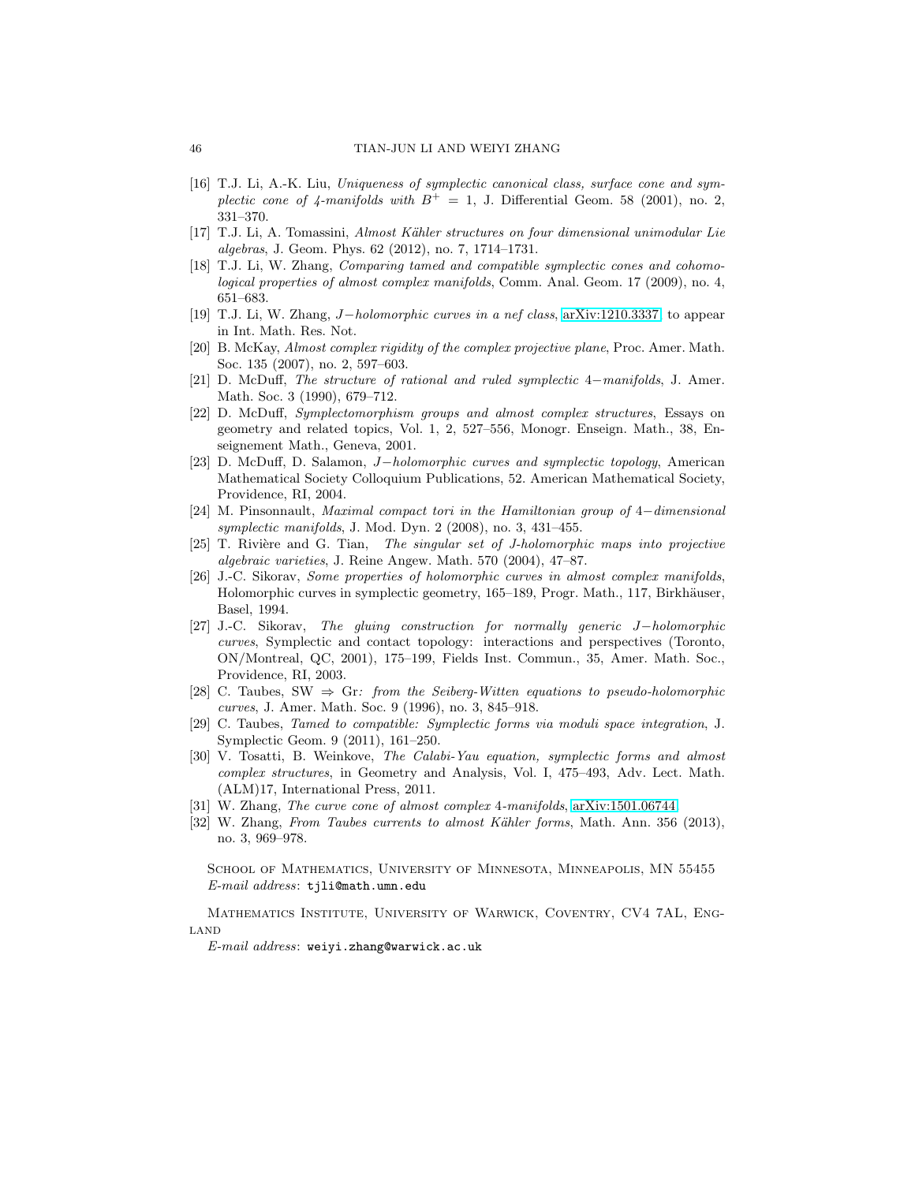[16] T.J. Li, A.-K. Liu, *Uniqueness of symplectic canonical class, surface cone and symplectic cone of 4-manifolds with $B^+ = 1$*, J. Differential Geom. 58 (2001), no. 2, 331–370.

[17] T.J. Li, A. Tomassini, *Almost Kähler structures on four dimensional unimodular Lie algebras*, J. Geom. Phys. 62 (2012), no. 7, 1714–1731.

[18] T.J. Li, W. Zhang, *Comparing tamed and compatible symplectic cones and cohomological properties of almost complex manifolds*, Comm. Anal. Geom. 17 (2009), no. 4, 651–683.

[19] T.J. Li, W. Zhang, *J−holomorphic curves in a nef class*, arXiv:1210.3337, to appear in Int. Math. Res. Not.

[20] B. McKay, *Almost complex rigidity of the complex projective plane*, Proc. Amer. Math. Soc. 135 (2007), no. 2, 597–603.

[21] D. McDuff, *The structure of rational and ruled symplectic 4−manifolds*, J. Amer. Math. Soc. 3 (1990), 679–712.

[22] D. McDuff, *Symplectomorphism groups and almost complex structures*, Essays on geometry and related topics, Vol. 1, 2, 527–556, Monogr. Enseign. Math., 38, Enseignement Math., Geneva, 2001.

[23] D. McDuff, D. Salamon, *J−holomorphic curves and symplectic topology*, American Mathematical Society Colloquium Publications, 52. American Mathematical Society, Providence, RI, 2004.

[24] M. Pinsonnault, *Maximal compact tori in the Hamiltonian group of 4−dimensional symplectic manifolds*, J. Mod. Dyn. 2 (2008), no. 3, 431–455.

[25] T. Rivière and G. Tian, *The singular set of J-holomorphic maps into projective algebraic varieties*, J. Reine Angew. Math. 570 (2004), 47–87.

[26] J.-C. Sikorav, *Some properties of holomorphic curves in almost complex manifolds*, Holomorphic curves in symplectic geometry, 165–189, Progr. Math., 117, Birkhäuser, Basel, 1994.

[27] J.-C. Sikorav, *The gluing construction for normally generic J−holomorphic curves*, Symplectic and contact topology: interactions and perspectives (Toronto, ON/Montreal, QC, 2001), 175–199, Fields Inst. Commun., 35, Amer. Math. Soc., Providence, RI, 2003.

[28] C. Taubes, SW $\Rightarrow$ Gr*: from the Seiberg-Witten equations to pseudo-holomorphic curves*, J. Amer. Math. Soc. 9 (1996), no. 3, 845–918.

[29] C. Taubes, *Tamed to compatible: Symplectic forms via moduli space integration*, J. Symplectic Geom. 9 (2011), 161–250.

[30] V. Tosatti, B. Weinkove, *The Calabi-Yau equation, symplectic forms and almost complex structures*, in Geometry and Analysis, Vol. I, 475–493, Adv. Lect. Math. (ALM)17, International Press, 2011.

[31] W. Zhang, *The curve cone of almost complex 4-manifolds*, arXiv:1501.06744.

[32] W. Zhang, *From Taubes currents to almost Kähler forms*, Math. Ann. 356 (2013), no. 3, 969–978.

School of Mathematics, University of Minnesota, Minneapolis, MN 55455
*E-mail address*: tjli@math.umn.edu

Mathematics Institute, University of Warwick, Coventry, CV4 7AL, England
*E-mail address*: weiyi.zhang@warwick.ac.uk